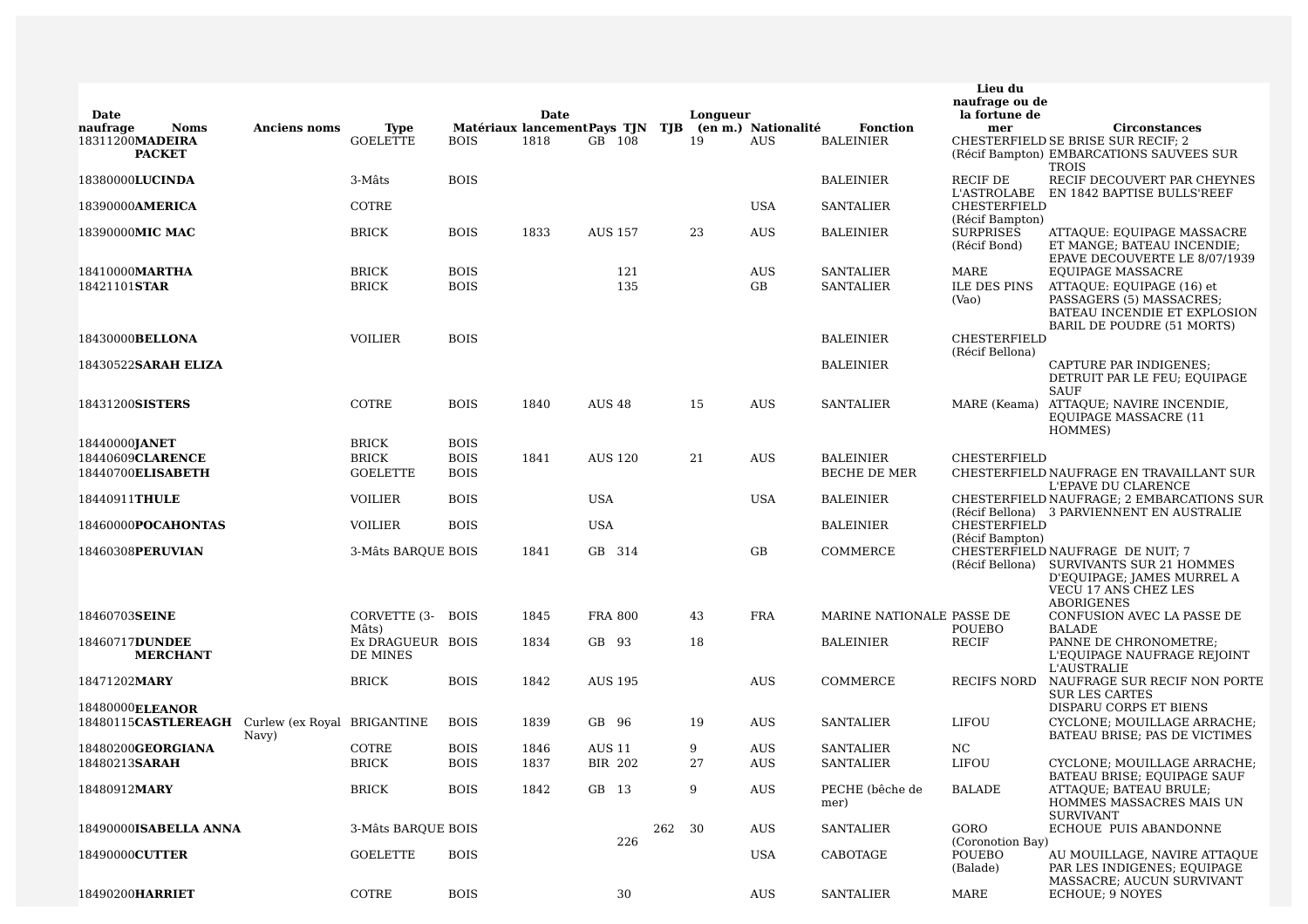| Date naufrage | Noms | Anciens noms | Type | Matériaux | Date lancement | Pays | TJN | TJB | Longueur (en m.) | Nationalité | Fonction | Lieu du naufrage ou de la fortune de mer | Circonstances |
|---|---|---|---|---|---|---|---|---|---|---|---|---|---|
| 18311200 | **MADEIRA PACKET** | | GOELETTE | BOIS | 1818 | GB | 108 | | 19 | AUS | BALEINIER | CHESTERFIELD (Récif Bampton) | SE BRISE SUR RECIF; 2 EMBARCATIONS SAUVEES SUR TROIS |
| 18380000 | **LUCINDA** | | 3-Mâts | BOIS | | | | | | | BALEINIER | RECIF DE L'ASTROLABE | RECIF DECOUVERT PAR CHEYNES EN 1842 BAPTISE BULLS'REEF |
| 18390000 | **AMERICA** | | COTRE | | | | | | | USA | SANTALIER | CHESTERFIELD (Récif Bampton) | |
| 18390000 | **MIC MAC** | | BRICK | BOIS | 1833 | AUS | 157 | | 23 | AUS | BALEINIER | SURPRISES (Récif Bond) | ATTAQUE: EQUIPAGE MASSACRE ET MANGE; BATEAU INCENDIE; EPAVE DECOUVERTE LE 8/07/1939 |
| 18410000 | **MARTHA** | | BRICK | BOIS | | | 121 | | | AUS | SANTALIER | MARE | EQUIPAGE MASSACRE |
| 18421101 | **STAR** | | BRICK | BOIS | | | 135 | | | GB | SANTALIER | ILE DES PINS (Vao) | ATTAQUE: EQUIPAGE (16) et PASSAGERS (5) MASSACRES; BATEAU INCENDIE ET EXPLOSION BARIL DE POUDRE (51 MORTS) |
| 18430000 | **BELLONA** | | VOILIER | BOIS | | | | | | | BALEINIER | CHESTERFIELD (Récif Bellona) | |
| 18430522 | **SARAH ELIZA** | | | | | | | | | | BALEINIER | | CAPTURE PAR INDIGENES; DETRUIT PAR LE FEU; EQUIPAGE SAUF |
| 18431200 | **SISTERS** | | COTRE | BOIS | 1840 | AUS | 48 | | 15 | AUS | SANTALIER | MARE (Keama) | ATTAQUE; NAVIRE INCENDIE, EQUIPAGE MASSACRE (11 HOMMES) |
| 18440000 | **JANET** | | BRICK | BOIS | | | | | | | | | |
| 18440609 | **CLARENCE** | | BRICK | BOIS | 1841 | AUS | 120 | | 21 | AUS | BALEINIER | CHESTERFIELD | |
| 18440700 | **ELISABETH** | | GOELETTE | BOIS | | | | | | | BECHE DE MER | CHESTERFIELD | NAUFRAGE EN TRAVAILLANT SUR L'EPAVE DU CLARENCE |
| 18440911 | **THULE** | | VOILIER | BOIS | | USA | | | | USA | BALEINIER | CHESTERFIELD (Récif Bellona) | NAUFRAGE; 2 EMBARCATIONS SUR 3 PARVIENNENT EN AUSTRALIE |
| 18460000 | **POCAHONTAS** | | VOILIER | BOIS | | USA | | | | | BALEINIER | CHESTERFIELD (Récif Bampton) | |
| 18460308 | **PERUVIAN** | | 3-Mâts BARQUE | BOIS | 1841 | GB | 314 | | | GB | COMMERCE | CHESTERFIELD (Récif Bellona) | NAUFRAGE DE NUIT; 7 SURVIVANTS SUR 21 HOMMES D'EQUIPAGE; JAMES MURREL A VECU 17 ANS CHEZ LES ABORIGENES |
| 18460703 | **SEINE** | | CORVETTE (3-Mâts) | BOIS | 1845 | FRA | 800 | | 43 | FRA | MARINE NATIONALE | PASSE DE POUEBO | CONFUSION AVEC LA PASSE DE BALADE |
| 18460717 | **DUNDEE MERCHANT** | | Ex DRAGUEUR DE MINES | BOIS | 1834 | GB | 93 | | 18 | | BALEINIER | RECIF | PANNE DE CHRONOMETRE; L'EQUIPAGE NAUFRAGE REJOINT L'AUSTRALIE |
| 18471202 | **MARY** | | BRICK | BOIS | 1842 | AUS | 195 | | | AUS | COMMERCE | RECIFS NORD | NAUFRAGE SUR RECIF NON PORTE SUR LES CARTES |
| 18480000 | **ELEANOR** | | | | | | | | | | | | DISPARU CORPS ET BIENS |
| 18480115 | **CASTLEREAGH** | Curlew (ex Royal Navy) | BRIGANTINE | BOIS | 1839 | GB | 96 | | 19 | AUS | SANTALIER | LIFOU | CYCLONE; MOUILLAGE ARRACHE; BATEAU BRISE; PAS DE VICTIMES |
| 18480200 | **GEORGIANA** | | COTRE | BOIS | 1846 | AUS | 11 | | 9 | AUS | SANTALIER | NC | |
| 18480213 | **SARAH** | | BRICK | BOIS | 1837 | BIR | 202 | | 27 | AUS | SANTALIER | LIFOU | CYCLONE; MOUILLAGE ARRACHE; BATEAU BRISE; EQUIPAGE SAUF |
| 18480912 | **MARY** | | BRICK | BOIS | 1842 | GB | 13 | | 9 | AUS | PECHE (bêche de mer) | BALADE | ATTAQUE; BATEAU BRULE; HOMMES MASSACRES MAIS UN SURVIVANT |
| 18490000 | **ISABELLA ANNA** | | 3-Mâts BARQUE | BOIS | | | 226 | 262 | 30 | AUS | SANTALIER | GORO (Coronotion Bay) | ECHOUE PUIS ABANDONNE |
| 18490000 | **CUTTER** | | GOELETTE | BOIS | | | | | | USA | CABOTAGE | POUEBO (Balade) | AU MOUILLAGE, NAVIRE ATTAQUE PAR LES INDIGENES; EQUIPAGE MASSACRE; AUCUN SURVIVANT |
| 18490200 | **HARRIET** | | COTRE | BOIS | | | 30 | | | AUS | SANTALIER | MARE | ECHOUE; 9 NOYES |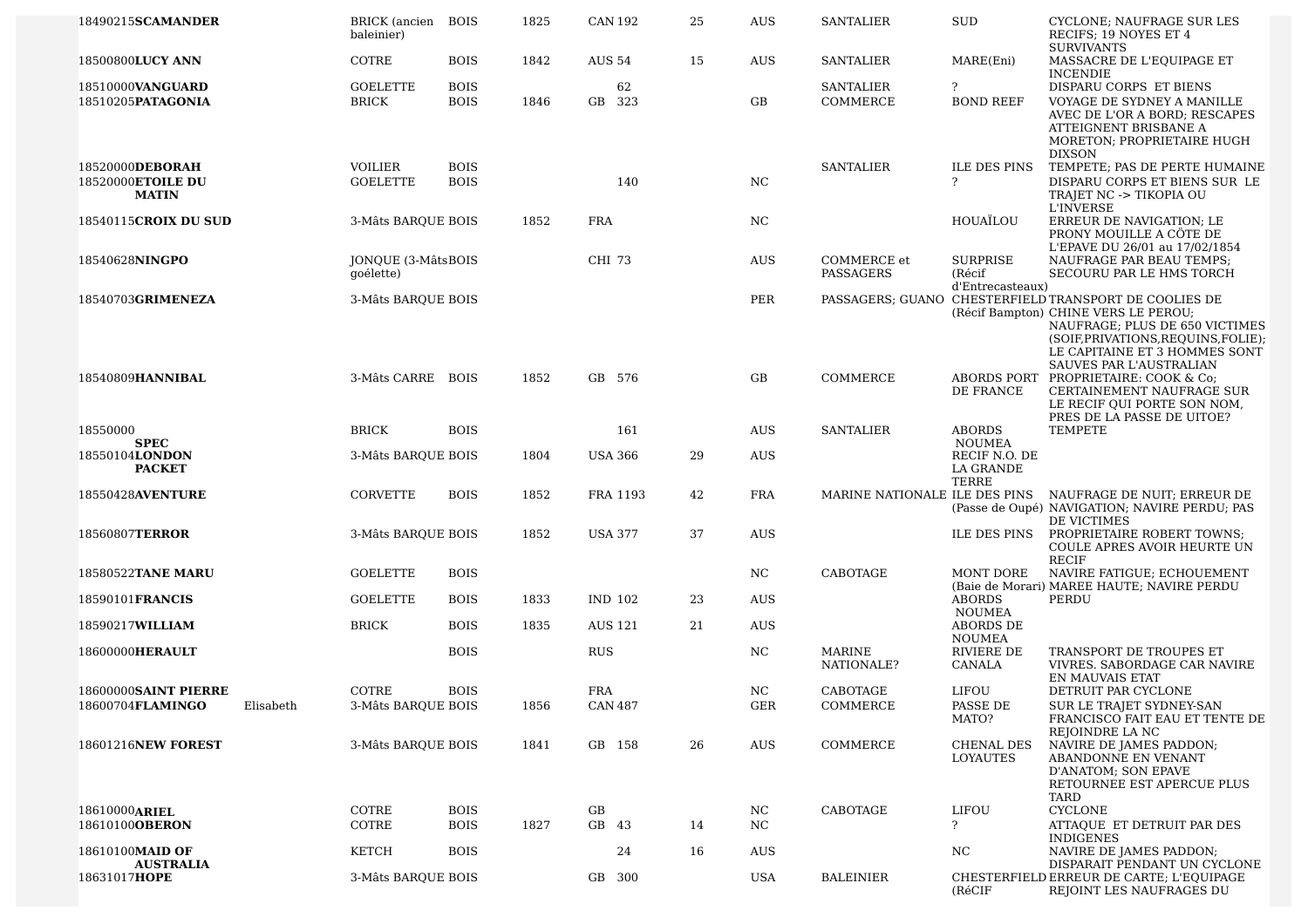| | | | | | | | | | | | | |
|---|---|---|---|---|---|---|---|---|---|---|---|---|
| 18490215 | **SCAMANDER** | | BRICK (ancien baleinier) | BOIS | 1825 | CAN 192 | 25 | AUS | SANTALIER | SUD | CYCLONE; NAUFRAGE SUR LES RECIFS; 19 NOYES ET 4 SURVIVANTS |
| 18500800 | **LUCY ANN** | | COTRE | BOIS | 1842 | AUS 54 | 15 | AUS | SANTALIER | MARE(Eni) | MASSACRE DE L'EQUIPAGE ET INCENDIE |
| 18510000 | **VANGUARD** | | GOELETTE | BOIS | | 62 | | | SANTALIER | ? | DISPARU CORPS ET BIENS |
| 18510205 | **PATAGONIA** | | BRICK | BOIS | 1846 | GB 323 | | GB | COMMERCE | BOND REEF | VOYAGE DE SYDNEY A MANILLE AVEC DE L'OR A BORD; RESCAPES ATTEIGNENT BRISBANE A MORETON; PROPRIETAIRE HUGH DIXSON |
| 18520000 | **DEBORAH** | | VOILIER | BOIS | | | | | SANTALIER | ILE DES PINS | TEMPETE; PAS DE PERTE HUMAINE |
| 18520000 | **ETOILE DU MATIN** | | GOELETTE | BOIS | | 140 | | NC | | ? | DISPARU CORPS ET BIENS SUR LE TRAJET NC -> TIKOPIA OU L'INVERSE |
| 18540115 | **CROIX DU SUD** | | 3-Mâts BARQUE | BOIS | 1852 | FRA | | NC | | HOUAÏLOU | ERREUR DE NAVIGATION; LE PRONY MOUILLE A CÔTE DE L'EPAVE DU 26/01 au 17/02/1854 |
| 18540628 | **NINGPO** | | JONQUE (3-Mâts goélette) | BOIS | | CHI 73 | | AUS | COMMERCE et PASSAGERS | SURPRISE (Récif d'Entrecasteaux) | NAUFRAGE PAR BEAU TEMPS; SECOURU PAR LE HMS TORCH |
| 18540703 | **GRIMENEZA** | | 3-Mâts BARQUE | BOIS | | | | PER | PASSAGERS; GUANO | CHESTERFIELD (Récif Bampton) | TRANSPORT DE COOLIES DE CHINE VERS LE PEROU; NAUFRAGE; PLUS DE 650 VICTIMES (SOIF,PRIVATIONS,REQUINS,FOLIE); LE CAPITAINE ET 3 HOMMES SONT SAUVES PAR L'AUSTRALIAN |
| 18540809 | **HANNIBAL** | | 3-Mâts CARRE | BOIS | 1852 | GB 576 | | GB | COMMERCE | ABORDS PORT DE FRANCE | PROPRIETAIRE: COOK & Co; CERTAINEMENT NAUFRAGE SUR LE RECIF QUI PORTE SON NOM, PRES DE LA PASSE DE UITOE? |
| 18550000 | **SPEC** | | BRICK | BOIS | | 161 | | AUS | SANTALIER | ABORDS NOUMEA | TEMPETE |
| 18550104 | **LONDON PACKET** | | 3-Mâts BARQUE | BOIS | 1804 | USA 366 | 29 | AUS | | RECIF N.O. DE LA GRANDE TERRE | |
| 18550428 | **AVENTURE** | | CORVETTE | BOIS | 1852 | FRA 1193 | 42 | FRA | MARINE NATIONALE | ILE DES PINS (Passe de Oupé) | NAUFRAGE DE NUIT; ERREUR DE NAVIGATION; NAVIRE PERDU; PAS DE VICTIMES |
| 18560807 | **TERROR** | | 3-Mâts BARQUE | BOIS | 1852 | USA 377 | 37 | AUS | | ILE DES PINS | PROPRIETAIRE ROBERT TOWNS; COULE APRES AVOIR HEURTE UN RECIF |
| 18580522 | **TANE MARU** | | GOELETTE | BOIS | | | | NC | CABOTAGE | MONT DORE (Baie de Morari) | NAVIRE FATIGUE; ECHOUEMENT MAREE HAUTE; NAVIRE PERDU |
| 18590101 | **FRANCIS** | | GOELETTE | BOIS | 1833 | IND 102 | 23 | AUS | | ABORDS NOUMEA | PERDU |
| 18590217 | **WILLIAM** | | BRICK | BOIS | 1835 | AUS 121 | 21 | AUS | | ABORDS DE NOUMEA | |
| 18600000 | **HERAULT** | | | BOIS | | RUS | | NC | MARINE NATIONALE? | RIVIERE DE CANALA | TRANSPORT DE TROUPES ET VIVRES. SABORDAGE CAR NAVIRE EN MAUVAIS ETAT |
| 18600000 | **SAINT PIERRE** | | COTRE | BOIS | | FRA | | NC | CABOTAGE | LIFOU | DETRUIT PAR CYCLONE |
| 18600704 | **FLAMINGO** | Elisabeth | 3-Mâts BARQUE | BOIS | 1856 | CAN 487 | | GER | COMMERCE | PASSE DE MATO? | SUR LE TRAJET SYDNEY-SAN FRANCISCO FAIT EAU ET TENTE DE REJOINDRE LA NC |
| 18601216 | **NEW FOREST** | | 3-Mâts BARQUE | BOIS | 1841 | GB 158 | 26 | AUS | COMMERCE | CHENAL DES LOYAUTES | NAVIRE DE JAMES PADDON; ABANDONNE EN VENANT D'ANATOM; SON EPAVE RETOURNEE EST APERCUE PLUS TARD |
| 18610000 | **ARIEL** | | COTRE | BOIS | | GB | | NC | CABOTAGE | LIFOU | CYCLONE |
| 18610100 | **OBERON** | | COTRE | BOIS | 1827 | GB 43 | 14 | NC | | ? | ATTAQUE ET DETRUIT PAR DES INDIGENES |
| 18610100 | **MAID OF AUSTRALIA** | | KETCH | BOIS | | 24 | 16 | AUS | | NC | NAVIRE DE JAMES PADDON; DISPARAIT PENDANT UN CYCLONE |
| 18631017 | **HOPE** | | 3-Mâts BARQUE | BOIS | | GB 300 | | USA | BALEINIER | CHESTERFIELD (RéCIF | ERREUR DE CARTE; L'EQUIPAGE REJOINT LES NAUFRAGES DU |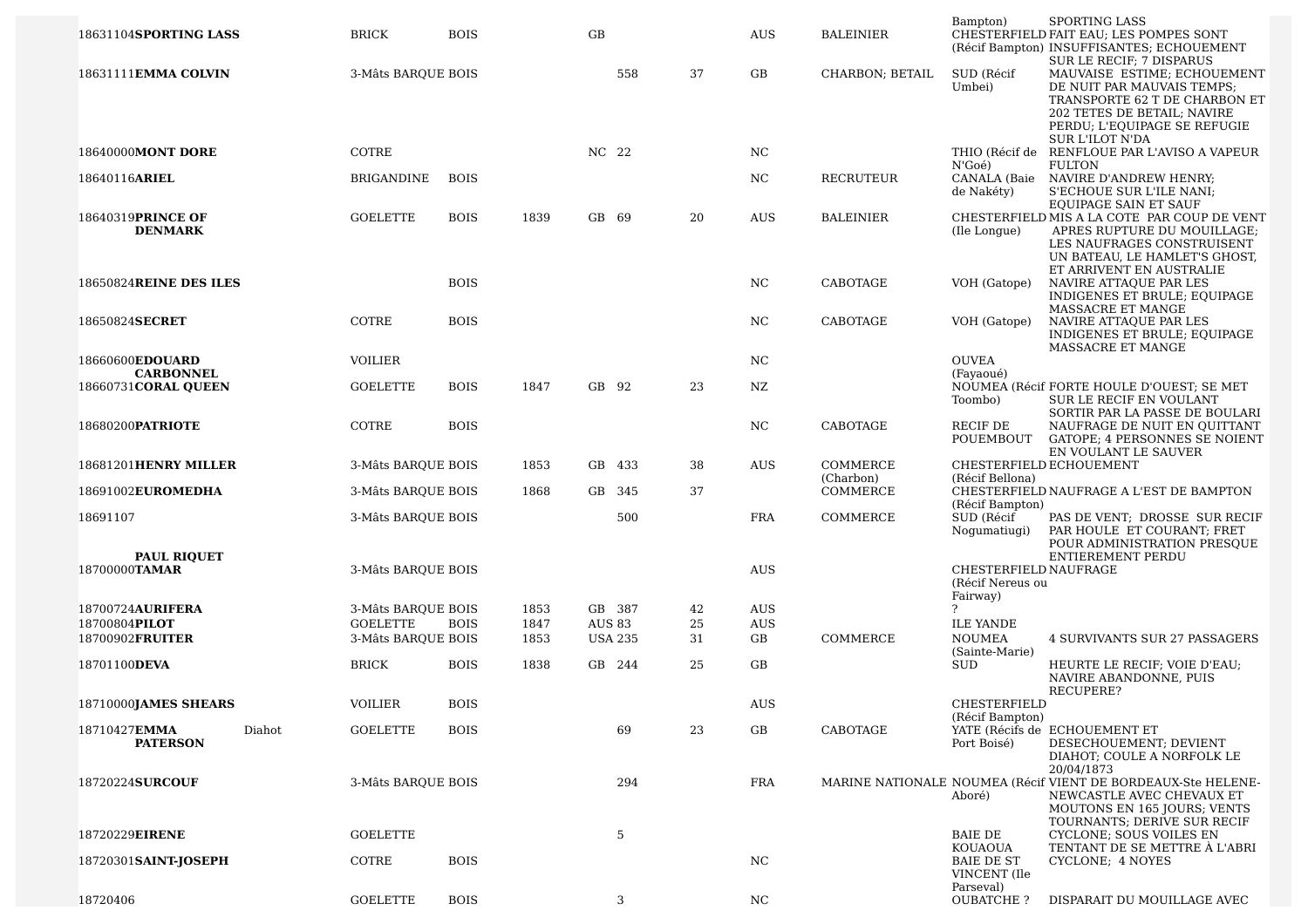| | | | | | | | | | | | | |
|---|---|---|---|---|---|---|---|---|---|---|---|---|
| 18631104 | **SPORTING LASS** | | BRICK | BOIS | | GB | | | AUS | BALEINIER | Bampton) CHESTERFIELD (Récif Bampton) | SPORTING LASS FAIT EAU; LES POMPES SONT INSUFFISANTES; ECHOUEMENT SUR LE RECIF; 7 DISPARUS |
| 18631111 | **EMMA COLVIN** | | 3-Mâts BARQUE | BOIS | | | 558 | 37 | GB | CHARBON; BETAIL | SUD (Récif Umbei) | MAUVAISE ESTIME; ECHOUEMENT DE NUIT PAR MAUVAIS TEMPS; TRANSPORTE 62 T DE CHARBON ET 202 TETES DE BETAIL; NAVIRE PERDU; L'EQUIPAGE SE REFUGIE SUR L'ILOT N'DA |
| 18640000 | **MONT DORE** | | COTRE | | | NC | 22 | | NC | | THIO (Récif de N'Goé) | RENFLOUE PAR L'AVISO A VAPEUR FULTON |
| 18640116 | **ARIEL** | | BRIGANDINE | BOIS | | | | | NC | RECRUTEUR | CANALA (Baie de Nakéty) | NAVIRE D'ANDREW HENRY; S'ECHOUE SUR L'ILE NANI; EQUIPAGE SAIN ET SAUF |
| 18640319 | **PRINCE OF DENMARK** | | GOELETTE | BOIS | 1839 | GB | 69 | 20 | AUS | BALEINIER | CHESTERFIELD (Ile Longue) | MIS A LA COTE PAR COUP DE VENT APRES RUPTURE DU MOUILLAGE; LES NAUFRAGES CONSTRUISENT UN BATEAU, LE HAMLET'S GHOST, ET ARRIVENT EN AUSTRALIE |
| 18650824 | **REINE DES ILES** | | | BOIS | | | | | NC | CABOTAGE | VOH (Gatope) | NAVIRE ATTAQUE PAR LES INDIGENES ET BRULE; EQUIPAGE MASSACRE ET MANGE |
| 18650824 | **SECRET** | | COTRE | BOIS | | | | | NC | CABOTAGE | VOH (Gatope) | NAVIRE ATTAQUE PAR LES INDIGENES ET BRULE; EQUIPAGE MASSACRE ET MANGE |
| 18660600 | **EDOUARD CARBONNEL** | | VOILIER | | | | | | NC | | OUVEA (Fayaoué) | |
| 18660731 | **CORAL QUEEN** | | GOELETTE | BOIS | 1847 | GB | 92 | 23 | NZ | | NOUMEA (Récif Toombo) | FORTE HOULE D'OUEST; SE MET SUR LE RECIF EN VOULANT SORTIR PAR LA PASSE DE BOULARI |
| 18680200 | **PATRIOTE** | | COTRE | BOIS | | | | | NC | CABOTAGE | RECIF DE POUEMBOUT | NAUFRAGE DE NUIT EN QUITTANT GATOPE; 4 PERSONNES SE NOIENT EN VOULANT LE SAUVER |
| 18681201 | **HENRY MILLER** | | 3-Mâts BARQUE | BOIS | 1853 | GB | 433 | 38 | AUS | COMMERCE (Charbon) | CHESTERFIELD (Récif Bellona) | ECHOUEMENT |
| 18691002 | **EUROMEDHA** | | 3-Mâts BARQUE | BOIS | 1868 | GB | 345 | 37 | | COMMERCE | CHESTERFIELD (Récif Bampton) | NAUFRAGE A L'EST DE BAMPTON |
| 18691107 | **PAUL RIQUET** | | 3-Mâts BARQUE | BOIS | | | 500 | | FRA | COMMERCE | SUD (Récif Nogumatiugi) | PAS DE VENT; DROSSE SUR RECIF PAR HOULE ET COURANT; FRET POUR ADMINISTRATION PRESQUE ENTIEREMENT PERDU |
| 18700000 | **TAMAR** | | 3-Mâts BARQUE | BOIS | | | | | AUS | | CHESTERFIELD (Récif Nereus ou Fairway) | NAUFRAGE |
| 18700724 | **AURIFERA** | | 3-Mâts BARQUE | BOIS | 1853 | GB | 387 | 42 | AUS | | ? | |
| 18700804 | **PILOT** | | GOELETTE | BOIS | 1847 | AUS | 83 | 25 | AUS | | ILE YANDE | |
| 18700902 | **FRUITER** | | 3-Mâts BARQUE | BOIS | 1853 | USA | 235 | 31 | GB | COMMERCE | NOUMEA (Sainte-Marie) | 4 SURVIVANTS SUR 27 PASSAGERS |
| 18701100 | **DEVA** | | BRICK | BOIS | 1838 | GB | 244 | 25 | GB | | SUD | HEURTE LE RECIF; VOIE D'EAU; NAVIRE ABANDONNE, PUIS RECUPERE? |
| 18710000 | **JAMES SHEARS** | | VOILIER | BOIS | | | | | AUS | | CHESTERFIELD (Récif Bampton) | |
| 18710427 | **EMMA PATERSON** | Diahot | GOELETTE | BOIS | | | 69 | 23 | GB | CABOTAGE | YATE (Récifs de Port Boisé) | ECHOUEMENT ET DESECHOUEMENT; DEVIENT DIAHOT; COULE A NORFOLK LE 20/04/1873 |
| 18720224 | **SURCOUF** | | 3-Mâts BARQUE | BOIS | | | 294 | | FRA | MARINE NATIONALE | NOUMEA (Récif Aboré) | VIENT DE BORDEAUX-Ste HELENE-NEWCASTLE AVEC CHEVAUX ET MOUTONS EN 165 JOURS; VENTS TOURNANTS; DERIVE SUR RECIF |
| 18720229 | **EIRENE** | | GOELETTE | | | | 5 | | | | BAIE DE KOUAOUA | CYCLONE; SOUS VOILES EN TENTANT DE SE METTRE À L'ABRI |
| 18720301 | **SAINT-JOSEPH** | | COTRE | BOIS | | | | | NC | | BAIE DE ST VINCENT (Ile Parseval) | CYCLONE; 4 NOYES |
| 18720406 | | | GOELETTE | BOIS | | | 3 | | NC | | OUBATCHE ? | DISPARAIT DU MOUILLAGE AVEC |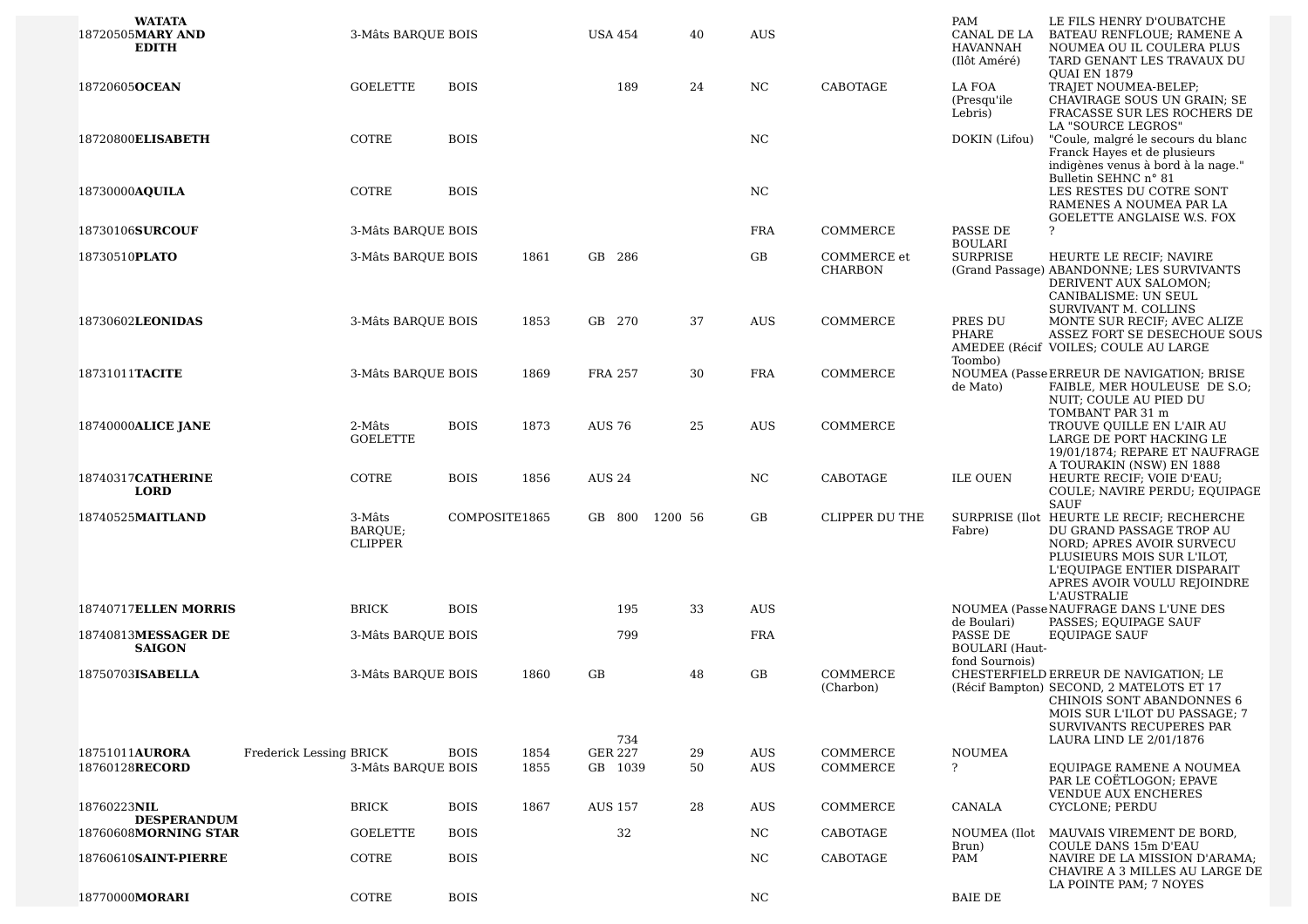| | | | | | | | | | | | | | |
|---|---|---|---|---|---|---|---|---|---|---|---|---|---|
| 18720505 | **WATATA MARY AND EDITH** | | 3-Mâts BARQUE | BOIS | | USA | 454 | | 40 | AUS | | PAM CANAL DE LA HAVANNAH (Ilôt Améré) | LE FILS HENRY D'OUBATCHE BATEAU RENFLOUE; RAMENE A NOUMEA OU IL COULERA PLUS TARD GENANT LES TRAVAUX DU QUAI EN 1879 |
| 18720605 | **OCEAN** | | GOELETTE | BOIS | | | 189 | | 24 | NC | CABOTAGE | LA FOA (Presqu'ile Lebris) | TRAJET NOUMEA-BELEP; CHAVIRAGE SOUS UN GRAIN; SE FRACASSE SUR LES ROCHERS DE LA "SOURCE LEGROS" |
| 18720800 | **ELISABETH** | | COTRE | BOIS | | | | | | NC | | DOKIN (Lifou) | "Coule, malgré le secours du blanc Franck Hayes et de plusieurs indigènes venus à bord à la nage." Bulletin SEHNC n° 81 |
| 18730000 | **AQUILA** | | COTRE | BOIS | | | | | | NC | | | LES RESTES DU COTRE SONT RAMENES A NOUMEA PAR LA GOELETTE ANGLAISE W.S. FOX |
| 18730106 | **SURCOUF** | | 3-Mâts BARQUE | BOIS | | | | | | FRA | COMMERCE | PASSE DE BOULARI | ? |
| 18730510 | **PLATO** | | 3-Mâts BARQUE | BOIS | 1861 | GB | 286 | | | GB | COMMERCE et CHARBON | SURPRISE (Grand Passage) | HEURTE LE RECIF; NAVIRE ABANDONNE; LES SURVIVANTS DERIVENT AUX SALOMON; CANIBALISME: UN SEUL SURVIVANT M. COLLINS |
| 18730602 | **LEONIDAS** | | 3-Mâts BARQUE | BOIS | 1853 | GB | 270 | | 37 | AUS | COMMERCE | PRES DU PHARE AMEDEE (Récif Toombo) | MONTE SUR RECIF; AVEC ALIZE ASSEZ FORT SE DESECHOUE SOUS VOILES; COULE AU LARGE |
| 18731011 | **TACITE** | | 3-Mâts BARQUE | BOIS | 1869 | FRA | 257 | | 30 | FRA | COMMERCE | NOUMEA (Passe de Mato) | ERREUR DE NAVIGATION; BRISE FAIBLE, MER HOULEUSE DE S.O; NUIT; COULE AU PIED DU TOMBANT PAR 31 m |
| 18740000 | **ALICE JANE** | | 2-Mâts GOELETTE | BOIS | 1873 | AUS | 76 | | 25 | AUS | COMMERCE | | TROUVE QUILLE EN L'AIR AU LARGE DE PORT HACKING LE 19/01/1874; REPARE ET NAUFRAGE A TOURAKIN (NSW) EN 1888 |
| 18740317 | **CATHERINE LORD** | | COTRE | BOIS | 1856 | AUS | 24 | | | NC | CABOTAGE | ILE OUEN | HEURTE RECIF; VOIE D'EAU; COULE; NAVIRE PERDU; EQUIPAGE SAUF |
| 18740525 | **MAITLAND** | | 3-Mâts BARQUE; CLIPPER | COMPOSITE | 1865 | GB | 800 | 1200 | 56 | GB | CLIPPER DU THE | SURPRISE (Ilot Fabre) | HEURTE LE RECIF; RECHERCHE DU GRAND PASSAGE TROP AU NORD; APRES AVOIR SURVECU PLUSIEURS MOIS SUR L'ILOT, L'EQUIPAGE ENTIER DISPARAIT APRES AVOIR VOULU REJOINDRE L'AUSTRALIE |
| 18740717 | **ELLEN MORRIS** | | BRICK | BOIS | | | 195 | | 33 | AUS | | NOUMEA (Passe de Boulari) | NAUFRAGE DANS L'UNE DES PASSES; EQUIPAGE SAUF |
| 18740813 | **MESSAGER DE SAIGON** | | 3-Mâts BARQUE | BOIS | | | 799 | | | FRA | | PASSE DE BOULARI (Haut-fond Sournois) | EQUIPAGE SAUF |
| 18750703 | **ISABELLA** | | 3-Mâts BARQUE | BOIS | 1860 | GB | 734 | | 48 | GB | COMMERCE (Charbon) | CHESTERFIELD (Récif Bampton) | ERREUR DE NAVIGATION; LE SECOND, 2 MATELOTS ET 17 CHINOIS SONT ABANDONNES 6 MOIS SUR L'ILOT DU PASSAGE; 7 SURVIVANTS RECUPERES PAR LAURA LIND LE 2/01/1876 |
| 18751011 | **AURORA** | Frederick Lessing | BRICK | BOIS | 1854 | GER | 227 | | 29 | AUS | COMMERCE | NOUMEA | |
| 18760128 | **RECORD** | | 3-Mâts BARQUE | BOIS | 1855 | GB | 1039 | | 50 | AUS | COMMERCE | ? | EQUIPAGE RAMENE A NOUMEA PAR LE COËTLOGON; EPAVE VENDUE AUX ENCHERES |
| 18760223 | **NIL DESPERANDUM** | | BRICK | BOIS | 1867 | AUS | 157 | | 28 | AUS | COMMERCE | CANALA | CYCLONE; PERDU |
| 18760608 | **MORNING STAR** | | GOELETTE | BOIS | | | 32 | | | NC | CABOTAGE | NOUMEA (Ilot Brun) | MAUVAIS VIREMENT DE BORD, COULE DANS 15m D'EAU |
| 18760610 | **SAINT-PIERRE** | | COTRE | BOIS | | | | | | NC | CABOTAGE | PAM | NAVIRE DE LA MISSION D'ARAMA; CHAVIRE A 3 MILLES AU LARGE DE LA POINTE PAM; 7 NOYES |
| 18770000 | **MORARI** | | COTRE | BOIS | | | | | | NC | | BAIE DE | |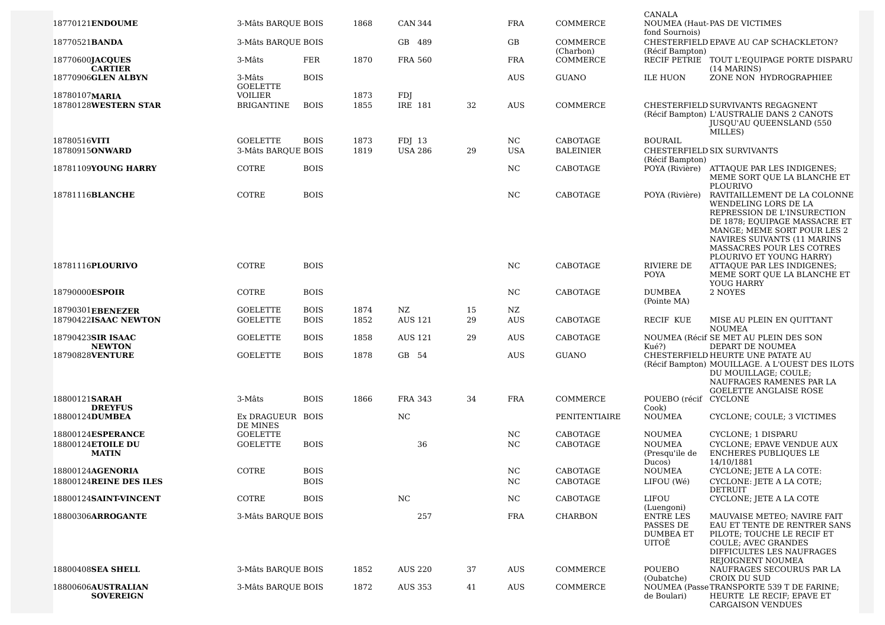| | | | | | | | | | | |
|---|---|---|---|---|---|---|---|---|---|---|
| 18770121**ENDOUME** | 3-Mâts BARQUE | BOIS | 1868 | CAN 344 | | FRA | COMMERCE | CANALA NOUMEA (Haut-fond Sournois) | PAS DE VICTIMES |
| 18770521**BANDA** | 3-Mâts BARQUE | BOIS | | GB 489 | | GB | COMMERCE (Charbon) | CHESTERFIELD (Récif Bampton) | EPAVE AU CAP SCHACKLETON? |
| 18770600**JACQUES CARTIER** | 3-Mâts | FER | 1870 | FRA 560 | | FRA | COMMERCE | RECIF PETRIE | TOUT L'EQUIPAGE PORTE DISPARU (14 MARINS) |
| 18770906**GLEN ALBYN** | 3-Mâts GOELETTE | BOIS | | | | AUS | GUANO | ILE HUON | ZONE NON HYDROGRAPHIEE |
| 18780107**MARIA** | VOILIER | | 1873 | FDJ | | | | | |
| 18780128**WESTERN STAR** | BRIGANTINE | BOIS | 1855 | IRE 181 | 32 | AUS | COMMERCE | CHESTERFIELD (Récif Bampton) | SURVIVANTS REGAGNENT L'AUSTRALIE DANS 2 CANOTS JUSQU'AU QUEENSLAND (550 MILLES) |
| 18780516**VITI** | GOELETTE | BOIS | 1873 | FDJ 13 | | NC | CABOTAGE | BOURAIL | |
| 18780915**ONWARD** | 3-Mâts BARQUE | BOIS | 1819 | USA 286 | 29 | USA | BALEINIER | CHESTERFIELD (Récif Bampton) | SIX SURVIVANTS |
| 18781109**YOUNG HARRY** | COTRE | BOIS | | | | NC | CABOTAGE | POYA (Rivière) | ATTAQUE PAR LES INDIGENES; MEME SORT QUE LA BLANCHE ET PLOURIVO |
| 18781116**BLANCHE** | COTRE | BOIS | | | | NC | CABOTAGE | POYA (Rivière) | RAVITAILLEMENT DE LA COLONNE WENDELING LORS DE LA REPRESSION DE L'INSURECTION DE 1878; EQUIPAGE MASSACRE ET MANGE; MEME SORT POUR LES 2 NAVIRES SUIVANTS (11 MARINS MASSACRES POUR LES COTRES PLOURIVO ET YOUNG HARRY) |
| 18781116**PLOURIVO** | COTRE | BOIS | | | | NC | CABOTAGE | RIVIERE DE POYA | ATTAQUE PAR LES INDIGENES; MEME SORT QUE LA BLANCHE ET YOUG HARRY |
| 18790000**ESPOIR** | COTRE | BOIS | | | | NC | CABOTAGE | DUMBEA (Pointe MA) | 2 NOYES |
| 18790301**EBENEZER** | GOELETTE | BOIS | 1874 | NZ | 15 | NZ | | | |
| 18790422**ISAAC NEWTON** | GOELETTE | BOIS | 1852 | AUS 121 | 29 | AUS | CABOTAGE | RECIF KUE | MISE AU PLEIN EN QUITTANT NOUMEA |
| 18790423**SIR ISAAC NEWTON** | GOELETTE | BOIS | 1858 | AUS 121 | 29 | AUS | CABOTAGE | NOUMEA (Récif Kué?) | SE MET AU PLEIN DES SON DEPART DE NOUMEA |
| 18790828**VENTURE** | GOELETTE | BOIS | 1878 | GB 54 | | AUS | GUANO | CHESTERFIELD (Récif Bampton) | HEURTE UNE PATATE AU MOUILLAGE. A L'OUEST DES ILOTS DU MOUILLAGE; COULE; NAUFRAGES RAMENES PAR LA GOELETTE ANGLAISE ROSE |
| 18800121**SARAH DREYFUS** | 3-Mâts | BOIS | 1866 | FRA 343 | 34 | FRA | COMMERCE | POUEBO (récif Cook) | CYCLONE |
| 18800124**DUMBEA** | Ex DRAGUEUR DE MINES | BOIS | | NC | | | PENITENTIAIRE | NOUMEA | CYCLONE; COULE; 3 VICTIMES |
| 18800124**ESPERANCE** | GOELETTE | | | | | NC | CABOTAGE | NOUMEA | CYCLONE; 1 DISPARU |
| 18800124**ETOILE DU MATIN** | GOELETTE | BOIS | | 36 | | NC | CABOTAGE | NOUMEA (Presqu'ile de Ducos) | CYCLONE; EPAVE VENDUE AUX ENCHERES PUBLIQUES LE 14/10/1881 |
| 18800124**AGENORIA** | COTRE | BOIS | | | | NC | CABOTAGE | NOUMEA | CYCLONE; JETE A LA COTE: |
| 18800124**REINE DES ILES** | | BOIS | | | | NC | CABOTAGE | LIFOU (Wé) | CYCLONE: JETE A LA COTE; DETRUIT |
| 18800124**SAINT-VINCENT** | COTRE | BOIS | | NC | | NC | CABOTAGE | LIFOU (Luengoni) | CYCLONE; JETE A LA COTE |
| 18800306**ARROGANTE** | 3-Mâts BARQUE | BOIS | | 257 | | FRA | CHARBON | ENTRE LES PASSES DE DUMBEA ET UITOË | MAUVAISE METEO; NAVIRE FAIT EAU ET TENTE DE RENTRER SANS PILOTE; TOUCHE LE RECIF ET COULE; AVEC GRANDES DIFFICULTES LES NAUFRAGES REJOIGNENT NOUMEA |
| 18800408**SEA SHELL** | 3-Mâts BARQUE | BOIS | 1852 | AUS 220 | 37 | AUS | COMMERCE | POUEBO (Oubatche) | NAUFRAGES SECOURUS PAR LA CROIX DU SUD |
| 18800606**AUSTRALIAN SOVEREIGN** | 3-Mâts BARQUE | BOIS | 1872 | AUS 353 | 41 | AUS | COMMERCE | NOUMEA (Passe de Boulari) | TRANSPORTE 539 T DE FARINE; HEURTE LE RECIF; EPAVE ET CARGAISON VENDUES |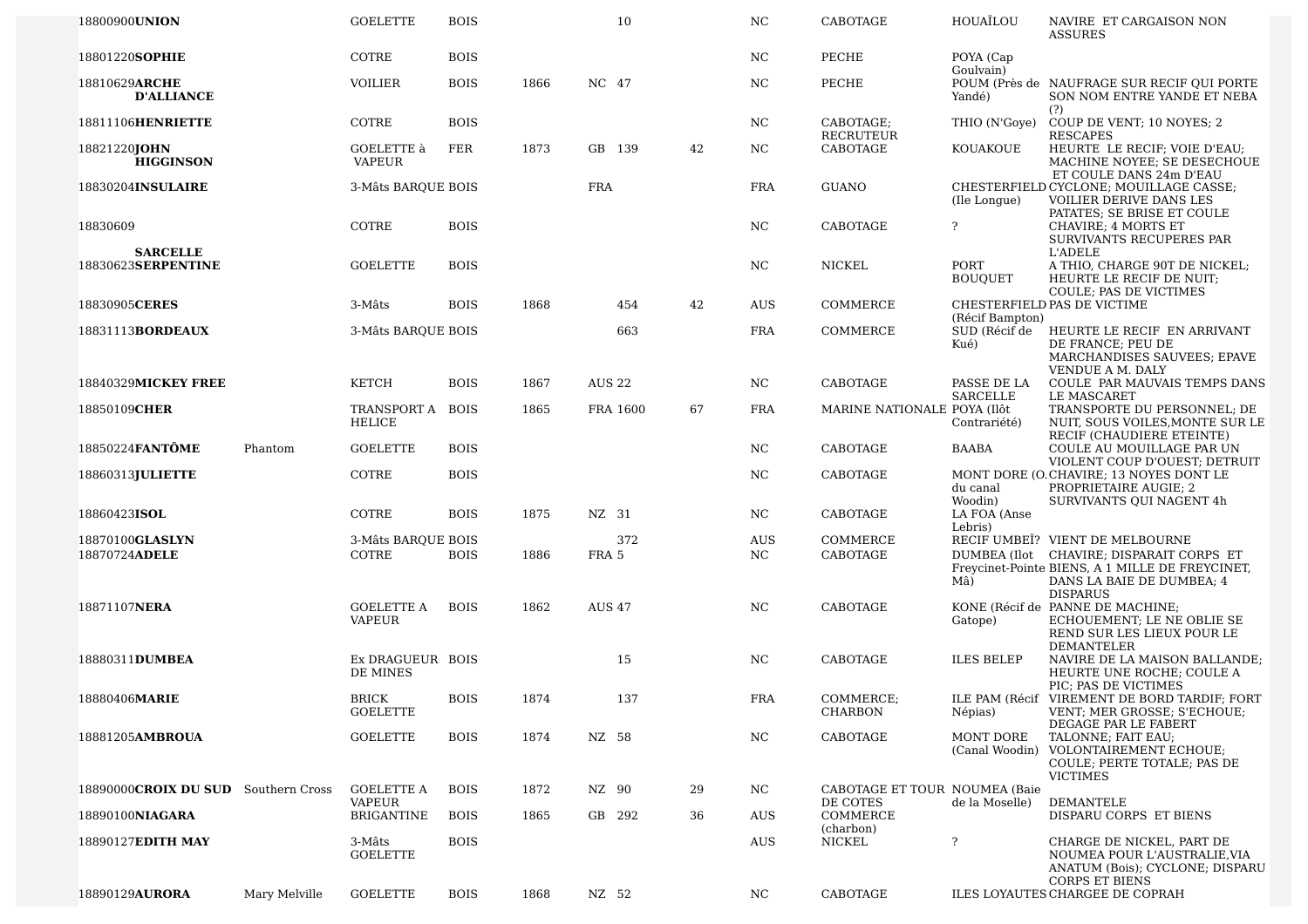| | | | | | | | | | | | | |
|---|---|---|---|---|---|---|---|---|---|---|---|---|
| 18800900 | **UNION** | | GOELETTE | BOIS | | | 10 | | NC | CABOTAGE | HOUAÏLOU | NAVIRE ET CARGAISON NON ASSURES |
| 18801220 | **SOPHIE** | | COTRE | BOIS | | | | | NC | PECHE | POYA (Cap Goulvain) | |
| 18810629 | **ARCHE D'ALLIANCE** | | VOILIER | BOIS | 1866 | NC | 47 | | NC | PECHE | POUM (Près de Yandé) | NAUFRAGE SUR RECIF QUI PORTE SON NOM ENTRE YANDE ET NEBA (?) |
| 18811106 | **HENRIETTE** | | COTRE | BOIS | | | | | NC | CABOTAGE; RECRUTEUR | THIO (N'Goye) | COUP DE VENT; 10 NOYES; 2 RESCAPES |
| 18821220 | **JOHN HIGGINSON** | | GOELETTE à VAPEUR | FER | 1873 | GB | 139 | 42 | NC | CABOTAGE | KOUAKOUE | HEURTE LE RECIF; VOIE D'EAU; MACHINE NOYEE; SE DESECHOUE ET COULE DANS 24m D'EAU |
| 18830204 | **INSULAIRE** | | 3-Mâts BARQUE | BOIS | | FRA | | | FRA | GUANO | CHESTERFIELD (Ile Longue) | CYCLONE; MOUILLAGE CASSE; VOILIER DERIVE DANS LES PATATES; SE BRISE ET COULE |
| 18830609 | **SARCELLE** | | COTRE | BOIS | | | | | NC | CABOTAGE | ? | CHAVIRE; 4 MORTS ET SURVIVANTS RECUPERES PAR L'ADELE |
| 18830623 | **SERPENTINE** | | GOELETTE | BOIS | | | | | NC | NICKEL | PORT BOUQUET | A THIO, CHARGE 90T DE NICKEL; HEURTE LE RECIF DE NUIT; COULE; PAS DE VICTIMES |
| 18830905 | **CERES** | | 3-Mâts | BOIS | 1868 | | 454 | 42 | AUS | COMMERCE | CHESTERFIELD (Récif Bampton) | PAS DE VICTIME |
| 18831113 | **BORDEAUX** | | 3-Mâts BARQUE | BOIS | | | 663 | | FRA | COMMERCE | SUD (Récif de Kué) | HEURTE LE RECIF EN ARRIVANT DE FRANCE; PEU DE MARCHANDISES SAUVEES; EPAVE VENDUE A M. DALY |
| 18840329 | **MICKEY FREE** | | KETCH | BOIS | 1867 | AUS | 22 | | NC | CABOTAGE | PASSE DE LA SARCELLE | COULE PAR MAUVAIS TEMPS DANS LE MASCARET |
| 18850109 | **CHER** | | TRANSPORT A HELICE | BOIS | 1865 | FRA | 1600 | 67 | FRA | MARINE NATIONALE | POYA (Ilôt Contrariété) | TRANSPORTE DU PERSONNEL; DE NUIT, SOUS VOILES,MONTE SUR LE RECIF (CHAUDIERE ETEINTE) |
| 18850224 | **FANTÔME** | Phantom | GOELETTE | BOIS | | | | | NC | CABOTAGE | BAABA | COULE AU MOUILLAGE PAR UN VIOLENT COUP D'OUEST; DETRUIT |
| 18860313 | **JULIETTE** | | COTRE | BOIS | | | | | NC | CABOTAGE | MONT DORE (O. du canal Woodin) | CHAVIRE; 13 NOYES DONT LE PROPRIETAIRE AUGIE; 2 SURVIVANTS QUI NAGENT 4h |
| 18860423 | **ISOL** | | COTRE | BOIS | 1875 | NZ | 31 | | NC | CABOTAGE | LA FOA (Anse Lebris) | |
| 18870100 | **GLASLYN** | | 3-Mâts BARQUE | BOIS | | | 372 | | AUS | COMMERCE | RECIF UMBEÏ? | VIENT DE MELBOURNE |
| 18870724 | **ADELE** | | COTRE | BOIS | 1886 | FRA | 5 | | NC | CABOTAGE | DUMBEA (Ilot Freycinet-Pointe Mâ) | CHAVIRE; DISPARAIT CORPS ET BIENS, A 1 MILLE DE FREYCINET, DANS LA BAIE DE DUMBEA; 4 DISPARUS |
| 18871107 | **NERA** | | GOELETTE A VAPEUR | BOIS | 1862 | AUS | 47 | | NC | CABOTAGE | KONE (Récif de Gatope) | PANNE DE MACHINE; ECHOUEMENT; LE NE OBLIE SE REND SUR LES LIEUX POUR LE DEMANTELER |
| 18880311 | **DUMBEA** | | Ex DRAGUEUR DE MINES | BOIS | | | 15 | | NC | CABOTAGE | ILES BELEP | NAVIRE DE LA MAISON BALLANDE; HEURTE UNE ROCHE; COULE A PIC; PAS DE VICTIMES |
| 18880406 | **MARIE** | | BRICK GOELETTE | BOIS | 1874 | | 137 | | FRA | COMMERCE; CHARBON | ILE PAM (Récif Népias) | VIREMENT DE BORD TARDIF; FORT VENT; MER GROSSE; S'ECHOUE; DEGAGE PAR LE FABERT |
| 18881205 | **AMBROUA** | | GOELETTE | BOIS | 1874 | NZ | 58 | | NC | CABOTAGE | MONT DORE (Canal Woodin) | TALONNE; FAIT EAU; VOLONTAIREMENT ECHOUE; COULE; PERTE TOTALE; PAS DE VICTIMES |
| 18890000 | **CROIX DU SUD** | Southern Cross | GOELETTE A VAPEUR | BOIS | 1872 | NZ | 90 | 29 | NC | CABOTAGE ET TOUR DE COTES | NOUMEA (Baie de la Moselle) | DEMANTELE |
| 18890100 | **NIAGARA** | | BRIGANTINE | BOIS | 1865 | GB | 292 | 36 | AUS | COMMERCE (charbon) | | DISPARU CORPS ET BIENS |
| 18890127 | **EDITH MAY** | | 3-Mâts GOELETTE | BOIS | | | | | AUS | NICKEL | ? | CHARGE DE NICKEL, PART DE NOUMEA POUR L'AUSTRALIE,VIA ANATUM (Bois); CYCLONE; DISPARU CORPS ET BIENS |
| 18890129 | **AURORA** | Mary Melville | GOELETTE | BOIS | 1868 | NZ | 52 | | NC | CABOTAGE | ILES LOYAUTES | CHARGEE DE COPRAH |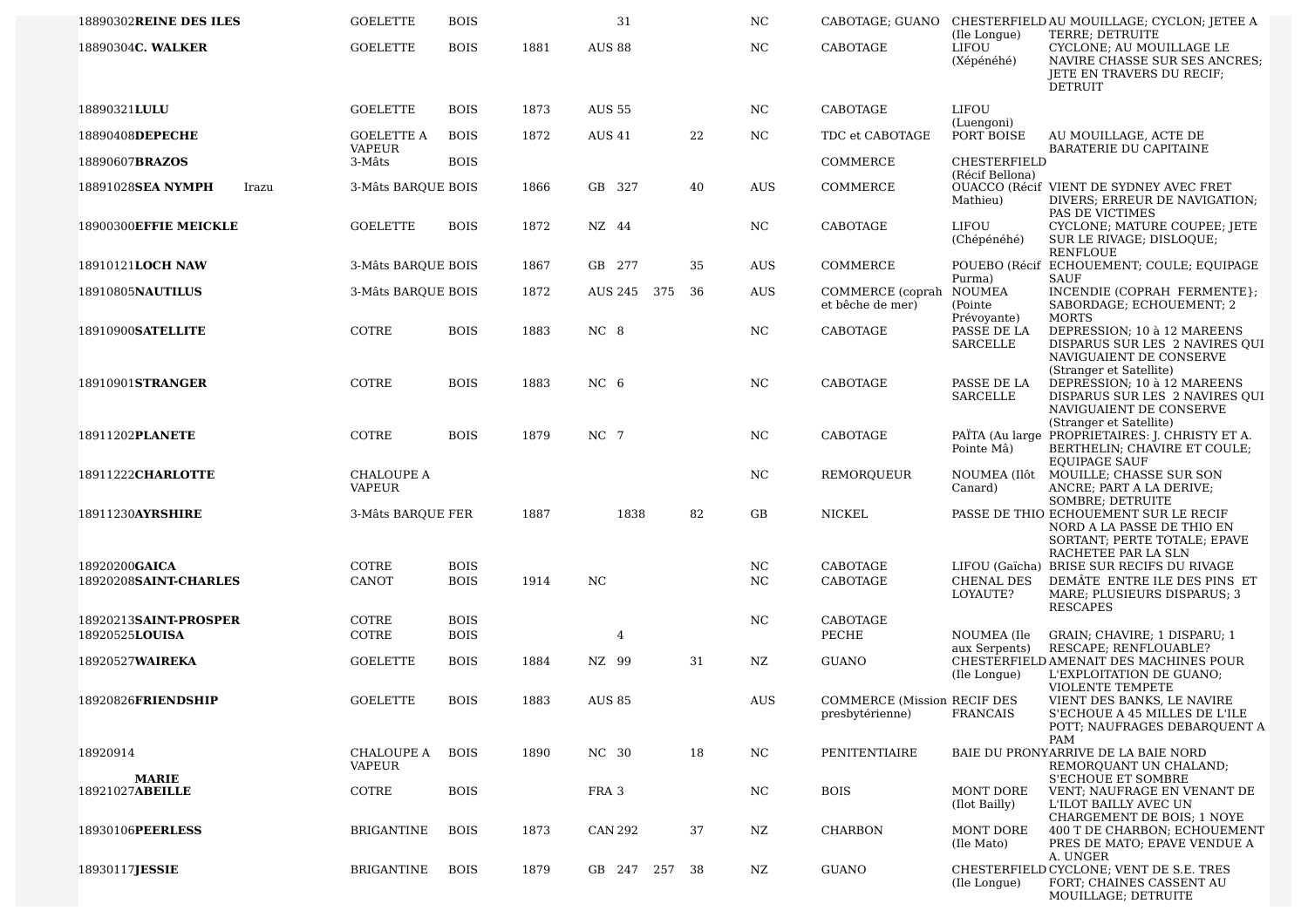| | | | | | | | | | | | | | |
|---|---|---|---|---|---|---|---|---|---|---|---|---|---|
| 18890302 | **REINE DES ILES** | | GOELETTE | BOIS | | | 31 | | | NC | CABOTAGE; GUANO | CHESTERFIELD (Ile Longue) | AU MOUILLAGE; CYCLON; JETEE A TERRE; DETRUITE |
| 18890304 | **C. WALKER** | | GOELETTE | BOIS | 1881 | AUS | 88 | | | NC | CABOTAGE | LIFOU (Xépénéhé) | CYCLONE; AU MOUILLAGE LE NAVIRE CHASSE SUR SES ANCRES; JETE EN TRAVERS DU RECIF; DETRUIT |
| 18890321 | **LULU** | | GOELETTE | BOIS | 1873 | AUS | 55 | | | NC | CABOTAGE | LIFOU (Luengoni) | |
| 18890408 | **DEPECHE** | | GOELETTE A VAPEUR | BOIS | 1872 | AUS | 41 | | 22 | NC | TDC et CABOTAGE | PORT BOISE | AU MOUILLAGE, ACTE DE BARATERIE DU CAPITAINE |
| 18890607 | **BRAZOS** | | 3-Mâts | BOIS | | | | | | | COMMERCE | CHESTERFIELD (Récif Bellona) | |
| 18891028 | **SEA NYMPH** | Irazu | 3-Mâts BARQUE | BOIS | 1866 | GB | 327 | | 40 | AUS | COMMERCE | OUACCO (Récif Mathieu) | VIENT DE SYDNEY AVEC FRET DIVERS; ERREUR DE NAVIGATION; PAS DE VICTIMES |
| 18900300 | **EFFIE MEICKLE** | | GOELETTE | BOIS | 1872 | NZ | 44 | | | NC | CABOTAGE | LIFOU (Chépénéhé) | CYCLONE; MATURE COUPEE; JETE SUR LE RIVAGE; DISLOQUE; RENFLOUE |
| 18910121 | **LOCH NAW** | | 3-Mâts BARQUE | BOIS | 1867 | GB | 277 | | 35 | AUS | COMMERCE | POUEBO (Récif Purma) | ECHOUEMENT; COULE; EQUIPAGE SAUF |
| 18910805 | **NAUTILUS** | | 3-Mâts BARQUE | BOIS | 1872 | AUS | 245 | 375 | 36 | AUS | COMMERCE (coprah et bêche de mer) | NOUMEA (Pointe Prévoyante) | INCENDIE (COPRAH FERMENTE}; SABORDAGE; ECHOUEMENT; 2 MORTS |
| 18910900 | **SATELLITE** | | COTRE | BOIS | 1883 | NC | 8 | | | NC | CABOTAGE | PASSE DE LA SARCELLE | DEPRESSION; 10 à 12 MAREENS DISPARUS SUR LES 2 NAVIRES QUI NAVIGUAIENT DE CONSERVE (Stranger et Satellite) |
| 18910901 | **STRANGER** | | COTRE | BOIS | 1883 | NC | 6 | | | NC | CABOTAGE | PASSE DE LA SARCELLE | DEPRESSION; 10 à 12 MAREENS DISPARUS SUR LES 2 NAVIRES QUI NAVIGUAIENT DE CONSERVE (Stranger et Satellite) |
| 18911202 | **PLANETE** | | COTRE | BOIS | 1879 | NC | 7 | | | NC | CABOTAGE | PAÏTA (Au large Pointe Mâ) | PROPRIETAIRES: J. CHRISTY ET A. BERTHELIN; CHAVIRE ET COULE; EQUIPAGE SAUF |
| 18911222 | **CHARLOTTE** | | CHALOUPE A VAPEUR | | | | | | | NC | REMORQUEUR | NOUMEA (Ilôt Canard) | MOUILLE; CHASSE SUR SON ANCRE; PART A LA DERIVE; SOMBRE; DETRUITE |
| 18911230 | **AYRSHIRE** | | 3-Mâts BARQUE | FER | 1887 | | 1838 | | 82 | GB | NICKEL | PASSE DE THIO | ECHOUEMENT SUR LE RECIF NORD A LA PASSE DE THIO EN SORTANT; PERTE TOTALE; EPAVE RACHETEE PAR LA SLN |
| 18920200 | **GAICA** | | COTRE | BOIS | | | | | | NC | CABOTAGE | LIFOU (Gaïcha) | BRISE SUR RECIFS DU RIVAGE |
| 18920208 | **SAINT-CHARLES** | | CANOT | BOIS | 1914 | NC | | | | NC | CABOTAGE | CHENAL DES LOYAUTE? | DEMÂTE ENTRE ILE DES PINS ET MARE; PLUSIEURS DISPARUS; 3 RESCAPES |
| 18920213 | **SAINT-PROSPER** | | COTRE | BOIS | | | | | | NC | CABOTAGE | | |
| 18920525 | **LOUISA** | | COTRE | BOIS | | | 4 | | | | PECHE | NOUMEA (Ile aux Serpents) | GRAIN; CHAVIRE; 1 DISPARU; 1 RESCAPE; RENFLOUABLE? |
| 18920527 | **WAIREKA** | | GOELETTE | BOIS | 1884 | NZ | 99 | | 31 | NZ | GUANO | CHESTERFIELD (Ile Longue) | AMENAIT DES MACHINES POUR L'EXPLOITATION DE GUANO; VIOLENTE TEMPETE |
| 18920826 | **FRIENDSHIP** | | GOELETTE | BOIS | 1883 | AUS | 85 | | | AUS | COMMERCE (Mission presbytérienne) | RECIF DES FRANCAIS | VIENT DES BANKS, LE NAVIRE S'ECHOUE A 45 MILLES DE L'ILE POTT; NAUFRAGES DEBARQUENT A PAM |
| 18920914 | **MARIE** | | CHALOUPE A VAPEUR | BOIS | 1890 | NC | 30 | | 18 | NC | PENITENTIAIRE | BAIE DU PRONY | ARRIVE DE LA BAIE NORD REMORQUANT UN CHALAND; S'ECHOUE ET SOMBRE |
| 18921027 | **ABEILLE** | | COTRE | BOIS | | FRA | 3 | | | NC | BOIS | MONT DORE (Ilot Bailly) | VENT; NAUFRAGE EN VENANT DE L'ILOT BAILLY AVEC UN CHARGEMENT DE BOIS; 1 NOYE |
| 18930106 | **PEERLESS** | | BRIGANTINE | BOIS | 1873 | CAN | 292 | | 37 | NZ | CHARBON | MONT DORE (Ile Mato) | 400 T DE CHARBON; ECHOUEMENT PRES DE MATO; EPAVE VENDUE A A. UNGER |
| 18930117 | **JESSIE** | | BRIGANTINE | BOIS | 1879 | GB | 247 | 257 | 38 | NZ | GUANO | CHESTERFIELD (Ile Longue) | CYCLONE; VENT DE S.E. TRES FORT; CHAINES CASSENT AU MOUILLAGE; DETRUITE |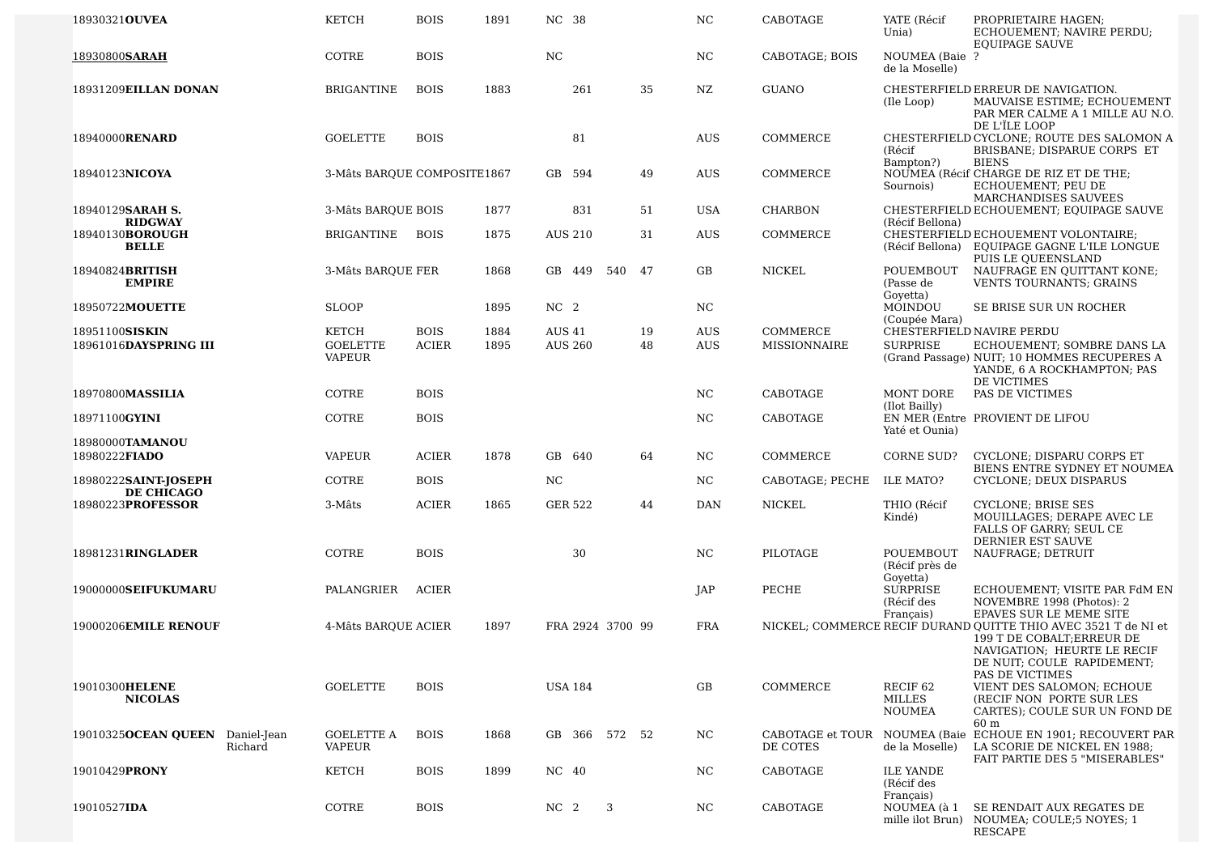| | | | | | | | | | | | | | | |
|---|---|---|---|---|---|---|---|---|---|---|---|---|---|---|
| 18930321 | **OUVEA** | | KETCH | BOIS | 1891 | NC | 38 | | | NC | CABOTAGE | YATE (Récif Unia) | PROPRIETAIRE HAGEN; ECHOUEMENT; NAVIRE PERDU; EQUIPAGE SAUVE |
| 18930800 | **SARAH** | | COTRE | BOIS | | NC | | | | NC | CABOTAGE; BOIS | NOUMEA (Baie de la Moselle) | ? |
| 18931209 | **EILLAN DONAN** | | BRIGANTINE | BOIS | 1883 | | 261 | | 35 | NZ | GUANO | CHESTERFIELD (Ile Loop) | ERREUR DE NAVIGATION. MAUVAISE ESTIME; ECHOUEMENT PAR MER CALME A 1 MILLE AU N.O. DE L'ÎLE LOOP |
| 18940000 | **RENARD** | | GOELETTE | BOIS | | | 81 | | | AUS | COMMERCE | CHESTERFIELD (Récif Bampton?) | CYCLONE; ROUTE DES SALOMON A BRISBANE; DISPARUE CORPS ET BIENS |
| 18940123 | **NICOYA** | | 3-Mâts BARQUE | COMPOSITE | 1867 | GB | 594 | | 49 | AUS | COMMERCE | NOUMEA (Récif Sournois) | CHARGE DE RIZ ET DE THE; ECHOUEMENT; PEU DE MARCHANDISES SAUVEES |
| 18940129 | **SARAH S. RIDGWAY** | | 3-Mâts BARQUE | BOIS | 1877 | | 831 | | 51 | USA | CHARBON | CHESTERFIELD (Récif Bellona) | ECHOUEMENT; EQUIPAGE SAUVE |
| 18940130 | **BOROUGH BELLE** | | BRIGANTINE | BOIS | 1875 | AUS | 210 | | 31 | AUS | COMMERCE | CHESTERFIELD (Récif Bellona) | ECHOUEMENT VOLONTAIRE; EQUIPAGE GAGNE L'ILE LONGUE PUIS LE QUEENSLAND |
| 18940824 | **BRITISH EMPIRE** | | 3-Mâts BARQUE | FER | 1868 | GB | 449 | 540 | 47 | GB | NICKEL | POUEMBOUT (Passe de Goyetta) | NAUFRAGE EN QUITTANT KONE; VENTS TOURNANTS; GRAINS |
| 18950722 | **MOUETTE** | | SLOOP | | 1895 | NC | 2 | | | NC | | MOINDOU (Coupée Mara) | SE BRISE SUR UN ROCHER |
| 18951100 | **SISKIN** | | KETCH | BOIS | 1884 | AUS | 41 | | 19 | AUS | COMMERCE | CHESTERFIELD | NAVIRE PERDU |
| 18961016 | **DAYSPRING III** | | GOELETTE VAPEUR | ACIER | 1895 | AUS | 260 | | 48 | AUS | MISSIONNAIRE | SURPRISE (Grand Passage) | ECHOUEMENT; SOMBRE DANS LA NUIT; 10 HOMMES RECUPERES A YANDE, 6 A ROCKHAMPTON; PAS DE VICTIMES |
| 18970800 | **MASSILIA** | | COTRE | BOIS | | | | | | NC | CABOTAGE | MONT DORE (Ilot Bailly) | PAS DE VICTIMES |
| 18971100 | **GYINI** | | COTRE | BOIS | | | | | | NC | CABOTAGE | EN MER (Entre Yaté et Ounia) | PROVIENT DE LIFOU |
| 18980000 | **TAMANOU** | | | | | | | | | | | | |
| 18980222 | **FIADO** | | VAPEUR | ACIER | 1878 | GB | 640 | | 64 | NC | COMMERCE | CORNE SUD? | CYCLONE; DISPARU CORPS ET BIENS ENTRE SYDNEY ET NOUMEA |
| 18980222 | **SAINT-JOSEPH DE CHICAGO** | | COTRE | BOIS | | NC | | | | NC | CABOTAGE; PECHE | ILE MATO? | CYCLONE; DEUX DISPARUS |
| 18980223 | **PROFESSOR** | | 3-Mâts | ACIER | 1865 | GER | 522 | | 44 | DAN | NICKEL | THIO (Récif Kindé) | CYCLONE; BRISE SES MOUILLAGES; DERAPE AVEC LE FALLS OF GARRY; SEUL CE DERNIER EST SAUVE |
| 18981231 | **RINGLADER** | | COTRE | BOIS | | | 30 | | | NC | PILOTAGE | POUEMBOUT (Récif près de Goyetta) | NAUFRAGE; DETRUIT |
| 19000000 | **SEIFUKUMARU** | | PALANGRIER | ACIER | | | | | | JAP | PECHE | SURPRISE (Récif des Français) | ECHOUEMENT; VISITE PAR FdM EN NOVEMBRE 1998 (Photos): 2 EPAVES SUR LE MEME SITE |
| 19000206 | **EMILE RENOUF** | | 4-Mâts BARQUE | ACIER | 1897 | FRA | 2924 | 3700 | 99 | FRA | NICKEL; COMMERCE | RECIF DURAND | QUITTE THIO AVEC 3521 T de NI et 199 T DE COBALT;ERREUR DE NAVIGATION; HEURTE LE RECIF DE NUIT; COULE RAPIDEMENT; PAS DE VICTIMES |
| 19010300 | **HELENE NICOLAS** | | GOELETTE | BOIS | | USA | 184 | | | GB | COMMERCE | RECIF 62 MILLES NOUMEA | VIENT DES SALOMON; ECHOUE (RECIF NON PORTE SUR LES CARTES); COULE SUR UN FOND DE 60 m |
| 19010325 | **OCEAN QUEEN** | Daniel-Jean Richard | GOELETTE A VAPEUR | BOIS | 1868 | GB | 366 | 572 | 52 | NC | CABOTAGE et TOUR DE COTES | NOUMEA (Baie de la Moselle) | ECHOUE EN 1901; RECOUVERT PAR LA SCORIE DE NICKEL EN 1988; FAIT PARTIE DES 5 "MISERABLES" |
| 19010429 | **PRONY** | | KETCH | BOIS | 1899 | NC | 40 | | | NC | CABOTAGE | ILE YANDE (Récif des Français) | |
| 19010527 | **IDA** | | COTRE | BOIS | | NC | 2 | 3 | | NC | CABOTAGE | NOUMEA (à 1 mille ilot Brun) | SE RENDAIT AUX REGATES DE NOUMEA; COULE;5 NOYES; 1 RESCAPE |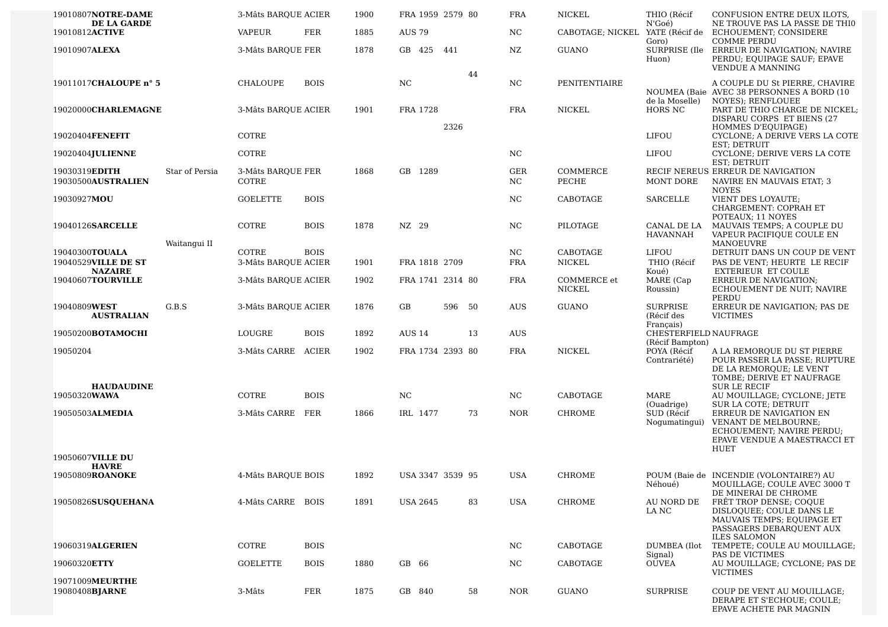| | | | | | | | | | | | | |
|---|---|---|---|---|---|---|---|---|---|---|---|---|
| 19010807**NOTRE-DAME DE LA GARDE** | | 3-Mâts BARQUE | ACIER | 1900 | FRA 1959 | 2579 | 80 | FRA | NICKEL | THIO (Récif N'Goé) | CONFUSION ENTRE DEUX ILOTS, NE TROUVE PAS LA PASSE DE THI0 |
| 19010812**ACTIVE** | | VAPEUR | FER | 1885 | AUS 79 | | | NC | CABOTAGE; NICKEL | YATE (Récif de Goro) | ECHOUEMENT; CONSIDERE COMME PERDU |
| 19010907**ALEXA** | | 3-Mâts BARQUE | FER | 1878 | GB 425 | 441 | | NZ | GUANO | SURPRISE (Ile Huon) | ERREUR DE NAVIGATION; NAVIRE PERDU; EQUIPAGE SAUF; EPAVE VENDUE A MANNING |
| 19011017**CHALOUPE n° 5** | | CHALOUPE | BOIS | | NC | | 44 | NC | PENITENTIAIRE | NOUMEA (Baie de la Moselle) | A COUPLE DU St PIERRE, CHAVIRE AVEC 38 PERSONNES A BORD (10 NOYES); RENFLOUEE |
| 19020000**CHARLEMAGNE** | | 3-Mâts BARQUE | ACIER | 1901 | FRA 1728 | 2326 | | FRA | NICKEL | HORS NC | PART DE THIO CHARGE DE NICKEL; DISPARU CORPS ET BIENS (27 HOMMES D'EQUIPAGE) |
| 19020404**FENEFIT** | | COTRE | | | | | | | | LIFOU | CYCLONE; A DERIVE VERS LA COTE EST; DETRUIT |
| 19020404**JULIENNE** | | COTRE | | | | | | NC | | LIFOU | CYCLONE; DERIVE VERS LA COTE EST; DETRUIT |
| 19030319**EDITH** | Star of Persia | 3-Mâts BARQUE | FER | 1868 | GB 1289 | | | GER | COMMERCE | RECIF NEREUS | ERREUR DE NAVIGATION |
| 19030500**AUSTRALIEN** | | COTRE | | | | | | NC | PECHE | MONT DORE | NAVIRE EN MAUVAIS ETAT; 3 NOYES |
| 19030927**MOU** | | GOELETTE | BOIS | | | | | NC | CABOTAGE | SARCELLE | VIENT DES LOYAUTE; CHARGEMENT: COPRAH ET POTEAUX; 11 NOYES |
| 19040126**SARCELLE** | | COTRE | BOIS | 1878 | NZ 29 | | | NC | PILOTAGE | CANAL DE LA HAVANNAH | MAUVAIS TEMPS; A COUPLE DU VAPEUR PACIFIQUE COULE EN MANOEUVRE |
| 19040300**TOUALA** | Waitangui II | COTRE | BOIS | | | | | NC | CABOTAGE | LIFOU | DETRUIT DANS UN COUP DE VENT |
| 19040529**VILLE DE ST NAZAIRE** | | 3-Mâts BARQUE | ACIER | 1901 | FRA 1818 | 2709 | | FRA | NICKEL | THIO (Récif Koué) | PAS DE VENT; HEURTE LE RECIF EXTERIEUR ET COULE |
| 19040607**TOURVILLE** | | 3-Mâts BARQUE | ACIER | 1902 | FRA 1741 | 2314 | 80 | FRA | COMMERCE et NICKEL | MARE (Cap Roussin) | ERREUR DE NAVIGATION; ECHOUEMENT DE NUIT; NAVIRE PERDU |
| 19040809**WEST AUSTRALIAN** | G.B.S | 3-Mâts BARQUE | ACIER | 1876 | GB | 596 | 50 | AUS | GUANO | SURPRISE (Récif des Français) | ERREUR DE NAVIGATION; PAS DE VICTIMES |
| 19050200**BOTAMOCHI** | | LOUGRE | BOIS | 1892 | AUS 14 | | 13 | AUS | | CHESTERFIELD (Récif Bampton) | NAUFRAGE |
| 19050204**HAUDAUDINE** | | 3-Mâts CARRE | ACIER | 1902 | FRA 1734 | 2393 | 80 | FRA | NICKEL | POYA (Récif Contrariété) | A LA REMORQUE DU ST PIERRE POUR PASSER LA PASSE; RUPTURE DE LA REMORQUE; LE VENT TOMBE; DERIVE ET NAUFRAGE SUR LE RECIF |
| 19050320**WAWA** | | COTRE | BOIS | | NC | | | NC | CABOTAGE | MARE (Ouadrige) | AU MOUILLAGE; CYCLONE; JETE SUR LA COTE; DETRUIT |
| 19050503**ALMEDIA** | | 3-Mâts CARRE | FER | 1866 | IRL 1477 | | 73 | NOR | CHROME | SUD (Récif Nogumatingui) | ERREUR DE NAVIGATION EN VENANT DE MELBOURNE; ECHOUEMENT; NAVIRE PERDU; EPAVE VENDUE A MAESTRACCI ET HUET |
| 19050607**VILLE DU HAVRE** | | | | | | | | | | | |
| 19050809**ROANOKE** | | 4-Mâts BARQUE | BOIS | 1892 | USA 3347 | 3539 | 95 | USA | CHROME | POUM (Baie de Néhoué) | INCENDIE (VOLONTAIRE?) AU MOUILLAGE; COULE AVEC 3000 T DE MINERAI DE CHROME |
| 19050826**SUSQUEHANA** | | 4-Mâts CARRE | BOIS | 1891 | USA 2645 | | 83 | USA | CHROME | AU NORD DE LA NC | FRÊT TROP DENSE; COQUE DISLOQUEE; COULE DANS LE MAUVAIS TEMPS; EQUIPAGE ET PASSAGERS DEBARQUENT AUX ILES SALOMON |
| 19060319**ALGERIEN** | | COTRE | BOIS | | | | | NC | CABOTAGE | DUMBEA (Ilot Signal) | TEMPETE; COULE AU MOUILLAGE; PAS DE VICTIMES |
| 19060320**ETTY** | | GOELETTE | BOIS | 1880 | GB 66 | | | NC | CABOTAGE | OUVEA | AU MOUILLAGE; CYCLONE; PAS DE VICTIMES |
| 19071009**MEURTHE** | | | | | | | | | | | |
| 19080408**BJARNE** | | 3-Mâts | FER | 1875 | GB 840 | | 58 | NOR | GUANO | SURPRISE | COUP DE VENT AU MOUILLAGE; DERAPE ET S'ECHOUE; COULE; EPAVE ACHETE PAR MAGNIN |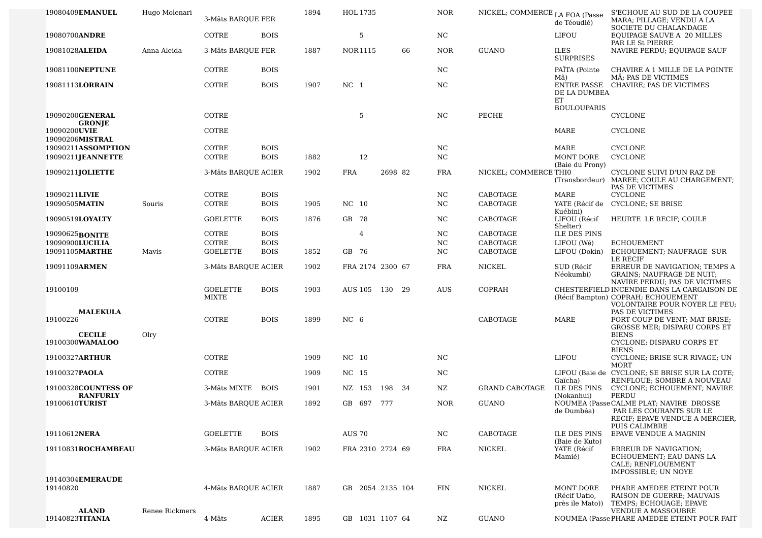| | | | | | | | | | | | | | | |
|---|---|---|---|---|---|---|---|---|---|---|---|---|---|---|
| 19080409 | **EMANUEL** | Hugo Molenari | 3-Mâts BARQUE | FER | 1894 | HOL | 1735 | | | NOR | NICKEL; COMMERCE | LA FOA (Passe de Téoudié) | S'ECHOUE AU SUD DE LA COUPEE MARA; PILLAGE; VENDU A LA SOCIETE DU CHALANDAGE |
| 19080700 | **ANDRE** | | COTRE | BOIS | | | 5 | | | NC | | LIFOU | EQUIPAGE SAUVE A 20 MILLES PAR LE St PIERRE |
| 19081028 | **ALEIDA** | Anna Aleida | 3-Mâts BARQUE | FER | 1887 | NOR | 1115 | | 66 | NOR | GUANO | ILES SURPRISES | NAVIRE PERDU; EQUIPAGE SAUF |
| 19081100 | **NEPTUNE** | | COTRE | BOIS | | | | | | NC | | PAÏTA (Pointe Mâ) | CHAVIRE A 1 MILLE DE LA POINTE MÂ; PAS DE VICTIMES |
| 19081113 | **LORRAIN** | | COTRE | BOIS | 1907 | NC | 1 | | | NC | | ENTRE PASSE DE LA DUMBEA ET BOULOUPARIS | CHAVIRE; PAS DE VICTIMES |
| 19090200 | **GENERAL GRONJE** | | COTRE | | | | 5 | | | NC | PECHE | | CYCLONE |
| 19090200 | **UVIE** | | COTRE | | | | | | | | | MARE | CYCLONE |
| 19090206 | **MISTRAL** | | | | | | | | | | | | |
| 19090211 | **ASSOMPTION** | | COTRE | BOIS | | | | | | NC | | MARE | CYCLONE |
| 19090211 | **JEANNETTE** | | COTRE | BOIS | 1882 | | 12 | | | NC | | MONT DORE (Baie du Prony) | CYCLONE |
| 19090211 | **JOLIETTE** | | 3-Mâts BARQUE | ACIER | 1902 | FRA | | 2698 | 82 | FRA | NICKEL; COMMERCE | THI0 (Transbordeur) | CYCLONE SUIVI D'UN RAZ DE MAREE; COULE AU CHARGEMENT; PAS DE VICTIMES |
| 19090211 | **LIVIE** | | COTRE | BOIS | | | | | | NC | CABOTAGE | MARE | CYCLONE |
| 19090505 | **MATIN** | Souris | COTRE | BOIS | 1905 | NC | 10 | | | NC | CABOTAGE | YATE (Récif de Kuébini) | CYCLONE; SE BRISE |
| 19090519 | **LOYALTY** | | GOELETTE | BOIS | 1876 | GB | 78 | | | NC | CABOTAGE | LIFOU (Récif Shelter) | HEURTE LE RECIF; COULE |
| 19090625 | **BONITE** | | COTRE | BOIS | | | 4 | | | NC | CABOTAGE | ILE DES PINS | |
| 19090900 | **LUCILIA** | | COTRE | BOIS | | | | | | NC | CABOTAGE | LIFOU (Wé) | ECHOUEMENT |
| 19091105 | **MARTHE** | Mavis | GOELETTE | BOIS | 1852 | GB | 76 | | | NC | CABOTAGE | LIFOU (Dokin) | ECHOUEMENT; NAUFRAGE SUR LE RECIF |
| 19091109 | **ARMEN** | | 3-Mâts BARQUE | ACIER | 1902 | FRA | 2174 | 2300 | 67 | FRA | NICKEL | SUD (Récif Néokumbi) | ERREUR DE NAVIGATION; TEMPS A GRAINS; NAUFRAGE DE NUIT; NAVIRE PERDU; PAS DE VICTIMES |
| 19100109 | **MALEKULA** | | GOELETTE MIXTE | BOIS | 1903 | AUS | 105 | 130 | 29 | AUS | COPRAH | CHESTERFIELD (Récif Bampton) | INCENDIE DANS LA CARGAISON DE COPRAH; ECHOUEMENT VOLONTAIRE POUR NOYER LE FEU; PAS DE VICTIMES |
| 19100226 | **CECILE** | Olry | COTRE | BOIS | 1899 | NC | 6 | | | | CABOTAGE | MARE | FORT COUP DE VENT; MAT BRISE; GROSSE MER; DISPARU CORPS ET BIENS |
| 19100300 | **WAMALOO** | | | | | | | | | | | | CYCLONE; DISPARU CORPS ET BIENS |
| 19100327 | **ARTHUR** | | COTRE | | 1909 | NC | 10 | | | NC | | LIFOU | CYCLONE; BRISE SUR RIVAGE; UN MORT |
| 19100327 | **PAOLA** | | COTRE | | 1909 | NC | 15 | | | NC | | LIFOU (Baie de Gaïcha) | CYCLONE; SE BRISE SUR LA COTE; RENFLOUE; SOMBRE A NOUVEAU |
| 19100328 | **COUNTESS OF RANFURLY** | | 3-Mâts MIXTE | BOIS | 1901 | NZ | 153 | 198 | 34 | NZ | GRAND CABOTAGE | ILE DES PINS (Nokanhui) | CYCLONE; ECHOUEMENT; NAVIRE PERDU |
| 19100610 | **TURIST** | | 3-Mâts BARQUE | ACIER | 1892 | GB | 697 | 777 | | NOR | GUANO | NOUMEA (Passe de Dumbéa) | CALME PLAT; NAVIRE DROSSE PAR LES COURANTS SUR LE RECIF; EPAVE VENDUE A MERCIER, PUIS CALIMBRE |
| 19110612 | **NERA** | | GOELETTE | BOIS | | AUS | 70 | | | NC | CABOTAGE | ILE DES PINS (Baie de Kuto) | EPAVE VENDUE A MAGNIN |
| 19110831 | **ROCHAMBEAU** | | 3-Mâts BARQUE | ACIER | 1902 | FRA | 2310 | 2724 | 69 | FRA | NICKEL | YATE (Récif Mamié) | ERREUR DE NAVIGATION; ECHOUEMENT; EAU DANS LA CALE; RENFLOUEMENT IMPOSSIBLE; UN NOYE |
| 19140304 | **EMERAUDE** | | | | | | | | | | | | |
| 19140820 | **ALAND** | Renee Rickmers | 4-Mâts BARQUE | ACIER | 1887 | GB | 2054 | 2135 | 104 | FIN | NICKEL | MONT DORE (Récif Uatio, près ile Mato)) | PHARE AMEDEE ETEINT POUR RAISON DE GUERRE; MAUVAIS TEMPS; ECHOUAGE; EPAVE VENDUE A MASSOUBRE |
| 19140823 | **TITANIA** | | 4-Mâts | ACIER | 1895 | GB | 1031 | 1107 | 64 | NZ | GUANO | NOUMEA (Passe | PHARE AMEDEE ETEINT POUR FAIT |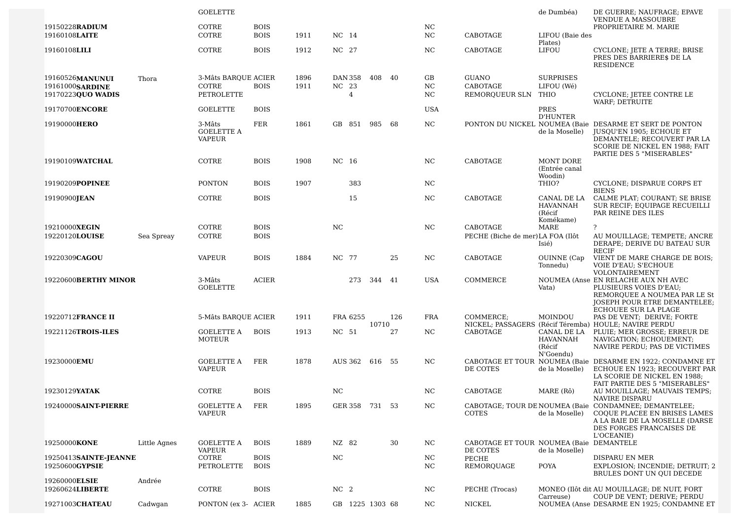| | | | | | | | | | | | | |
|---|---|---|---|---|---|---|---|---|---|---|---|---|
| | | GOELETTE | | | | | | | | | de Dumbéa) | DE GUERRE; NAUFRAGE; EPAVE VENDUE A MASSOUBRE |
| 19150228**RADIUM** | | COTRE | BOIS | | | | | | NC | | | PROPRIETAIRE M. MARIE |
| 19160108**LAITE** | | COTRE | BOIS | 1911 | NC | 14 | | | NC | CABOTAGE | LIFOU (Baie des Plates) | |
| 19160108**LILI** | | COTRE | BOIS | 1912 | NC | 27 | | | NC | CABOTAGE | LIFOU | CYCLONE; JETE A TERRE; BRISE PRES DES BARRIERE$ DE LA RESIDENCE |
| 19160526**MANUNUI** | Thora | 3-Mâts BARQUE | ACIER | 1896 | DAN | 358 | 408 | 40 | GB | GUANO | SURPRISES | |
| 19161000**SARDINE** | | COTRE | BOIS | 1911 | NC | 23 | | | NC | CABOTAGE | LIFOU (Wé) | |
| 19170223**QUO WADIS** | | PETROLETTE | | | | 4 | | | NC | REMORQUEUR SLN | THIO | CYCLONE; JETEE CONTRE LE WARF; DETRUITE |
| 19170700**ENCORE** | | GOELETTE | BOIS | | | | | | USA | | PRES D'HUNTER | |
| 19190000**HERO** | | 3-Mâts GOELETTE A VAPEUR | FER | 1861 | GB | 851 | 985 | 68 | NC | PONTON DU NICKEL | NOUMEA (Baie de la Moselle) | DESARME ET SERT DE PONTON JUSQU'EN 1905; ECHOUE ET DEMANTELE; RECOUVERT PAR LA SCORIE DE NICKEL EN 1988; FAIT PARTIE DES 5 "MISERABLES" |
| 19190109**WATCHAL** | | COTRE | BOIS | 1908 | NC | 16 | | | NC | CABOTAGE | MONT DORE (Entrée canal Woodin) | |
| 19190209**POPINEE** | | PONTON | BOIS | 1907 | | 383 | | | NC | | THIO? | CYCLONE; DISPARUE CORPS ET BIENS |
| 19190900**JEAN** | | COTRE | BOIS | | | 15 | | | NC | CABOTAGE | CANAL DE LA HAVANNAH (Récif Komékame) | CALME PLAT; COURANT; SE BRISE SUR RECIF; EQUIPAGE RECUEILLI PAR REINE DES ILES |
| 19210000**XEGIN** | | COTRE | BOIS | | NC | | | | NC | CABOTAGE | MARE | ? |
| 19220120**LOUISE** | Sea Spreay | COTRE | BOIS | | | | | | | PECHE (Biche de mer) | LA FOA (Ilôt Isié) | AU MOUILLAGE; TEMPETE; ANCRE DERAPE; DERIVE DU BATEAU SUR RECIF |
| 19220309**CAGOU** | | VAPEUR | BOIS | 1884 | NC | 77 | | 25 | NC | CABOTAGE | OUINNE (Cap Tonnedu) | VIENT DE MARE CHARGE DE BOIS; VOIE D'EAU; S'ECHOUE VOLONTAIREMENT |
| 19220600**BERTHY MINOR** | | 3-Mâts GOELETTE | ACIER | | | 273 | 344 | 41 | USA | COMMERCE | NOUMEA (Anse Vata) | EN RELACHE AUX NH AVEC PLUSIEURS VOIES D'EAU; REMORQUEE A NOUMEA PAR LE St JOSEPH POUR ETRE DEMANTELEE; ECHOUEE SUR LA PLAGE |
| 19220712**FRANCE II** | | 5-Mâts BARQUE | ACIER | 1911 | FRA | 6255 | 10710 | 126 | FRA | COMMERCE; NICKEL; PASSAGERS | MOINDOU (Récif Téremba) | PAS DE VENT; DERIVE; FORTE HOULE; NAVIRE PERDU |
| 19221126**TROIS-ILES** | | GOELETTE A MOTEUR | BOIS | 1913 | NC | 51 | | 27 | NC | CABOTAGE | CANAL DE LA HAVANNAH (Récif N'Goendu) | PLUIE; MER GROSSE; ERREUR DE NAVIGATION; ECHOUEMENT; NAVIRE PERDU; PAS DE VICTIMES |
| 19230000**EMU** | | GOELETTE A VAPEUR | FER | 1878 | AUS | 362 | 616 | 55 | NC | CABOTAGE ET TOUR DE COTES | NOUMEA (Baie de la Moselle) | DESARME EN 1922; CONDAMNE ET ECHOUE EN 1923; RECOUVERT PAR LA SCORIE DE NICKEL EN 1988; FAIT PARTIE DES 5 "MISERABLES" |
| 19230129**YATAK** | | COTRE | BOIS | | NC | | | | NC | CABOTAGE | MARE (Rô) | AU MOUILLAGE; MAUVAIS TEMPS; NAVIRE DISPARU |
| 19240000**SAINT-PIERRE** | | GOELETTE A VAPEUR | FER | 1895 | GER | 358 | 731 | 53 | NC | CABOTAGE; TOUR DE COTES | NOUMEA (Baie de la Moselle) | CONDAMNEE; DEMANTELEE; COQUE PLACEE EN BRISES LAMES A LA BAIE DE LA MOSELLE (DARSE DES FORGES FRANCAISES DE L'OCEANIE) |
| 19250000**KONE** | Little Agnes | GOELETTE A VAPEUR | BOIS | 1889 | NZ | 82 | | 30 | NC | CABOTAGE ET TOUR DE COTES | NOUMEA (Baie de la Moselle) | DEMANTELE |
| 19250413**SAINTE-JEANNE** | | COTRE | BOIS | | NC | | | | NC | PECHE | | DISPARU EN MER |
| 19250600**GYPSIE** | | PETROLETTE | BOIS | | | | | | NC | REMORQUAGE | POYA | EXPLOSION; INCENDIE; DETRUIT; 2 BRULES DONT UN QUI DECEDE |
| 19260000**ELSIE** | Andrée | | | | | | | | | | | |
| 19260624**LIBERTE** | | COTRE | BOIS | | NC | 2 | | | NC | PECHE (Trocas) | MONEO (Ilôt dit Carreuse) | AU MOUILLAGE; DE NUIT, FORT COUP DE VENT; DERIVE; PERDU |
| 19271003**CHATEAU** | Cadwgan | PONTON (ex 3- | ACIER | 1885 | GB | 1225 | 1303 | 68 | NC | NICKEL | NOUMEA (Anse | DESARME EN 1925; CONDAMNE ET |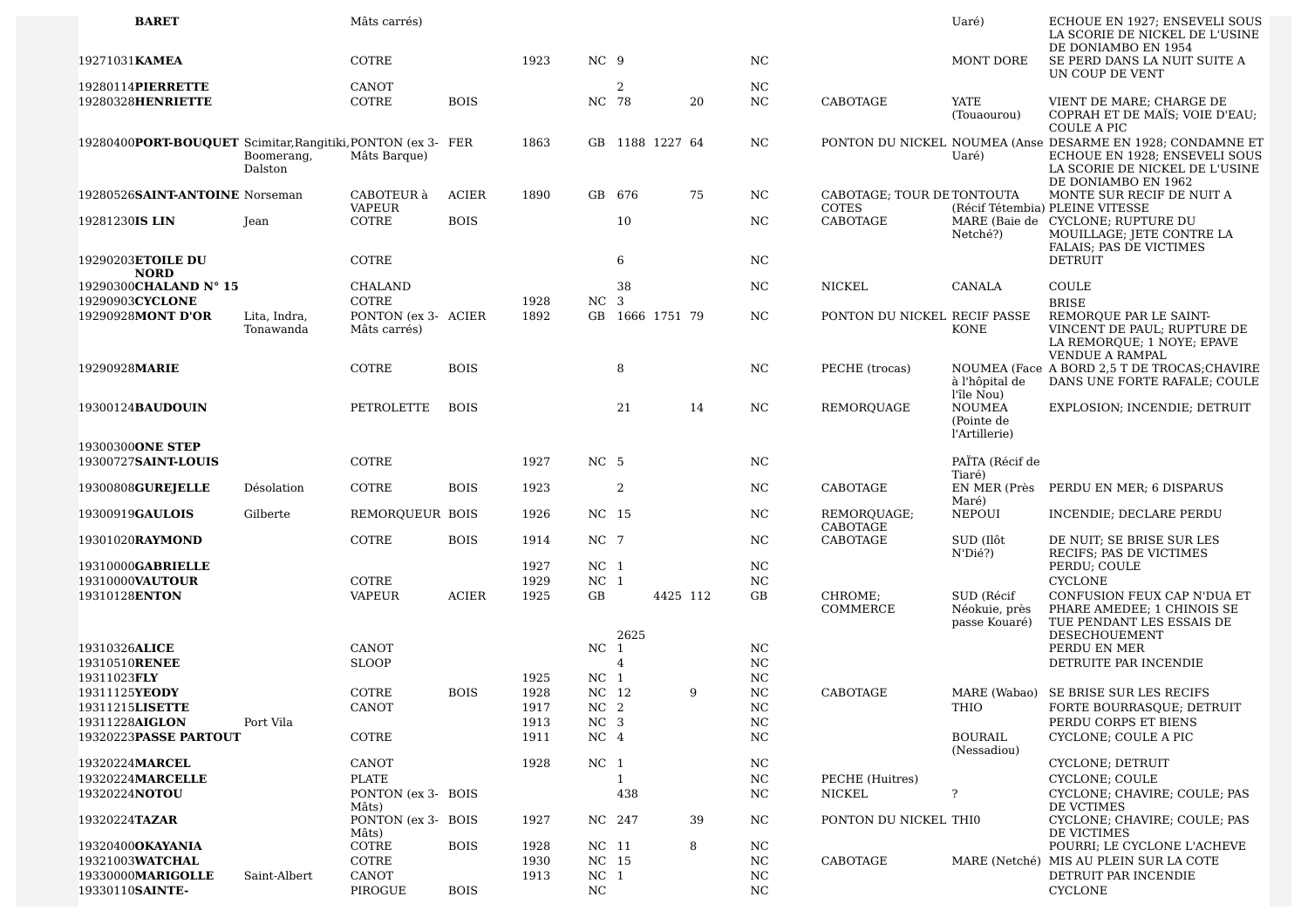| | | | | | | | | | | | | | |
|---|---|---|---|---|---|---|---|---|---|---|---|---|---|
| | **BARET** | | Mâts carrés) | | | | | | | | | Uaré) | ECHOUE EN 1927; ENSEVELI SOUS LA SCORIE DE NICKEL DE L'USINE DE DONIAMBO EN 1954 |
| 19271031 | **KAMEA** | | COTRE | | 1923 | NC | 9 | | | NC | | MONT DORE | SE PERD DANS LA NUIT SUITE A UN COUP DE VENT |
| 19280114 | **PIERRETTE** | | CANOT | | | | 2 | | | NC | | | |
| 19280328 | **HENRIETTE** | | COTRE | BOIS | | NC | 78 | | 20 | NC | CABOTAGE | YATE (Touaourou) | VIENT DE MARE; CHARGE DE COPRAH ET DE MAÏS; VOIE D'EAU; COULE A PIC |
| 19280400 | **PORT-BOUQUET** | Scimitar,Rangitiki, Boomerang, Dalston | PONTON (ex 3-Mâts Barque) | FER | 1863 | GB | 1188 | 1227 | 64 | NC | PONTON DU NICKEL | NOUMEA (Anse Uaré) | DESARME EN 1928; CONDAMNE ET ECHOUE EN 1928; ENSEVELI SOUS LA SCORIE DE NICKEL DE L'USINE DE DONIAMBO EN 1962 |
| 19280526 | **SAINT-ANTOINE** | Norseman | CABOTEUR à VAPEUR | ACIER | 1890 | GB | 676 | | 75 | NC | CABOTAGE; TOUR DE COTES | TONTOUTA (Récif Tétembia) | MONTE SUR RECIF DE NUIT A PLEINE VITESSE |
| 19281230 | **IS LIN** | Jean | COTRE | BOIS | | | 10 | | | NC | CABOTAGE | MARE (Baie de Netché?) | CYCLONE; RUPTURE DU MOUILLAGE; JETE CONTRE LA FALAIS; PAS DE VICTIMES |
| 19290203 | **ETOILE DU NORD** | | COTRE | | | | 6 | | | NC | | | DETRUIT |
| 19290300 | **CHALAND N° 15** | | CHALAND | | | | 38 | | | NC | NICKEL | CANALA | COULE |
| 19290903 | **CYCLONE** | | COTRE | | 1928 | NC | 3 | | | | | | BRISE |
| 19290928 | **MONT D'OR** | Lita, Indra, Tonawanda | PONTON (ex 3-Mâts carrés) | ACIER | 1892 | GB | 1666 | 1751 | 79 | NC | PONTON DU NICKEL | RECIF PASSE KONE | REMORQUE PAR LE SAINT-VINCENT DE PAUL; RUPTURE DE LA REMORQUE; 1 NOYE; EPAVE VENDUE A RAMPAL |
| 19290928 | **MARIE** | | COTRE | BOIS | | | 8 | | | NC | PECHE (trocas) | NOUMEA (Face à l'hôpital de l'île Nou) | A BORD 2,5 T DE TROCAS;CHAVIRE DANS UNE FORTE RAFALE; COULE |
| 19300124 | **BAUDOUIN** | | PETROLETTE | BOIS | | | 21 | | 14 | NC | REMORQUAGE | NOUMEA (Pointe de l'Artillerie) | EXPLOSION; INCENDIE; DETRUIT |
| 19300300 | **ONE STEP** | | | | | | | | | | | | |
| 19300727 | **SAINT-LOUIS** | | COTRE | | 1927 | NC | 5 | | | NC | | PAÏTA (Récif de Tiaré) | |
| 19300808 | **GUREJELLE** | Désolation | COTRE | BOIS | 1923 | | 2 | | | NC | CABOTAGE | EN MER (Près Maré) | PERDU EN MER; 6 DISPARUS |
| 19300919 | **GAULOIS** | Gilberte | REMORQUEUR | BOIS | 1926 | NC | 15 | | | NC | REMORQUAGE; CABOTAGE | NEPOUI | INCENDIE; DECLARE PERDU |
| 19301020 | **RAYMOND** | | COTRE | BOIS | 1914 | NC | 7 | | | NC | CABOTAGE | SUD (Ilôt N'Dié?) | DE NUIT; SE BRISE SUR LES RECIFS; PAS DE VICTIMES |
| 19310000 | **GABRIELLE** | | | | 1927 | NC | 1 | | | NC | | | PERDU; COULE |
| 19310000 | **VAUTOUR** | | COTRE | | 1929 | NC | 1 | | | NC | | | CYCLONE |
| 19310128 | **ENTON** | | VAPEUR | ACIER | 1925 | GB | 2625 | 4425 | 112 | GB | CHROME; COMMERCE | SUD (Récif Néokuie, près passe Kouaré) | CONFUSION FEUX CAP N'DUA ET PHARE AMEDEE; 1 CHINOIS SE TUE PENDANT LES ESSAIS DE DESECHOUEMENT |
| 19310326 | **ALICE** | | CANOT | | | NC | 1 | | | NC | | | PERDU EN MER |
| 19310510 | **RENEE** | | SLOOP | | | | 4 | | | NC | | | DETRUITE PAR INCENDIE |
| 19311023 | **FLY** | | | | 1925 | NC | 1 | | | NC | | | |
| 19311125 | **YEODY** | | COTRE | BOIS | 1928 | NC | 12 | | 9 | NC | CABOTAGE | MARE (Wabao) | SE BRISE SUR LES RECIFS |
| 19311215 | **LISETTE** | | CANOT | | 1917 | NC | 2 | | | NC | | THIO | FORTE BOURRASQUE; DETRUIT |
| 19311228 | **AIGLON** | Port Vila | | | 1913 | NC | 3 | | | NC | | | PERDU CORPS ET BIENS |
| 19320223 | **PASSE PARTOUT** | | COTRE | | 1911 | NC | 4 | | | NC | | BOURAIL (Nessadiou) | CYCLONE; COULE A PIC |
| 19320224 | **MARCEL** | | CANOT | | 1928 | NC | 1 | | | NC | | | CYCLONE; DETRUIT |
| 19320224 | **MARCELLE** | | PLATE | | | | 1 | | | NC | PECHE (Huitres) | | CYCLONE; COULE |
| 19320224 | **NOTOU** | | PONTON (ex 3-Mâts) | BOIS | | | 438 | | | NC | NICKEL | ? | CYCLONE; CHAVIRE; COULE; PAS DE VCTIMES |
| 19320224 | **TAZAR** | | PONTON (ex 3-Mâts) | BOIS | 1927 | NC | 247 | | 39 | NC | PONTON DU NICKEL | THI0 | CYCLONE; CHAVIRE; COULE; PAS DE VICTIMES |
| 19320400 | **OKAYANIA** | | COTRE | BOIS | 1928 | NC | 11 | | 8 | NC | | | POURRI; LE CYCLONE L'ACHEVE |
| 19321003 | **WATCHAL** | | COTRE | | 1930 | NC | 15 | | | NC | CABOTAGE | MARE (Netché) | MIS AU PLEIN SUR LA COTE |
| 19330000 | **MARIGOLLE** | Saint-Albert | CANOT | | 1913 | NC | 1 | | | NC | | | DETRUIT PAR INCENDIE |
| 19330110 | **SAINTE-** | | PIROGUE | BOIS | | NC | | | | NC | | | CYCLONE |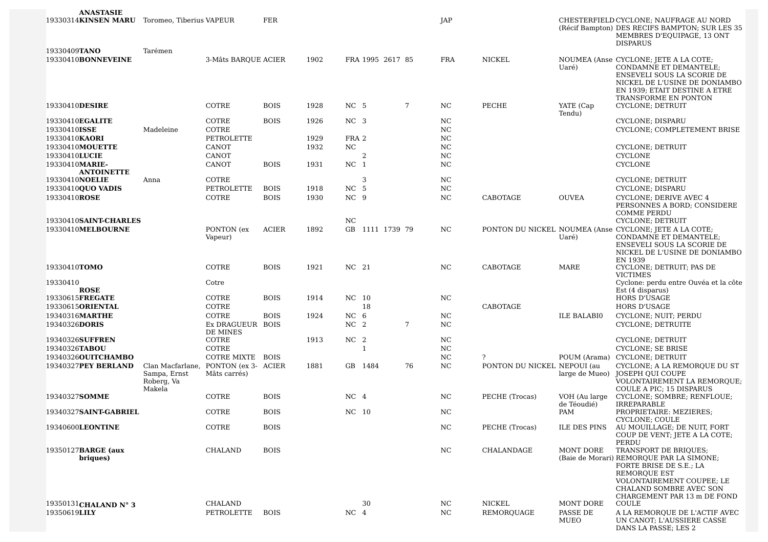| | | | | | | | | | | | | | |
|---|---|---|---|---|---|---|---|---|---|---|---|---|---|
| 19330314 | **ANASTASIE KINSEN MARU** | Toromeo, Tiberius | VAPEUR | FER | | | | | JAP | | CHESTERFIELD (Récif Bampton) | CYCLONE; NAUFRAGE AU NORD DES RECIFS BAMPTON; SUR LES 35 MEMBRES D'EQUIPAGE, 13 ONT DISPARUS |
| 19330409 | **TANO** | Tarémen | | | | | | | | | | |
| 19330410 | **BONNEVEINE** | | 3-Mâts BARQUE | ACIER | 1902 | FRA | 1995 | 2617 | 85 | FRA | NICKEL | NOUMEA (Anse Uaré) | CYCLONE; JETE A LA COTE; CONDAMNE ET DEMANTELE; ENSEVELI SOUS LA SCORIE DE NICKEL DE L'USINE DE DONIAMBO EN 1939; ETAIT DESTINE A ETRE TRANSFORME EN PONTON |
| 19330410 | **DESIRE** | | COTRE | BOIS | 1928 | NC | 5 | | 7 | NC | PECHE | YATE (Cap Tendu) | CYCLONE; DETRUIT |
| 19330410 | **EGALITE** | | COTRE | BOIS | 1926 | NC | 3 | | | NC | | | CYCLONE; DISPARU |
| 19330410 | **ISSE** | Madeleine | COTRE | | | | | | | NC | | | CYCLONE; COMPLETEMENT BRISE |
| 19330410 | **KAORI** | | PETROLETTE | | 1929 | FRA | 2 | | | NC | | | |
| 19330410 | **MOUETTE** | | CANOT | | 1932 | NC | | | | NC | | | CYCLONE; DETRUIT |
| 19330410 | **LUCIE** | | CANOT | | | | 2 | | | NC | | | CYCLONE |
| 19330410 | **MARIE-ANTOINETTE** | | CANOT | BOIS | 1931 | NC | 1 | | | NC | | | CYCLONE |
| 19330410 | **NOELIE** | Anna | COTRE | | | | 3 | | | NC | | | CYCLONE; DETRUIT |
| 19330410 | **QUO VADIS** | | PETROLETTE | BOIS | 1918 | NC | 5 | | | NC | | | CYCLONE; DISPARU |
| 19330410 | **ROSE** | | COTRE | BOIS | 1930 | NC | 9 | | | NC | CABOTAGE | OUVEA | CYCLONE; DERIVE AVEC 4 PERSONNES A BORD; CONSIDERE COMME PERDU |
| 19330410 | **SAINT-CHARLES** | | | | | NC | | | | | | | CYCLONE; DETRUIT |
| 19330410 | **MELBOURNE** | | PONTON (ex Vapeur) | ACIER | 1892 | GB | 1111 | 1739 | 79 | NC | PONTON DU NICKEL | NOUMEA (Anse Uaré) | CYCLONE; JETE A LA COTE; CONDAMNE ET DEMANTELE; ENSEVELI SOUS LA SCORIE DE NICKEL DE L'USINE DE DONIAMBO EN 1939 |
| 19330410 | **TOMO** | | COTRE | BOIS | 1921 | NC | 21 | | | NC | CABOTAGE | MARE | CYCLONE; DETRUIT; PAS DE VICTIMES |
| 19330410 | **ROSE** | | Cotre | | | | | | | | | | Cyclone: perdu entre Ouvéa et la côte Est (4 disparus) |
| 19330615 | **FREGATE** | | COTRE | BOIS | 1914 | NC | 10 | | | NC | | | HORS D'USAGE |
| 19330615 | **ORIENTAL** | | COTRE | | | | 18 | | | | CABOTAGE | | HORS D'USAGE |
| 19340316 | **MARTHE** | | COTRE | BOIS | 1924 | NC | 6 | | | NC | | ILE BALABI0 | CYCLONE; NUIT; PERDU |
| 19340326 | **DORIS** | | Ex DRAGUEUR DE MINES | BOIS | | NC | 2 | | 7 | NC | | | CYCLONE; DETRUITE |
| 19340326 | **SUFFREN** | | COTRE | | 1913 | NC | 2 | | | NC | | | CYCLONE; DETRUIT |
| 19340326 | **TABOU** | | COTRE | | | | 1 | | | NC | | | CYCLONE; SE BRISE |
| 19340326 | **OUITCHAMBO** | | COTRE MIXTE | BOIS | | | | | | NC | ? | POUM (Arama) | CYCLONE; DETRUIT |
| 19340327 | **PEY BERLAND** | Clan Macfarlane, Sampa, Ernst Roberg, Va Makela | PONTON (ex 3-Mâts carrés) | ACIER | 1881 | GB | 1484 | | 76 | NC | PONTON DU NICKEL | NEPOUI (au large de Mueo) | CYCLONE; A LA REMORQUE DU ST JOSEPH QUI COUPE VOLONTAIREMENT LA REMORQUE; COULE A PIC; 15 DISPARUS |
| 19340327 | **SOMME** | | COTRE | BOIS | | NC | 4 | | | NC | PECHE (Trocas) | VOH (Au large de Téoudié) | CYCLONE; SOMBRE; RENFLOUE; IRREPARABLE |
| 19340327 | **SAINT-GABRIEL** | | COTRE | BOIS | | NC | 10 | | | NC | | PAM | PROPRIETAIRE: MEZIERES; CYCLONE; COULE |
| 19340600 | **LEONTINE** | | COTRE | BOIS | | | | | | NC | PECHE (Trocas) | ILE DES PINS | AU MOUILLAGE; DE NUIT, FORT COUP DE VENT; JETE A LA COTE; PERDU |
| 19350127 | **BARGE (aux briques)** | | CHALAND | BOIS | | | | | | NC | CHALANDAGE | MONT DORE (Baie de Morari) | TRANSPORT DE BRIQUES; REMORQUE PAR LA SIMONE; FORTE BRISE DE S.E.; LA REMORQUE EST VOLONTAIREMENT COUPEE; LE CHALAND SOMBRE AVEC SON CHARGEMENT PAR 13 m DE FOND |
| 19350131 | **CHALAND N° 3** | | CHALAND | | | | 30 | | | NC | NICKEL | MONT DORE | COULE |
| 19350619 | **LILY** | | PETROLETTE | BOIS | | NC | 4 | | | NC | REMORQUAGE | PASSE DE MUEO | A LA REMORQUE DE L'ACTIF AVEC UN CANOT; L'AUSSIERE CASSE DANS LA PASSE; LES 2 |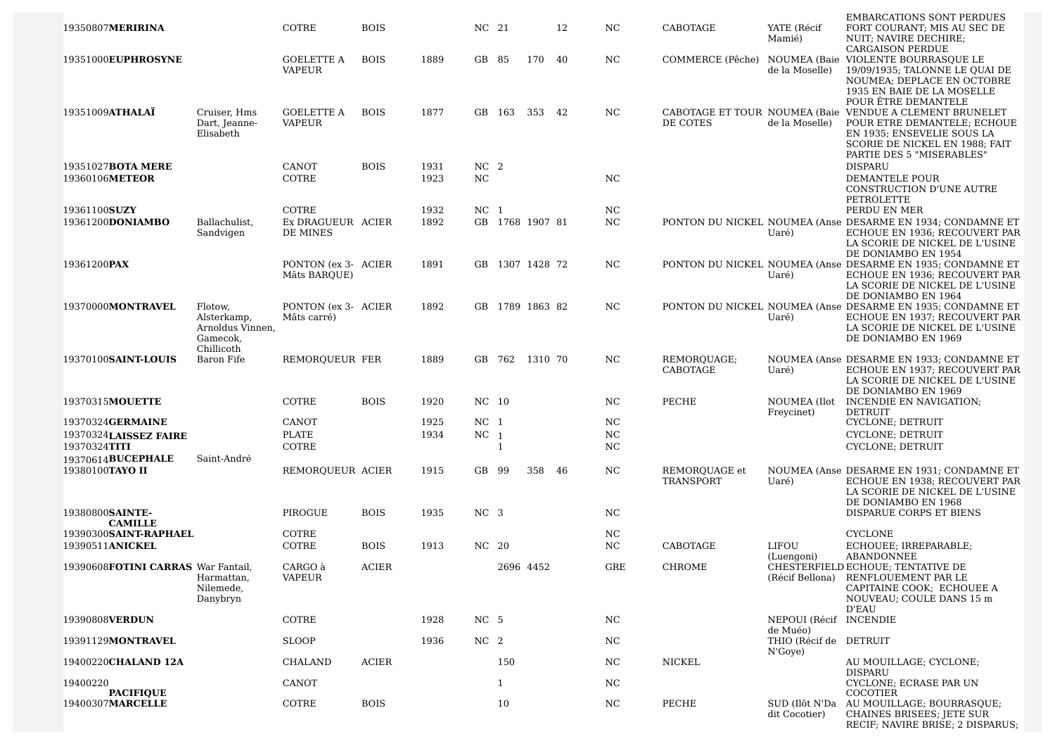| | | | | | | | | | | | | | |
|---|---|---|---|---|---|---|---|---|---|---|---|---|---|
| 19350807**MERIRINA** | | COTRE | BOIS | | NC | 21 | | 12 | NC | CABOTAGE | YATE (Récif Mamié) | EMBARCATIONS SONT PERDUES FORT COURANT; MIS AU SEC DE NUIT; NAVIRE DECHIRE; CARGAISON PERDUE |
| 19351000**EUPHROSYNE** | | GOELETTE A VAPEUR | BOIS | 1889 | GB | 85 | 170 | 40 | NC | COMMERCE (Pêche) | NOUMEA (Baie de la Moselle) | VIOLENTE BOURRASQUE LE 19/09/1935; TALONNE LE QUAI DE NOUMEA; DEPLACE EN OCTOBRE 1935 EN BAIE DE LA MOSELLE POUR ÊTRE DEMANTELE |
| 19351009**ATHALAÏ** | Cruiser, Hms Dart, Jeanne-Elisabeth | GOELETTE A VAPEUR | BOIS | 1877 | GB | 163 | 353 | 42 | NC | CABOTAGE ET TOUR DE COTES | NOUMEA (Baie de la Moselle) | VENDUE A CLEMENT BRUNELET POUR ETRE DEMANTELE; ECHOUE EN 1935; ENSEVELIE SOUS LA SCORIE DE NICKEL EN 1988; FAIT PARTIE DES 5 "MISERABLES" |
| 19351027**BOTA MERE** | | CANOT | BOIS | 1931 | NC | 2 | | | | | | DISPARU |
| 19360106**METEOR** | | COTRE | | 1923 | NC | | | | NC | | | DEMANTELE POUR CONSTRUCTION D'UNE AUTRE PETROLETTE |
| 19361100**SUZY** | | COTRE | | 1932 | NC | 1 | | | NC | | | PERDU EN MER |
| 19361200**DONIAMBO** | Ballachulist, Sandvigen | Ex DRAGUEUR DE MINES | ACIER | 1892 | GB | 1768 | 1907 | 81 | NC | PONTON DU NICKEL | NOUMEA (Anse Uaré) | DESARME EN 1934; CONDAMNE ET ECHOUE EN 1936; RECOUVERT PAR LA SCORIE DE NICKEL DE L'USINE DE DONIAMBO EN 1954 |
| 19361200**PAX** | | PONTON (ex 3-Mâts BARQUE) | ACIER | 1891 | GB | 1307 | 1428 | 72 | NC | PONTON DU NICKEL | NOUMEA (Anse Uaré) | DESARME EN 1935; CONDAMNE ET ECHOUE EN 1936; RECOUVERT PAR LA SCORIE DE NICKEL DE L'USINE DE DONIAMBO EN 1964 |
| 19370000**MONTRAVEL** | Flotow, Alsterkamp, Arnoldus Vinnen, Gamecok, Chillicoth | PONTON (ex 3-Mâts carré) | ACIER | 1892 | GB | 1789 | 1863 | 82 | NC | PONTON DU NICKEL | NOUMEA (Anse Uaré) | DESARME EN 1935; CONDAMNE ET ECHOUE EN 1937; RECOUVERT PAR LA SCORIE DE NICKEL DE L'USINE DE DONIAMBO EN 1969 |
| 19370100**SAINT-LOUIS** | Baron Fife | REMORQUEUR | FER | 1889 | GB | 762 | 1310 | 70 | NC | REMORQUAGE; CABOTAGE | NOUMEA (Anse Uaré) | DESARME EN 1933; CONDAMNE ET ECHOUE EN 1937; RECOUVERT PAR LA SCORIE DE NICKEL DE L'USINE DE DONIAMBO EN 1969 |
| 19370315**MOUETTE** | | COTRE | BOIS | 1920 | NC | 10 | | | NC | PECHE | NOUMEA (Ilot Freycinet) | INCENDIE EN NAVIGATION; DETRUIT |
| 19370324**GERMAINE** | | CANOT | | 1925 | NC | 1 | | | NC | | | CYCLONE; DETRUIT |
| 19370324**LAISSEZ FAIRE** | | PLATE | | 1934 | NC | 1 | | | NC | | | CYCLONE; DETRUIT |
| 19370324**TITI** | | COTRE | | | | 1 | | | NC | | | CYCLONE; DETRUIT |
| 19370614**BUCEPHALE** | Saint-André | | | | | | | | | | | |
| 19380100**TAYO II** | | REMORQUEUR | ACIER | 1915 | GB | 99 | 358 | 46 | NC | REMORQUAGE et TRANSPORT | NOUMEA (Anse Uaré) | DESARME EN 1931; CONDAMNE ET ECHOUE EN 1938; RECOUVERT PAR LA SCORIE DE NICKEL DE L'USINE DE DONIAMBO EN 1968 |
| 19380800**SAINTE-CAMILLE** | | PIROGUE | BOIS | 1935 | NC | 3 | | | NC | | | DISPARUE CORPS ET BIENS |
| 19390300**SAINT-RAPHAEL** | | COTRE | | | | | | | NC | | | CYCLONE |
| 19390511**ANICKEL** | | COTRE | BOIS | 1913 | NC | 20 | | | NC | CABOTAGE | LIFOU (Luengoni) | ECHOUEE; IRREPARABLE; ABANDONNEE |
| 19390608**FOTINI CARRAS** | War Fantail, Harmattan, Nilemede, Danybryn | CARGO à VAPEUR | ACIER | | | 2696 | 4452 | | GRE | CHROME | CHESTERFIELD (Récif Bellona) | ECHOUE; TENTATIVE DE RENFLOUEMENT PAR LE CAPITAINE COOK; ECHOUEE A NOUVEAU; COULE DANS 15 m D'EAU |
| 19390808**VERDUN** | | COTRE | | 1928 | NC | 5 | | | NC | | NEPOUI (Récif de Muéo) | INCENDIE |
| 19391129**MONTRAVEL** | | SLOOP | | 1936 | NC | 2 | | | NC | | THIO (Récif de N'Goye) | DETRUIT |
| 19400220**CHALAND 12A** | | CHALAND | ACIER | | | 150 | | | NC | NICKEL | | AU MOUILLAGE; CYCLONE; DISPARU |
| 19400220**PACIFIQUE** | | CANOT | | | | 1 | | | NC | | | CYCLONE; ECRASE PAR UN COCOTIER |
| 19400307**MARCELLE** | | COTRE | BOIS | | | 10 | | | NC | PECHE | SUD (Ilôt N'Da dit Cocotier) | AU MOUILLAGE; BOURRASQUE; CHAINES BRISEES; JETE SUR RECIF; NAVIRE BRISE; 2 DISPARUS; |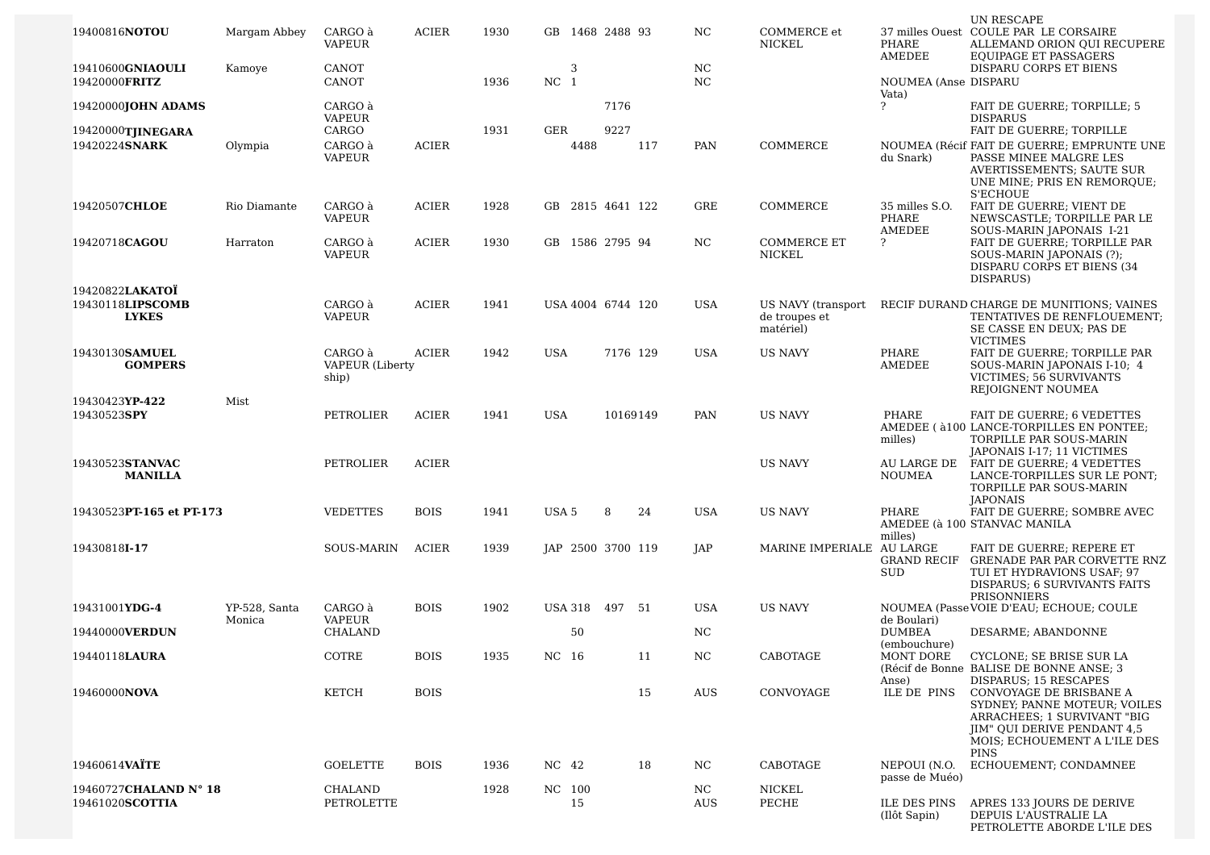| | | | | | | | | | | | | |
|---|---|---|---|---|---|---|---|---|---|---|---|---|
| | | | | | | | | | | | | UN RESCAPE |
| 19400816**NOTOU** | Margam Abbey | CARGO à VAPEUR | ACIER | 1930 | GB | 1468 | 2488 | 93 | NC | COMMERCE et NICKEL | 37 milles Ouest PHARE AMEDEE | COULE PAR LE CORSAIRE ALLEMAND ORION QUI RECUPERE EQUIPAGE ET PASSAGERS |
| 19410600**GNIAOULI** | Kamoye | CANOT | | | | 3 | | | NC | | | DISPARU CORPS ET BIENS |
| 19420000**FRITZ** | | CANOT | | 1936 | NC | 1 | | | NC | | NOUMEA (Anse Vata) | DISPARU |
| 19420000**JOHN ADAMS** | | CARGO à VAPEUR | | | | | 7176 | | | | ? | FAIT DE GUERRE; TORPILLE; 5 DISPARUS |
| 19420000**TJINEGARA** | | CARGO | | 1931 | GER | | 9227 | | | | | FAIT DE GUERRE; TORPILLE |
| 19420224**SNARK** | Olympia | CARGO à VAPEUR | ACIER | | | 4488 | | 117 | PAN | COMMERCE | NOUMEA (Récif du Snark) | FAIT DE GUERRE; EMPRUNTE UNE PASSE MINEE MALGRE LES AVERTISSEMENTS; SAUTE SUR UNE MINE; PRIS EN REMORQUE; S'ECHOUE |
| 19420507**CHLOE** | Rio Diamante | CARGO à VAPEUR | ACIER | 1928 | GB | 2815 | 4641 | 122 | GRE | COMMERCE | 35 milles S.O. PHARE AMEDEE | FAIT DE GUERRE; VIENT DE NEWSCASTLE; TORPILLE PAR LE SOUS-MARIN JAPONAIS I-21 |
| 19420718**CAGOU** | Harraton | CARGO à VAPEUR | ACIER | 1930 | GB | 1586 | 2795 | 94 | NC | COMMERCE ET NICKEL | ? | FAIT DE GUERRE; TORPILLE PAR SOUS-MARIN JAPONAIS (?); DISPARU CORPS ET BIENS (34 DISPARUS) |
| 19420822**LAKATOÏ** | | | | | | | | | | | | |
| 19430118**LIPSCOMB LYKES** | | CARGO à VAPEUR | ACIER | 1941 | USA | 4004 | 6744 | 120 | USA | US NAVY (transport de troupes et matériel) | RECIF DURAND | CHARGE DE MUNITIONS; VAINES TENTATIVES DE RENFLOUEMENT; SE CASSE EN DEUX; PAS DE VICTIMES |
| 19430130**SAMUEL GOMPERS** | | CARGO à VAPEUR (Liberty ship) | ACIER | 1942 | USA | | 7176 | 129 | USA | US NAVY | PHARE AMEDEE | FAIT DE GUERRE; TORPILLE PAR SOUS-MARIN JAPONAIS I-10; 4 VICTIMES; 56 SURVIVANTS REJOIGNENT NOUMEA |
| 19430423**YP-422** | Mist | | | | | | | | | | | |
| 19430523**SPY** | | PETROLIER | ACIER | 1941 | USA | | 10169 | 149 | PAN | US NAVY | PHARE AMEDEE ( à100 milles) | FAIT DE GUERRE; 6 VEDETTES LANCE-TORPILLES EN PONTEE; TORPILLE PAR SOUS-MARIN JAPONAIS I-17; 11 VICTIMES |
| 19430523**STANVAC MANILLA** | | PETROLIER | ACIER | | | | | | | US NAVY | AU LARGE DE NOUMEA | FAIT DE GUERRE; 4 VEDETTES LANCE-TORPILLES SUR LE PONT; TORPILLE PAR SOUS-MARIN JAPONAIS |
| 19430523**PT-165 et PT-173** | | VEDETTES | BOIS | 1941 | USA | 5 | 8 | 24 | USA | US NAVY | PHARE AMEDEE (à 100 milles) | FAIT DE GUERRE; SOMBRE AVEC STANVAC MANILA |
| 19430818**I-17** | | SOUS-MARIN | ACIER | 1939 | JAP | 2500 | 3700 | 119 | JAP | MARINE IMPERIALE | AU LARGE GRAND RECIF SUD | FAIT DE GUERRE; REPERE ET GRENADE PAR PAR CORVETTE RNZ TUI ET HYDRAVIONS USAF; 97 DISPARUS; 6 SURVIVANTS FAITS PRISONNIERS |
| 19431001**YDG-4** | YP-528, Santa Monica | CARGO à VAPEUR | BOIS | 1902 | USA | 318 | 497 | 51 | USA | US NAVY | NOUMEA (Passe de Boulari) | VOIE D'EAU; ECHOUE; COULE |
| 19440000**VERDUN** | | CHALAND | | | | 50 | | | NC | | DUMBEA (embouchure) | DESARME; ABANDONNE |
| 19440118**LAURA** | | COTRE | BOIS | 1935 | NC | 16 | | 11 | NC | CABOTAGE | MONT DORE (Récif de Bonne Anse) | CYCLONE; SE BRISE SUR LA BALISE DE BONNE ANSE; 3 DISPARUS; 15 RESCAPES |
| 19460000**NOVA** | | KETCH | BOIS | | | | | 15 | AUS | CONVOYAGE | ILE DE PINS | CONVOYAGE DE BRISBANE A SYDNEY; PANNE MOTEUR; VOILES ARRACHEES; 1 SURVIVANT "BIG JIM" QUI DERIVE PENDANT 4,5 MOIS; ECHOUEMENT A L'ILE DES PINS |
| 19460614**VAÏTE** | | GOELETTE | BOIS | 1936 | NC | 42 | | 18 | NC | CABOTAGE | NEPOUI (N.O. passe de Muéo) | ECHOUEMENT; CONDAMNEE |
| 19460727**CHALAND N° 18** | | CHALAND | | 1928 | NC | 100 | | | NC | NICKEL | | |
| 19461020**SCOTTIA** | | PETROLETTE | | | | 15 | | | AUS | PECHE | ILE DES PINS (Ilôt Sapin) | APRES 133 JOURS DE DERIVE DEPUIS L'AUSTRALIE LA PETROLETTE ABORDE L'ILE DES |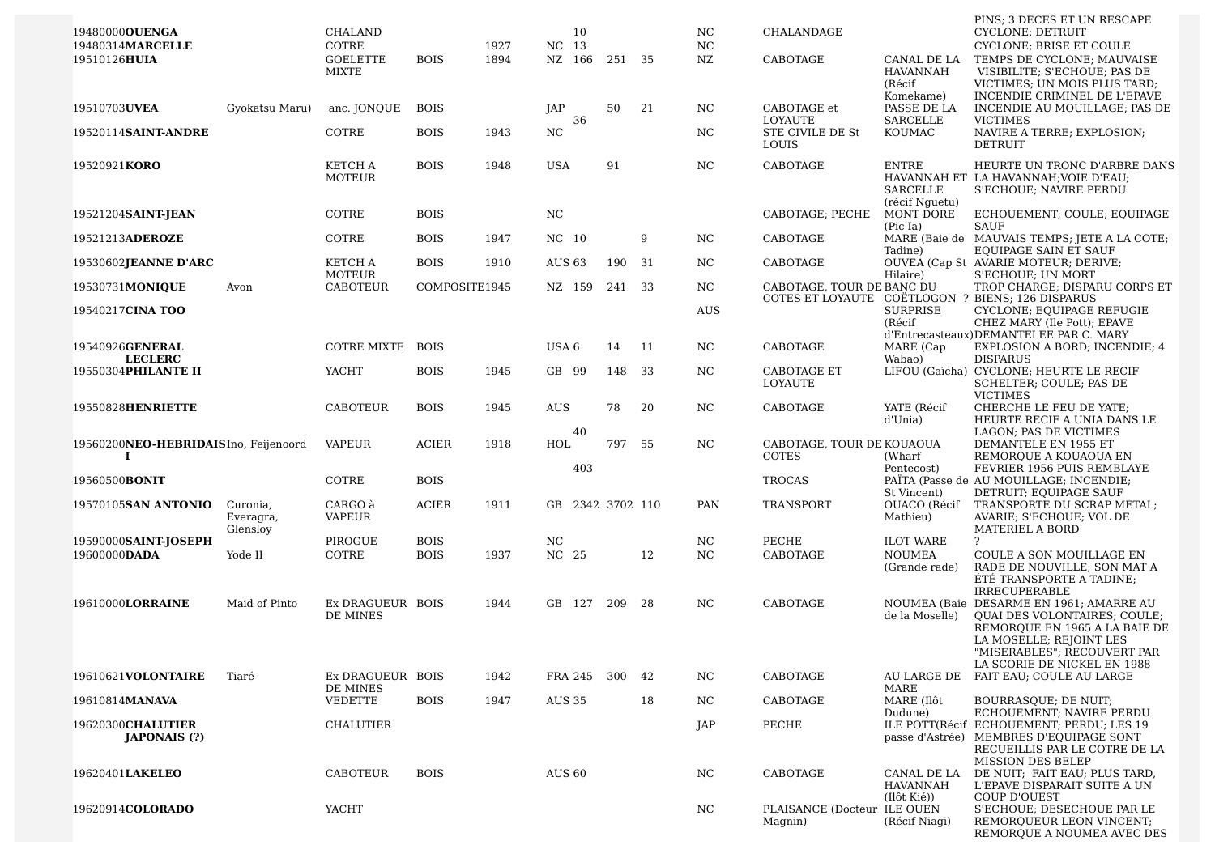| | | | | | | | | | | | | |
|---|---|---|---|---|---|---|---|---|---|---|---|---|
| 19480000 | **OUENGA** | | CHALAND | | | | 10 | | | NC | CHALANDAGE | | PINS; 3 DECES ET UN RESCAPE CYCLONE; DETRUIT |
| 19480314 | **MARCELLE** | | COTRE | | 1927 | NC | 13 | | | NC | | | CYCLONE; BRISE ET COULE |
| 19510126 | **HUIA** | | GOELETTE MIXTE | BOIS | 1894 | NZ | 166 | 251 | 35 | NZ | CABOTAGE | CANAL DE LA HAVANNAH (Récif Komekame) | TEMPS DE CYCLONE; MAUVAISE VISIBILITE; S'ECHOUE; PAS DE VICTIMES; UN MOIS PLUS TARD; INCENDIE CRIMINEL DE L'EPAVE |
| 19510703 | **UVEA** | Gyokatsu Maru) | anc. JONQUE | BOIS | | JAP | 36 | 50 | 21 | NC | CABOTAGE et LOYAUTE | PASSE DE LA SARCELLE | INCENDIE AU MOUILLAGE; PAS DE VICTIMES |
| 19520114 | **SAINT-ANDRE** | | COTRE | BOIS | 1943 | NC | | | | NC | STE CIVILE DE St LOUIS | KOUMAC | NAVIRE A TERRE; EXPLOSION; DETRUIT |
| 19520921 | **KORO** | | KETCH A MOTEUR | BOIS | 1948 | USA | | 91 | | NC | CABOTAGE | ENTRE HAVANNAH ET SARCELLE (récif Nguetu) | HEURTE UN TRONC D'ARBRE DANS LA HAVANNAH;VOIE D'EAU; S'ECHOUE; NAVIRE PERDU |
| 19521204 | **SAINT-JEAN** | | COTRE | BOIS | | NC | | | | | CABOTAGE; PECHE | MONT DORE (Pic Ia) | ECHOUEMENT; COULE; EQUIPAGE SAUF |
| 19521213 | **ADEROZE** | | COTRE | BOIS | 1947 | NC | 10 | | 9 | NC | CABOTAGE | MARE (Baie de Tadine) | MAUVAIS TEMPS; JETE A LA COTE; EQUIPAGE SAIN ET SAUF |
| 19530602 | **JEANNE D'ARC** | | KETCH A MOTEUR | BOIS | 1910 | AUS | 63 | 190 | 31 | NC | CABOTAGE | OUVEA (Cap St Hilaire) | AVARIE MOTEUR; DERIVE; S'ECHOUE; UN MORT |
| 19530731 | **MONIQUE** | Avon | CABOTEUR | COMPOSITE | 1945 | NZ | 159 | 241 | 33 | NC | CABOTAGE, TOUR DE COTES ET LOYAUTE | BANC DU COËTLOGON ? | TROP CHARGE; DISPARU CORPS ET BIENS; 126 DISPARUS |
| 19540217 | **CINA TOO** | | | | | | | | | AUS | | SURPRISE (Récif d'Entrecasteaux) | CYCLONE; EQUIPAGE REFUGIE CHEZ MARY (Ile Pott); EPAVE DEMANTELEE PAR C. MARY |
| 19540926 | **GENERAL LECLERC** | | COTRE MIXTE | BOIS | | USA | 6 | 14 | 11 | NC | CABOTAGE | MARE (Cap Wabao) | EXPLOSION A BORD; INCENDIE; 4 DISPARUS |
| 19550304 | **PHILANTE II** | | YACHT | BOIS | 1945 | GB | 99 | 148 | 33 | NC | CABOTAGE ET LOYAUTE | LIFOU (Gaïcha) | CYCLONE; HEURTE LE RECIF SCHELTER; COULE; PAS DE VICTIMES |
| 19550828 | **HENRIETTE** | | CABOTEUR | BOIS | 1945 | AUS | | 78 | 20 | NC | CABOTAGE | YATE (Récif d'Unia) | CHERCHE LE FEU DE YATE; HEURTE RECIF A UNIA DANS LE LAGON; PAS DE VICTIMES |
| 19560200 | **NEO-HEBRIDAIS I** | Ino, Feijenoord | VAPEUR | ACIER | 1918 | HOL | 40 403 | 797 | 55 | NC | CABOTAGE, TOUR DE COTES | KOUAOUA (Wharf Pentecost) | DEMANTELE EN 1955 ET REMORQUE A KOUAOUA EN FEVRIER 1956 PUIS REMBLAYE |
| 19560500 | **BONIT** | | COTRE | BOIS | | | | | | | TROCAS | PAÏTA (Passe de St Vincent) | AU MOUILLAGE; INCENDIE; DETRUIT; EQUIPAGE SAUF |
| 19570105 | **SAN ANTONIO** | Curonia, Everagra, Glensloy | CARGO à VAPEUR | ACIER | 1911 | GB | 2342 | 3702 | 110 | PAN | TRANSPORT | OUACO (Récif Mathieu) | TRANSPORTE DU SCRAP METAL; AVARIE; S'ECHOUE; VOL DE MATERIEL A BORD |
| 19590000 | **SAINT-JOSEPH** | | PIROGUE | BOIS | | NC | | | | NC | PECHE | ILOT WARE | ? |
| 19600000 | **DADA** | Yode II | COTRE | BOIS | 1937 | NC | 25 | | 12 | NC | CABOTAGE | NOUMEA (Grande rade) | COULE A SON MOUILLAGE EN RADE DE NOUVILLE; SON MAT A ÉTÉ TRANSPORTE A TADINE; IRRECUPERABLE |
| 19610000 | **LORRAINE** | Maid of Pinto | Ex DRAGUEUR DE MINES | BOIS | 1944 | GB | 127 | 209 | 28 | NC | CABOTAGE | NOUMEA (Baie de la Moselle) | DESARME EN 1961; AMARRE AU QUAI DES VOLONTAIRES; COULE; REMORQUE EN 1965 A LA BAIE DE LA MOSELLE; REJOINT LES "MISERABLES"; RECOUVERT PAR LA SCORIE DE NICKEL EN 1988 |
| 19610621 | **VOLONTAIRE** | Tiaré | Ex DRAGUEUR DE MINES | BOIS | 1942 | FRA | 245 | 300 | 42 | NC | CABOTAGE | AU LARGE DE MARE | FAIT EAU; COULE AU LARGE |
| 19610814 | **MANAVA** | | VEDETTE | BOIS | 1947 | AUS | 35 | | 18 | NC | CABOTAGE | MARE (Ilôt Dudune) | BOURRASQUE; DE NUIT; ECHOUEMENT; NAVIRE PERDU |
| 19620300 | **CHALUTIER JAPONAIS (?)** | | CHALUTIER | | | | | | | JAP | PECHE | ILE POTT(Récif passe d'Astrée) | ECHOUEMENT; PERDU; LES 19 MEMBRES D'EQUIPAGE SONT RECUEILLIS PAR LE COTRE DE LA MISSION DES BELEP |
| 19620401 | **LAKELEO** | | CABOTEUR | BOIS | | AUS | 60 | | | NC | CABOTAGE | CANAL DE LA HAVANNAH (Ilôt Kié)) | DE NUIT; FAIT EAU; PLUS TARD, L'EPAVE DISPARAIT SUITE A UN COUP D'OUEST |
| 19620914 | **COLORADO** | | YACHT | | | | | | | NC | PLAISANCE (Docteur Magnin) | ILE OUEN (Récif Niagi) | S'ECHOUE; DESECHOUE PAR LE REMORQUEUR LEON VINCENT; REMORQUE A NOUMEA AVEC DES |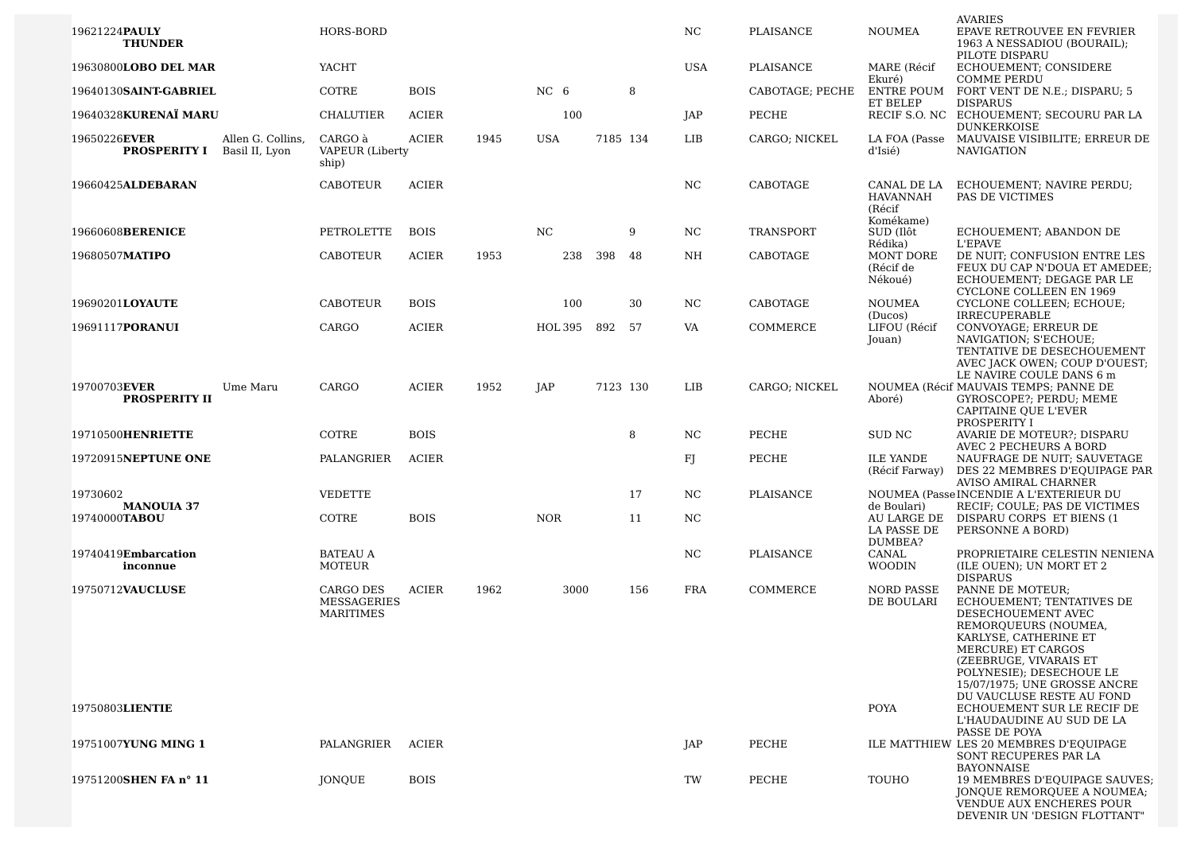| | | | | | | | | | | | | | |
|---|---|---|---|---|---|---|---|---|---|---|---|---|---|
| 19621224 | **PAULY THUNDER** | | HORS-BORD | | | | | | | NC | PLAISANCE | NOUMEA | AVARIES EPAVE RETROUVEE EN FEVRIER 1963 A NESSADIOU (BOURAIL); PILOTE DISPARU |
| 19630800 | **LOBO DEL MAR** | | YACHT | | | | | | | USA | PLAISANCE | MARE (Récif Ekuré) | ECHOUEMENT; CONSIDERE COMME PERDU |
| 19640130 | **SAINT-GABRIEL** | | COTRE | BOIS | | NC | 6 | | 8 | | CABOTAGE; PECHE | ENTRE POUM ET BELEP | FORT VENT DE N.E.; DISPARU; 5 DISPARUS |
| 19640328 | **KURENAÏ MARU** | | CHALUTIER | ACIER | | | 100 | | | JAP | PECHE | RECIF S.O. NC | ECHOUEMENT; SECOURU PAR LA DUNKERKOISE |
| 19650226 | **EVER PROSPERITY I** | Allen G. Collins, Basil II, Lyon | CARGO à VAPEUR (Liberty ship) | ACIER | 1945 | USA | | 7185 | 134 | LIB | CARGO; NICKEL | LA FOA (Passe d'Isié) | MAUVAISE VISIBILITE; ERREUR DE NAVIGATION |
| 19660425 | **ALDEBARAN** | | CABOTEUR | ACIER | | | | | | NC | CABOTAGE | CANAL DE LA HAVANNAH (Récif Komékame) | ECHOUEMENT; NAVIRE PERDU; PAS DE VICTIMES |
| 19660608 | **BERENICE** | | PETROLETTE | BOIS | | NC | | | 9 | NC | TRANSPORT | SUD (Ilôt Rédika) | ECHOUEMENT; ABANDON DE L'EPAVE |
| 19680507 | **MATIPO** | | CABOTEUR | ACIER | 1953 | | 238 | 398 | 48 | NH | CABOTAGE | MONT DORE (Récif de Nékoué) | DE NUIT; CONFUSION ENTRE LES FEUX DU CAP N'DOUA ET AMEDEE; ECHOUEMENT; DEGAGE PAR LE CYCLONE COLLEEN EN 1969 |
| 19690201 | **LOYAUTE** | | CABOTEUR | BOIS | | | 100 | | 30 | NC | CABOTAGE | NOUMEA (Ducos) | CYCLONE COLLEEN; ECHOUE; IRRECUPERABLE |
| 19691117 | **PORANUI** | | CARGO | ACIER | | HOL | 395 | 892 | 57 | VA | COMMERCE | LIFOU (Récif Jouan) | CONVOYAGE; ERREUR DE NAVIGATION; S'ECHOUE; TENTATIVE DE DESECHOUEMENT AVEC JACK OWEN; COUP D'OUEST; LE NAVIRE COULE DANS 6 m |
| 19700703 | **EVER PROSPERITY II** | Ume Maru | CARGO | ACIER | 1952 | JAP | | 7123 | 130 | LIB | CARGO; NICKEL | NOUMEA (Récif Aboré) | MAUVAIS TEMPS; PANNE DE GYROSCOPE?; PERDU; MEME CAPITAINE QUE L'EVER PROSPERITY I |
| 19710500 | **HENRIETTE** | | COTRE | BOIS | | | | | 8 | NC | PECHE | SUD NC | AVARIE DE MOTEUR?; DISPARU AVEC 2 PECHEURS A BORD |
| 19720915 | **NEPTUNE ONE** | | PALANGRIER | ACIER | | | | | | FJ | PECHE | ILE YANDE (Récif Farway) | NAUFRAGE DE NUIT; SAUVETAGE DES 22 MEMBRES D'EQUIPAGE PAR AVISO AMIRAL CHARNER |
| 19730602 | **MANOUIA 37** | | VEDETTE | | | | | | 17 | NC | PLAISANCE | NOUMEA (Passe de Boulari) | INCENDIE A L'EXTERIEUR DU RECIF; COULE; PAS DE VICTIMES |
| 19740000 | **TABOU** | | COTRE | BOIS | | NOR | | | 11 | NC | | AU LARGE DE LA PASSE DE DUMBEA? | DISPARU CORPS ET BIENS (1 PERSONNE A BORD) |
| 19740419 | **Embarcation inconnue** | | BATEAU A MOTEUR | | | | | | | NC | PLAISANCE | CANAL WOODIN | PROPRIETAIRE CELESTIN NENIENA (ILE OUEN); UN MORT ET 2 DISPARUS |
| 19750712 | **VAUCLUSE** | | CARGO DES MESSAGERIES MARITIMES | ACIER | 1962 | | 3000 | | 156 | FRA | COMMERCE | NORD PASSE DE BOULARI | PANNE DE MOTEUR; ECHOUEMENT; TENTATIVES DE DESECHOUEMENT AVEC REMORQUEURS (NOUMEA, KARLYSE, CATHERINE ET MERCURE) ET CARGOS (ZEEBRUGE, VIVARAIS ET POLYNESIE); DESECHOUE LE 15/07/1975; UNE GROSSE ANCRE DU VAUCLUSE RESTE AU FOND |
| 19750803 | **LIENTIE** | | | | | | | | | | | POYA | ECHOUEMENT SUR LE RECIF DE L'HAUDAUDINE AU SUD DE LA PASSE DE POYA |
| 19751007 | **YUNG MING 1** | | PALANGRIER | ACIER | | | | | | JAP | PECHE | ILE MATTHIEW | LES 20 MEMBRES D'EQUIPAGE SONT RECUPERES PAR LA BAYONNAISE |
| 19751200 | **SHEN FA n° 11** | | JONQUE | BOIS | | | | | | TW | PECHE | TOUHO | 19 MEMBRES D'EQUIPAGE SAUVES; JONQUE REMORQUEE A NOUMEA; VENDUE AUX ENCHERES POUR DEVENIR UN 'DESIGN FLOTTANT" |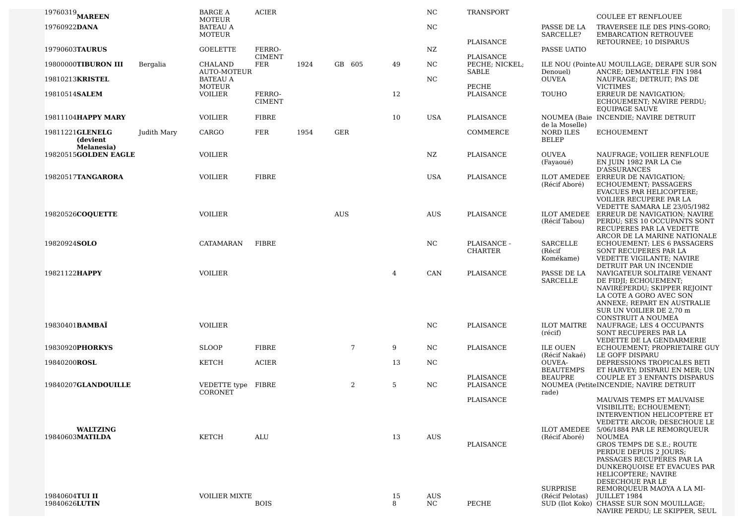| | | | | | | | | | | | |
|---|---|---|---|---|---|---|---|---|---|---|---|
| 19760319**MAREEN** | | BARGE A MOTEUR | ACIER | | | | | NC | TRANSPORT | | COULEE ET RENFLOUEE |
| 19760922**DANA** | | BATEAU A MOTEUR | | | | | | NC | PLAISANCE | PASSE DE LA SARCELLE? | TRAVERSEE ILE DES PINS-GORO; EMBARCATION RETROUVEE RETOURNEE; 10 DISPARUS |
| 19790603**TAURUS** | | GOELETTE | FERRO-CIMENT | | | | | NZ | PLAISANCE | PASSE UATIO | |
| 19800000**TIBURON III** | Bergalia | CHALAND AUTO-MOTEUR | FER | 1924 | GB | 605 | 49 | NC | PECHE; NICKEL; SABLE | ILE NOU (Pointe Denouel) | AU MOUILLAGE; DERAPE SUR SON ANCRE; DEMANTELE FIN 1984 |
| 19810213**KRISTEL** | | BATEAU A MOTEUR | | | | | | NC | PECHE | OUVEA | NAUFRAGE; DETRUIT; PAS DE VICTIMES |
| 19810514**SALEM** | | VOILIER | FERRO-CIMENT | | | | 12 | | PLAISANCE | TOUHO | ERREUR DE NAVIGATION; ECHOUEMENT; NAVIRE PERDU; EQUIPAGE SAUVE |
| 19811104**HAPPY MARY** | | VOILIER | FIBRE | | | | 10 | USA | PLAISANCE | NOUMEA (Baie de la Moselle) | INCENDIE; NAVIRE DETRUIT |
| 19811221**GLENELG (devient Melanesia)** | Judith Mary | CARGO | FER | 1954 | GER | | | | COMMERCE | NORD ILES BELEP | ECHOUEMENT |
| 19820515**GOLDEN EAGLE** | | VOILIER | | | | | | NZ | PLAISANCE | OUVEA (Fayaoué) | NAUFRAGE; VOILIER RENFLOUE EN JUIN 1982 PAR LA Cie D'ASSURANCES |
| 19820517**TANGARORA** | | VOILIER | FIBRE | | | | | USA | PLAISANCE | ILOT AMEDEE (Récif Aboré) | ERREUR DE NAVIGATION; ECHOUEMENT; PASSAGERS EVACUES PAR HELICOPTERE; VOILIER RECUPERE PAR LA VEDETTE SAMARA LE 23/05/1982 |
| 19820526**COQUETTE** | | VOILIER | | | AUS | | | AUS | PLAISANCE | ILOT AMEDEE (Récif Tabou) | ERREUR DE NAVIGATION; NAVIRE PERDU; SES 10 OCCUPANTS SONT RECUPERES PAR LA VEDETTE ARCOR DE LA MARINE NATIONALE |
| 19820924**SOLO** | | CATAMARAN | FIBRE | | | | | NC | PLAISANCE - CHARTER | SARCELLE (Récif Komékame) | ECHOUEMENT; LES 6 PASSAGERS SONT RECUPERES PAR LA VEDETTE VIGILANTE; NAVIRE DETRUIT PAR UN INCENDIE |
| 19821122**HAPPY** | | VOILIER | | | | | 4 | CAN | PLAISANCE | PASSE DE LA SARCELLE | NAVIGATEUR SOLITAIRE VENANT DE FIDJI; ECHOUEMENT; NAVIREPERDU; SKIPPER REJOINT LA COTE A GORO AVEC SON ANNEXE; REPART EN AUSTRALIE SUR UN VOILIER DE 2,70 m CONSTRUIT A NOUMEA |
| 19830401**BAMBAÏ** | | VOILIER | | | | | | NC | PLAISANCE | ILOT MAITRE (récif) | NAUFRAGE; LES 4 OCCUPANTS SONT RECUPERES PAR LA VEDETTE DE LA GENDARMERIE |
| 19830920**PHORKYS** | | SLOOP | FIBRE | | | 7 | 9 | NC | PLAISANCE | ILE OUEN (Récif Nakaé) | ECHOUEMENT; PROPRIETAIRE GUY LE GOFF DISPARU |
| 19840200**ROSL** | | KETCH | ACIER | | | | 13 | NC | PLAISANCE | OUVEA-BEAUTEMPS BEAUPRE | DEPRESSIONS TROPICALES BETI ET HARVEY; DISPARU EN MER; UN COUPLE ET 3 ENFANTS DISPARUS |
| 19840207**GLANDOUILLE** | | VEDETTE type CORONET | FIBRE | | | 2 | 5 | NC | PLAISANCE | NOUMEA (Petite rade) | INCENDIE; NAVIRE DETRUIT |
| 19840603**WALTZING MATILDA** | | KETCH | ALU | | | | 13 | AUS | PLAISANCE | ILOT AMEDEE (Récif Aboré) | MAUVAIS TEMPS ET MAUVAISE VISIBILITE; ECHOUEMENT; INTERVENTION HELICOPTERE ET VEDETTE ARCOR; DESECHOUE LE 5/06/1884 PAR LE REMORQUEUR NOUMEA |
| 19840604**TUI II** | | VOILIER MIXTE | | | | | 15 | AUS | PLAISANCE | SURPRISE (Récif Pelotas) | GROS TEMPS DE S.E.; ROUTE PERDUE DEPUIS 2 JOURS; PASSAGES RECUPERES PAR LA DUNKERQUOISE ET EVACUES PAR HELICOPTERE; NAVIRE DESECHOUE PAR LE REMORQUEUR MAOYA A LA MI-JUILLET 1984 |
| 19840626**LUTIN** | | | BOIS | | | | 8 | NC | PECHE | SUD (Ilot Koko) | CHASSE SUR SON MOUILLAGE; NAVIRE PERDU; LE SKIPPER, SEUL |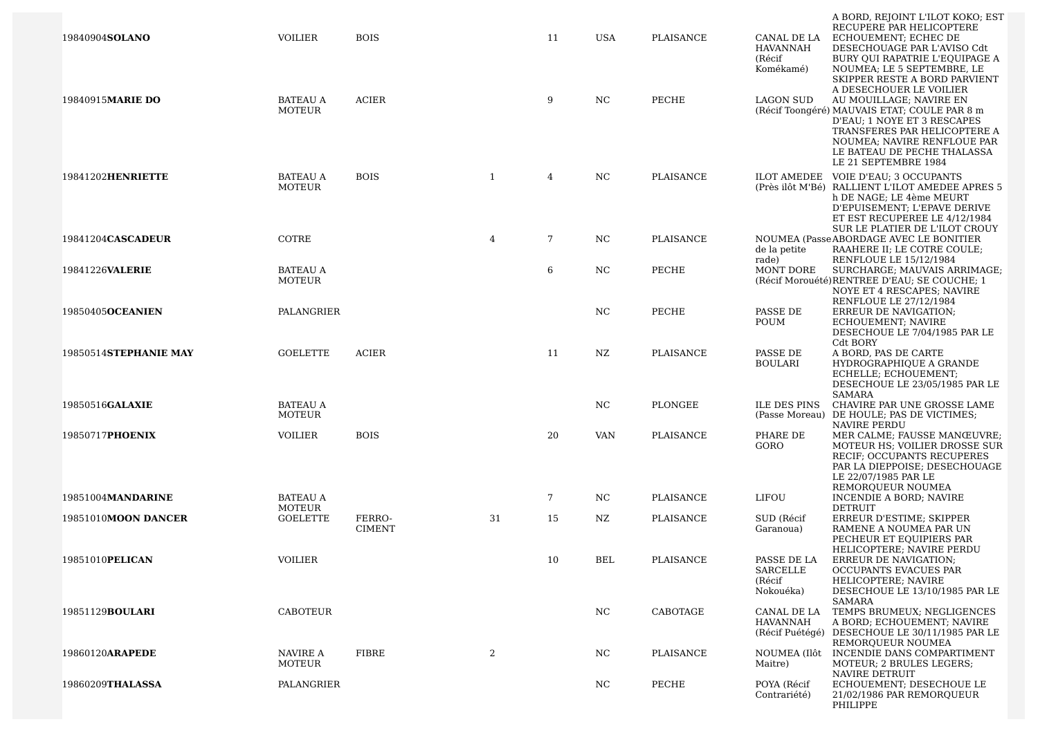| | | | | | | | | |
|---|---|---|---|---|---|---|---|---|
| 19840904**SOLANO** | VOILIER | BOIS | | 11 | USA | PLAISANCE | CANAL DE LA HAVANNAH (Récif Komékamé) | A BORD, REJOINT L'ILOT KOKO; EST RECUPERE PAR HELICOPTERE ECHOUEMENT; ECHEC DE DESECHOUAGE PAR L'AVISO Cdt BURY QUI RAPATRIE L'EQUIPAGE A NOUMEA; LE 5 SEPTEMBRE, LE SKIPPER RESTE A BORD PARVIENT A DESECHOUER LE VOILIER |
| 19840915**MARIE DO** | BATEAU A MOTEUR | ACIER | | 9 | NC | PECHE | LAGON SUD (Récif Toongéré) | AU MOUILLAGE; NAVIRE EN MAUVAIS ETAT; COULE PAR 8 m D'EAU; 1 NOYE ET 3 RESCAPES TRANSFERES PAR HELICOPTERE A NOUMEA; NAVIRE RENFLOUE PAR LE BATEAU DE PECHE THALASSA LE 21 SEPTEMBRE 1984 |
| 19841202**HENRIETTE** | BATEAU A MOTEUR | BOIS | 1 | 4 | NC | PLAISANCE | ILOT AMEDEE (Près ilôt M'Bé) | VOIE D'EAU; 3 OCCUPANTS RALLIENT L'ILOT AMEDEE APRES 5 h DE NAGE; LE 4ème MEURT D'EPUISEMENT; L'EPAVE DERIVE ET EST RECUPEREE LE 4/12/1984 SUR LE PLATIER DE L'ILOT CROUY |
| 19841204**CASCADEUR** | COTRE | | 4 | 7 | NC | PLAISANCE | NOUMEA (Passe de la petite rade) | ABORDAGE AVEC LE BONITIER RAAHERE II; LE COTRE COULE; RENFLOUE LE 15/12/1984 |
| 19841226**VALERIE** | BATEAU A MOTEUR | | | 6 | NC | PECHE | MONT DORE (Récif Morouété) | SURCHARGE; MAUVAIS ARRIMAGE; RENTREE D'EAU; SE COUCHE; 1 NOYE ET 4 RESCAPES; NAVIRE RENFLOUE LE 27/12/1984 |
| 19850405**OCEANIEN** | PALANGRIER | | | | NC | PECHE | PASSE DE POUM | ERREUR DE NAVIGATION; ECHOUEMENT; NAVIRE DESECHOUE LE 7/04/1985 PAR LE Cdt BORY |
| 19850514**STEPHANIE MAY** | GOELETTE | ACIER | | 11 | NZ | PLAISANCE | PASSE DE BOULARI | A BORD, PAS DE CARTE HYDROGRAPHIQUE A GRANDE ECHELLE; ECHOUEMENT; DESECHOUE LE 23/05/1985 PAR LE SAMARA |
| 19850516**GALAXIE** | BATEAU A MOTEUR | | | | NC | PLONGEE | ILE DES PINS (Passe Moreau) | CHAVIRE PAR UNE GROSSE LAME DE HOULE; PAS DE VICTIMES; NAVIRE PERDU |
| 19850717**PHOENIX** | VOILIER | BOIS | | 20 | VAN | PLAISANCE | PHARE DE GORO | MER CALME; FAUSSE MANŒUVRE; MOTEUR HS; VOILIER DROSSE SUR RECIF; OCCUPANTS RECUPERES PAR LA DIEPPOISE; DESECHOUAGE LE 22/07/1985 PAR LE REMORQUEUR NOUMEA |
| 19851004**MANDARINE** | BATEAU A MOTEUR | | | 7 | NC | PLAISANCE | LIFOU | INCENDIE A BORD; NAVIRE DETRUIT |
| 19851010**MOON DANCER** | GOELETTE | FERRO-CIMENT | 31 | 15 | NZ | PLAISANCE | SUD (Récif Garanoua) | ERREUR D'ESTIME; SKIPPER RAMENE A NOUMEA PAR UN PECHEUR ET EQUIPIERS PAR HELICOPTERE; NAVIRE PERDU |
| 19851010**PELICAN** | VOILIER | | | 10 | BEL | PLAISANCE | PASSE DE LA SARCELLE (Récif Nokouéka) | ERREUR DE NAVIGATION; OCCUPANTS EVACUES PAR HELICOPTERE; NAVIRE DESECHOUE LE 13/10/1985 PAR LE SAMARA |
| 19851129**BOULARI** | CABOTEUR | | | | NC | CABOTAGE | CANAL DE LA HAVANNAH (Récif Puétégé) | TEMPS BRUMEUX; NEGLIGENCES A BORD; ECHOUEMENT; NAVIRE DESECHOUE LE 30/11/1985 PAR LE REMORQUEUR NOUMEA |
| 19860120**ARAPEDE** | NAVIRE A MOTEUR | FIBRE | 2 | | NC | PLAISANCE | NOUMEA (Ilôt Maitre) | INCENDIE DANS COMPARTIMENT MOTEUR; 2 BRULES LEGERS; NAVIRE DETRUIT |
| 19860209**THALASSA** | PALANGRIER | | | | NC | PECHE | POYA (Récif Contrariété) | ECHOUEMENT; DESECHOUE LE 21/02/1986 PAR REMORQUEUR PHILIPPE |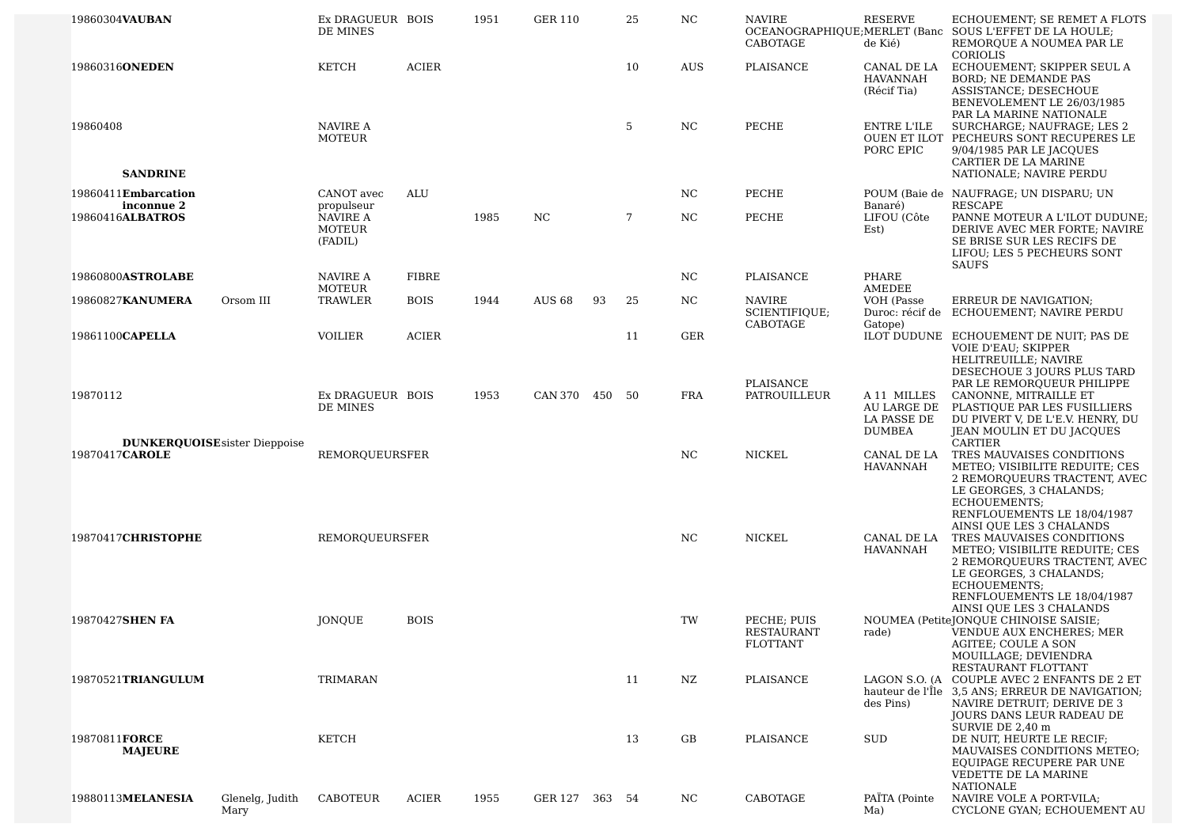| | | | | | | | | | | | | | |
|---|---|---|---|---|---|---|---|---|---|---|---|---|---|
| 19860304 | **VAUBAN** | | Ex DRAGUEUR DE MINES | BOIS | 1951 | GER 110 | | 25 | NC | NAVIRE OCEANOGRAPHIQUE; CABOTAGE | RESERVE MERLET (Banc de Kié) | ECHOUEMENT; SE REMET A FLOTS SOUS L'EFFET DE LA HOULE; REMORQUE A NOUMEA PAR LE CORIOLIS |
| 19860316 | **ONEDEN** | | KETCH | ACIER | | | | 10 | AUS | PLAISANCE | CANAL DE LA HAVANNAH (Récif Tia) | ECHOUEMENT; SKIPPER SEUL A BORD; NE DEMANDE PAS ASSISTANCE; DESECHOUE BENEVOLEMENT LE 26/03/1985 PAR LA MARINE NATIONALE |
| 19860408 | **SANDRINE** | | NAVIRE A MOTEUR | | | | | 5 | NC | PECHE | ENTRE L'ILE OUEN ET ILOT PORC EPIC | SURCHARGE; NAUFRAGE; LES 2 PECHEURS SONT RECUPERES LE 9/04/1985 PAR LE JACQUES CARTIER DE LA MARINE NATIONALE; NAVIRE PERDU |
| 19860411 | **Embarcation inconnue 2** | | CANOT avec propulseur | ALU | | | | | NC | PECHE | POUM (Baie de Banaré) | NAUFRAGE; UN DISPARU; UN RESCAPE |
| 19860416 | **ALBATROS** | | NAVIRE A MOTEUR (FADIL) | | 1985 | NC | | 7 | NC | PECHE | LIFOU (Côte Est) | PANNE MOTEUR A L'ILOT DUDUNE; DERIVE AVEC MER FORTE; NAVIRE SE BRISE SUR LES RECIFS DE LIFOU; LES 5 PECHEURS SONT SAUFS |
| 19860800 | **ASTROLABE** | | NAVIRE A MOTEUR | FIBRE | | | | | NC | PLAISANCE | PHARE AMEDEE | |
| 19860827 | **KANUMERA** | Orsom III | TRAWLER | BOIS | 1944 | AUS 68 | 93 | 25 | NC | NAVIRE SCIENTIFIQUE; CABOTAGE | VOH (Passe Duroc: récif de Gatope) | ERREUR DE NAVIGATION; ECHOUEMENT; NAVIRE PERDU |
| 19861100 | **CAPELLA** | | VOILIER | ACIER | | | | 11 | GER | PLAISANCE | ILOT DUDUNE | ECHOUEMENT DE NUIT; PAS DE VOIE D'EAU; SKIPPER HELITREUILLE; NAVIRE DESECHOUE 3 JOURS PLUS TARD PAR LE REMORQUEUR PHILIPPE |
| 19870112 | **DUNKERQUOISE** | sister Dieppoise | Ex DRAGUEUR DE MINES | BOIS | 1953 | CAN 370 | 450 | 50 | FRA | PATROUILLEUR | A 11 MILLES AU LARGE DE LA PASSE DE DUMBEA | CANONNE, MITRAILLE ET PLASTIQUE PAR LES FUSILLIERS DU PIVERT V, DE L'E.V. HENRY, DU JEAN MOULIN ET DU JACQUES CARTIER |
| 19870417 | **CAROLE** | | REMORQUEURS | FER | | | | | NC | NICKEL | CANAL DE LA HAVANNAH | TRES MAUVAISES CONDITIONS METEO; VISIBILITE REDUITE; CES 2 REMORQUEURS TRACTENT, AVEC LE GEORGES, 3 CHALANDS; ECHOUEMENTS; RENFLOUEMENTS LE 18/04/1987 AINSI QUE LES 3 CHALANDS |
| 19870417 | **CHRISTOPHE** | | REMORQUEURS | FER | | | | | NC | NICKEL | CANAL DE LA HAVANNAH | TRES MAUVAISES CONDITIONS METEO; VISIBILITE REDUITE; CES 2 REMORQUEURS TRACTENT, AVEC LE GEORGES, 3 CHALANDS; ECHOUEMENTS; RENFLOUEMENTS LE 18/04/1987 AINSI QUE LES 3 CHALANDS |
| 19870427 | **SHEN FA** | | JONQUE | BOIS | | | | | TW | PECHE; PUIS RESTAURANT FLOTTANT | NOUMEA (Petite rade) | JONQUE CHINOISE SAISIE; VENDUE AUX ENCHERES; MER AGITEE; COULE A SON MOUILLAGE; DEVIENDRA RESTAURANT FLOTTANT |
| 19870521 | **TRIANGULUM** | | TRIMARAN | | | | | 11 | NZ | PLAISANCE | LAGON S.O. (A hauteur de l'Île des Pins) | COUPLE AVEC 2 ENFANTS DE 2 ET 3,5 ANS; ERREUR DE NAVIGATION; NAVIRE DETRUIT; DERIVE DE 3 JOURS DANS LEUR RADEAU DE SURVIE DE 2,40 m |
| 19870811 | **FORCE MAJEURE** | | KETCH | | | | | 13 | GB | PLAISANCE | SUD | DE NUIT, HEURTE LE RECIF; MAUVAISES CONDITIONS METEO; EQUIPAGE RECUPERE PAR UNE VEDETTE DE LA MARINE NATIONALE |
| 19880113 | **MELANESIA** | Glenelg, Judith Mary | CABOTEUR | ACIER | 1955 | GER 127 | 363 | 54 | NC | CABOTAGE | PAÏTA (Pointe Ma) | NAVIRE VOLE A PORT-VILA; CYCLONE GYAN; ECHOUEMENT AU |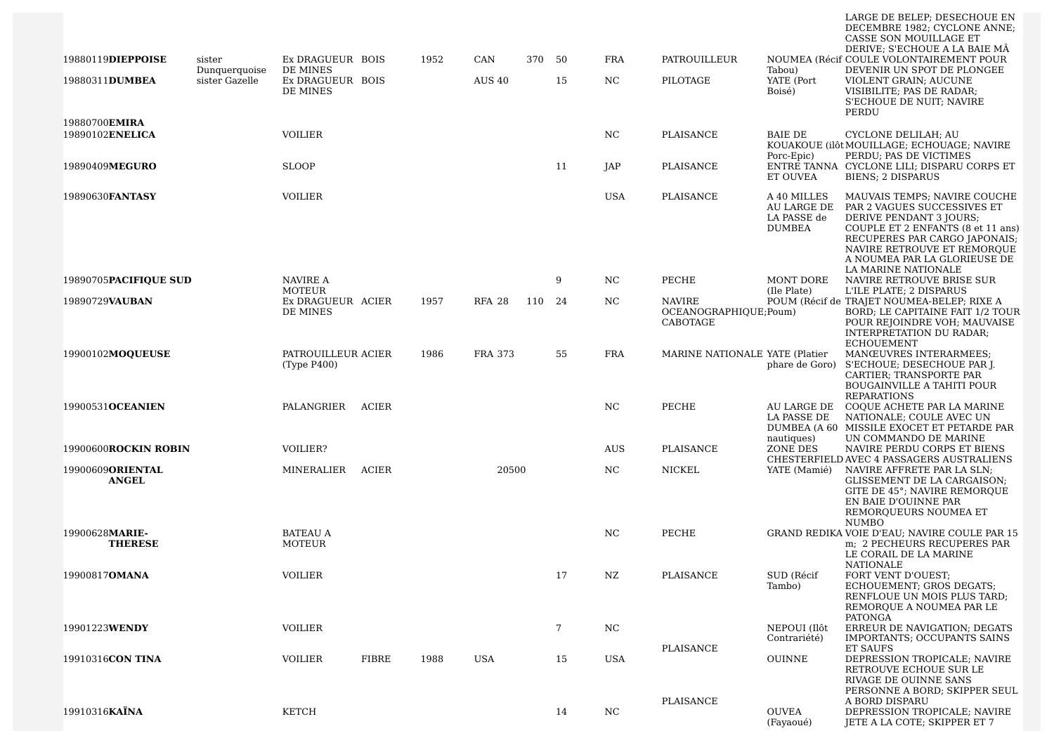| | | | | | | | | | | | |
|---|---|---|---|---|---|---|---|---|---|---|---|
| | | | | | | | | | | | LARGE DE BELEP; DESECHOUE EN DECEMBRE 1982; CYCLONE ANNE; CASSE SON MOUILLAGE ET DERIVE; S'ECHOUE A LA BAIE MÂ |
| 19880119**DIEPPOISE** | sister Dunquerquoise | Ex DRAGUEUR DE MINES | BOIS | 1952 | CAN | 370 | 50 | FRA | PATROUILLEUR | NOUMEA (Récif Tabou) | COULE VOLONTAIREMENT POUR DEVENIR UN SPOT DE PLONGEE |
| 19880311**DUMBEA** | sister Gazelle | Ex DRAGUEUR DE MINES | BOIS | | AUS 40 | | 15 | NC | PILOTAGE | YATE (Port Boisé) | VIOLENT GRAIN; AUCUNE VISIBILITE; PAS DE RADAR; S'ECHOUE DE NUIT; NAVIRE PERDU |
| 19880700**EMIRA** | | | | | | | | | | | |
| 19890102**ENELICA** | | VOILIER | | | | | | NC | PLAISANCE | BAIE DE KOUAKOUE (ilôt Porc-Epic) | CYCLONE DELILAH; AU MOUILLAGE; ECHOUAGE; NAVIRE PERDU; PAS DE VICTIMES |
| 19890409**MEGURO** | | SLOOP | | | | | 11 | JAP | PLAISANCE | ENTRE TANNA ET OUVEA | CYCLONE LILI; DISPARU CORPS ET BIENS; 2 DISPARUS |
| 19890630**FANTASY** | | VOILIER | | | | | | USA | PLAISANCE | A 40 MILLES AU LARGE DE LA PASSE de DUMBEA | MAUVAIS TEMPS; NAVIRE COUCHE PAR 2 VAGUES SUCCESSIVES ET DERIVE PENDANT 3 JOURS; COUPLE ET 2 ENFANTS (8 et 11 ans) RECUPERES PAR CARGO JAPONAIS; NAVIRE RETROUVE ET REMORQUE A NOUMEA PAR LA GLORIEUSE DE LA MARINE NATIONALE |
| 19890705**PACIFIQUE SUD** | | NAVIRE A MOTEUR | | | | | 9 | NC | PECHE | MONT DORE (Ile Plate) | NAVIRE RETROUVE BRISE SUR L'ILE PLATE; 2 DISPARUS |
| 19890729**VAUBAN** | | Ex DRAGUEUR DE MINES | ACIER | 1957 | RFA 28 | 110 | 24 | NC | NAVIRE OCEANOGRAPHIQUE; CABOTAGE | POUM (Récif de Poum) | TRAJET NOUMEA-BELEP; RIXE A BORD; LE CAPITAINE FAIT 1/2 TOUR POUR REJOINDRE VOH; MAUVAISE INTERPRETATION DU RADAR; ECHOUEMENT |
| 19900102**MOQUEUSE** | | PATROUILLEUR (Type P400) | ACIER | 1986 | FRA 373 | | 55 | FRA | MARINE NATIONALE | YATE (Platier phare de Goro) | MANŒUVRES INTERARMEES; S'ECHOUE; DESECHOUE PAR J. CARTIER; TRANSPORTE PAR BOUGAINVILLE A TAHITI POUR REPARATIONS |
| 19900531**OCEANIEN** | | PALANGRIER | ACIER | | | | | NC | PECHE | AU LARGE DE LA PASSE DE DUMBEA (A 60 nautiques) | COQUE ACHETE PAR LA MARINE NATIONALE; COULE AVEC UN MISSILE EXOCET ET PETARDE PAR UN COMMANDO DE MARINE |
| 19900600**ROCKIN ROBIN** | | VOILIER? | | | | | | AUS | PLAISANCE | ZONE DES CHESTERFIELD | NAVIRE PERDU CORPS ET BIENS AVEC 4 PASSAGERS AUSTRALIENS |
| 19900609**ORIENTAL ANGEL** | | MINERALIER | ACIER | | | 20500 | | NC | NICKEL | YATE (Mamié) | NAVIRE AFFRETE PAR LA SLN; GLISSEMENT DE LA CARGAISON; GITE DE 45°; NAVIRE REMORQUE EN BAIE D'OUINNE PAR REMORQUEURS NOUMEA ET NUMBO |
| 19900628**MARIE-THERESE** | | BATEAU A MOTEUR | | | | | | NC | PECHE | GRAND REDIKA | VOIE D'EAU; NAVIRE COULE PAR 15 m; 2 PECHEURS RECUPERES PAR LE CORAIL DE LA MARINE NATIONALE |
| 19900817**OMANA** | | VOILIER | | | | | 17 | NZ | PLAISANCE | SUD (Récif Tambo) | FORT VENT D'OUEST; ECHOUEMENT; GROS DEGATS; RENFLOUE UN MOIS PLUS TARD; REMORQUE A NOUMEA PAR LE PATONGA |
| 19901223**WENDY** | | VOILIER | | | | | 7 | NC | PLAISANCE | NEPOUI (Ilôt Contrariété) | ERREUR DE NAVIGATION; DEGATS IMPORTANTS; OCCUPANTS SAINS ET SAUFS |
| 19910316**CON TINA** | | VOILIER | FIBRE | 1988 | USA | | 15 | USA | PLAISANCE | OUINNE | DEPRESSION TROPICALE; NAVIRE RETROUVE ECHOUE SUR LE RIVAGE DE OUINNE SANS PERSONNE A BORD; SKIPPER SEUL A BORD DISPARU |
| 19910316**KAÏNA** | | KETCH | | | | | 14 | NC | PLAISANCE | OUVEA (Fayaoué) | DEPRESSION TROPICALE; NAVIRE JETE A LA COTE; SKIPPER ET 7 |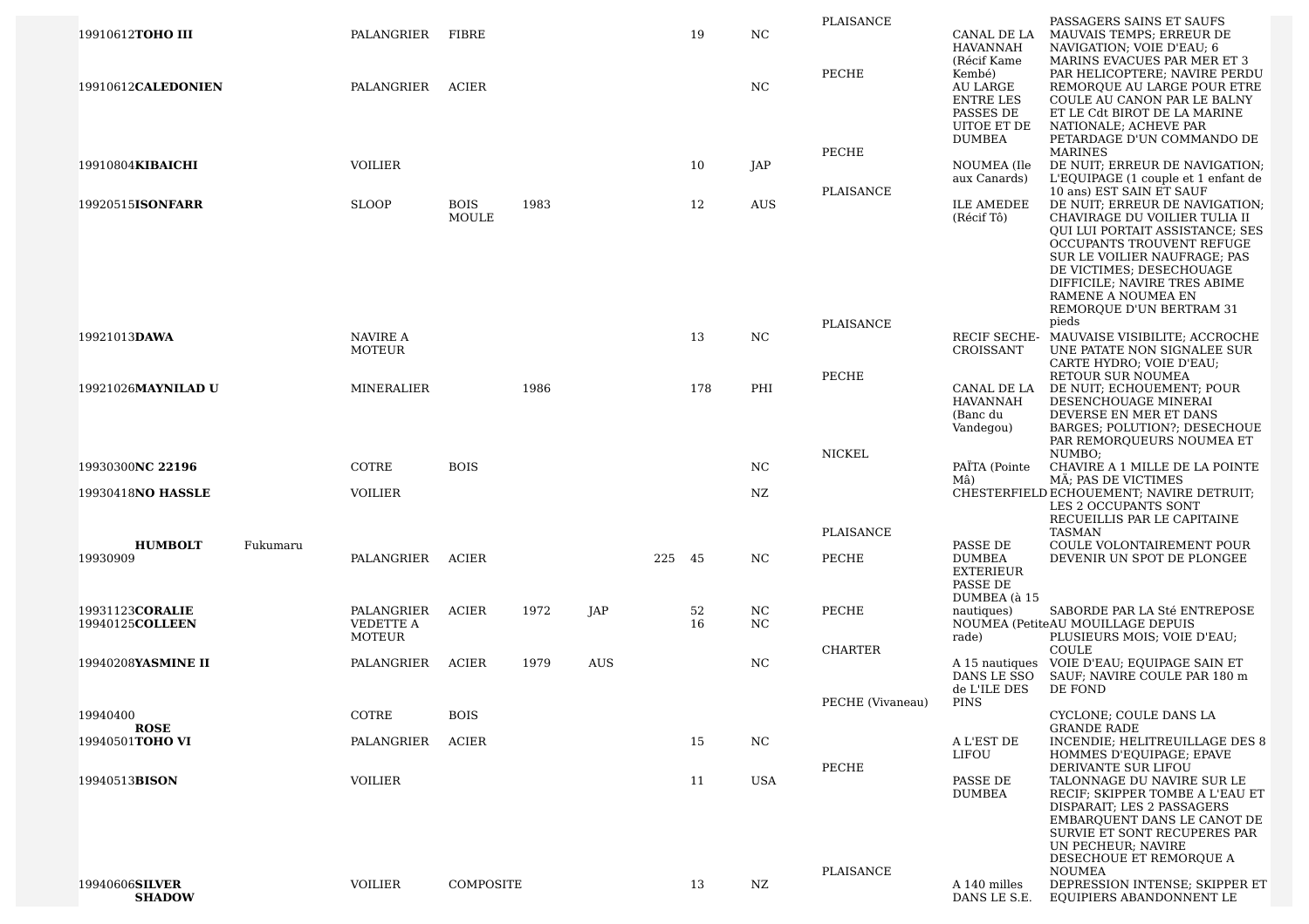| Date | Nom | Autre nom | Type | Matériau | Année | Pays | Tonnage | Longueur | Pavillon | Activité | Lieu | Circonstances |
|---|---|---|---|---|---|---|---|---|---|---|---|---|
| | | | | | | | | | | PLAISANCE | | PASSAGERS SAINS ET SAUFS |
| 19910612 | **TOHO III** | | PALANGRIER | FIBRE | | | | 19 | NC | PECHE | CANAL DE LA HAVANNAH (Récif Kame Kembé) | MAUVAIS TEMPS; ERREUR DE NAVIGATION; VOIE D'EAU; 6 MARINS EVACUES PAR MER ET 3 PAR HELICOPTERE; NAVIRE PERDU |
| 19910612 | **CALEDONIEN** | | PALANGRIER | ACIER | | | | | NC | PECHE | AU LARGE ENTRE LES PASSES DE UITOE ET DE DUMBEA | REMORQUE AU LARGE POUR ETRE COULE AU CANON PAR LE BALNY ET LE Cdt BIROT DE LA MARINE NATIONALE; ACHEVE PAR PETARDAGE D'UN COMMANDO DE MARINES |
| 19910804 | **KIBAICHI** | | VOILIER | | | | | 10 | JAP | PLAISANCE | NOUMEA (Ile aux Canards) | DE NUIT; ERREUR DE NAVIGATION; L'EQUIPAGE (1 couple et 1 enfant de 10 ans) EST SAIN ET SAUF |
| 19920515 | **ISONFARR** | | SLOOP | BOIS MOULE | 1983 | | | 12 | AUS | PLAISANCE | ILE AMEDEE (Récif Tô) | DE NUIT; ERREUR DE NAVIGATION; CHAVIRAGE DU VOILIER TULIA II QUI LUI PORTAIT ASSISTANCE; SES OCCUPANTS TROUVENT REFUGE SUR LE VOILIER NAUFRAGE; PAS DE VICTIMES; DESECHOUAGE DIFFICILE; NAVIRE TRES ABIME RAMENE A NOUMEA EN REMORQUE D'UN BERTRAM 31 pieds |
| 19921013 | **DAWA** | | NAVIRE A MOTEUR | | | | | 13 | NC | PECHE | RECIF SECHE-CROISSANT | MAUVAISE VISIBILITE; ACCROCHE UNE PATATE NON SIGNALEE SUR CARTE HYDRO; VOIE D'EAU; RETOUR SUR NOUMEA |
| 19921026 | **MAYNILAD U** | | MINERALIER | | 1986 | | | 178 | PHI | NICKEL | CANAL DE LA HAVANNAH (Banc du Vandegou) | DE NUIT; ECHOUEMENT; POUR DESENCHOUAGE MINERAI DEVERSE EN MER ET DANS BARGES; POLUTION?; DESECHOUE PAR REMORQUEURS NOUMEA ET NUMBO; |
| 19930300 | **NC 22196** | | COTRE | BOIS | | | | | NC | | PAÏTA (Pointe Mâ) | CHAVIRE A 1 MILLE DE LA POINTE MÂ; PAS DE VICTIMES |
| 19930418 | **NO HASSLE** | | VOILIER | | | | | | NZ | PLAISANCE | CHESTERFIELD | ECHOUEMENT; NAVIRE DETRUIT; LES 2 OCCUPANTS SONT RECUEILLIS PAR LE CAPITAINE TASMAN |
| 19930909 | **HUMBOLT** | Fukumaru | PALANGRIER | ACIER | | | 225 | 45 | NC | PECHE | PASSE DE DUMBEA EXTERIEUR | COULE VOLONTAIREMENT POUR DEVENIR UN SPOT DE PLONGEE |
| 19931123 | **CORALIE** | | PALANGRIER | ACIER | 1972 | JAP | | 52 | NC | PECHE | PASSE DE DUMBEA (à 15 nautiques) | SABORDE PAR LA Sté ENTREPOSE |
| 19940125 | **COLLEEN** | | VEDETTE A MOTEUR | | | | | 16 | NC | CHARTER | NOUMEA (Petite rade) | AU MOUILLAGE DEPUIS PLUSIEURS MOIS; VOIE D'EAU; COULE |
| 19940208 | **YASMINE II** | | PALANGRIER | ACIER | 1979 | AUS | | | NC | PECHE (Vivaneau) | A 15 nautiques DANS LE SSO de L'ILE DES PINS | VOIE D'EAU; EQUIPAGE SAIN ET SAUF; NAVIRE COULE PAR 180 m DE FOND |
| 19940400 | **ROSE** | | COTRE | BOIS | | | | | | | | CYCLONE; COULE DANS LA GRANDE RADE |
| 19940501 | **TOHO VI** | | PALANGRIER | ACIER | | | | 15 | NC | PECHE | A L'EST DE LIFOU | INCENDIE; HELITREUILLAGE DES 8 HOMMES D'EQUIPAGE; EPAVE DERIVANTE SUR LIFOU |
| 19940513 | **BISON** | | VOILIER | | | | | 11 | USA | PLAISANCE | PASSE DE DUMBEA | TALONNAGE DU NAVIRE SUR LE RECIF; SKIPPER TOMBE A L'EAU ET DISPARAIT; LES 2 PASSAGERS EMBARQUENT DANS LE CANOT DE SURVIE ET SONT RECUPERES PAR UN PECHEUR; NAVIRE DESECHOUE ET REMORQUE A NOUMEA |
| 19940606 | **SILVER SHADOW** | | VOILIER | COMPOSITE | | | | 13 | NZ | | A 140 milles DANS LE S.E. | DEPRESSION INTENSE; SKIPPER ET EQUIPIERS ABANDONNENT LE |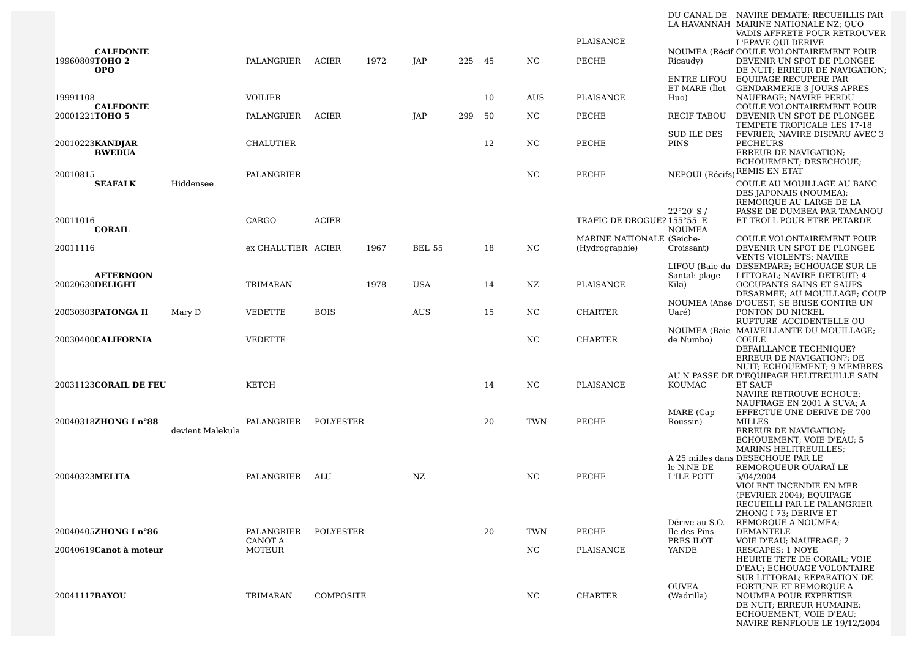| | | | | | | | | | | | | |
|---|---|---|---|---|---|---|---|---|---|---|---|---|
| | | | | | | | | | | PLAISANCE | DU CANAL DE LA HAVANNAH | NAVIRE DEMATE; RECUEILLIS PAR MARINE NATIONALE NZ; QUO VADIS AFFRETE POUR RETROUVER L'EPAVE QUI DERIVE |
| 19960809 | **CALEDONIE TOHO 2** | | PALANGRIER | ACIER | 1972 | JAP | 225 | 45 | NC | PECHE | NOUMEA (Récif Ricaudy) | COULE VOLONTAIREMENT POUR DEVENIR UN SPOT DE PLONGEE |
| 19991108 | **OPO** | | VOILIER | | | | | 10 | AUS | PLAISANCE | ENTRE LIFOU ET MARE (Îlot Huo) | DE NUIT; ERREUR DE NAVIGATION; EQUIPAGE RECUPERE PAR GENDARMERIE 3 JOURS APRES NAUFRAGE; NAVIRE PERDU |
| 20001221 | **CALEDONIE TOHO 5** | | PALANGRIER | ACIER | | JAP | 299 | 50 | NC | PECHE | RECIF TABOU | COULE VOLONTAIREMENT POUR DEVENIR UN SPOT DE PLONGEE |
| 20010223 | **KANDJAR** | | CHALUTIER | | | | | 12 | NC | PECHE | SUD ILE DES PINS | TEMPETE TROPICALE LES 17-18 FEVRIER; NAVIRE DISPARU AVEC 3 PECHEURS |
| 20010815 | **BWEDUA** | | PALANGRIER | | | | | | NC | PECHE | NEPOUI (Récifs) | ERREUR DE NAVIGATION; ECHOUEMENT; DESECHOUE; REMIS EN ETAT |
| 20011016 | **SEAFALK** | Hiddensee | CARGO | ACIER | | | | | | TRAFIC DE DROGUE? | 22°20' S / 155°55' E | COULE AU MOUILLAGE AU BANC DES JAPONAIS (NOUMEA); REMORQUE AU LARGE DE LA PASSE DE DUMBEA PAR TAMANOU ET TROLL POUR ETRE PETARDE |
| 20011116 | **CORAIL** | | ex CHALUTIER | ACIER | 1967 | BEL 55 | | 18 | NC | MARINE NATIONALE (Hydrographie) | NOUMEA (Seiche-Croissant) | COULE VOLONTAIREMENT POUR DEVENIR UN SPOT DE PLONGEE |
| 20020630 | **AFTERNOON DELIGHT** | | TRIMARAN | | 1978 | USA | | 14 | NZ | PLAISANCE | LIFOU (Baie du Santal: plage Kiki) | VENTS VIOLENTS; NAVIRE DESEMPARE; ECHOUAGE SUR LE LITTORAL; NAVIRE DETRUIT; 4 OCCUPANTS SAINS ET SAUFS |
| 20030303 | **PATONGA II** | Mary D | VEDETTE | BOIS | | AUS | | 15 | NC | CHARTER | NOUMEA (Anse Uaré) | DESARMEE; AU MOUILLAGE; COUP D'OUEST; SE BRISE CONTRE UN PONTON DU NICKEL |
| 20030400 | **CALIFORNIA** | | VEDETTE | | | | | | NC | CHARTER | NOUMEA (Baie de Numbo) | RUPTURE ACCIDENTELLE OU MALVEILLANTE DU MOUILLAGE; COULE |
| 20031123 | **CORAIL DE FEU** | | KETCH | | | | | 14 | NC | PLAISANCE | AU N PASSE DE KOUMAC | DEFAILLANCE TECHNIQUE? ERREUR DE NAVIGATION?; DE NUIT; ECHOUEMENT; 9 MEMBRES D'EQUIPAGE HELITREUILLE SAIN ET SAUF |
| 20040318 | **ZHONG I n°88** | devient Malekula | PALANGRIER | POLYESTER | | | | 20 | TWN | PECHE | MARE (Cap Roussin) | NAVIRE RETROUVE ECHOUE; NAUFRAGE EN 2001 A SUVA; A EFFECTUE UNE DERIVE DE 700 MILLES |
| 20040323 | **MELITA** | | PALANGRIER | ALU | | NZ | | | NC | PECHE | A 25 milles dans le N.NE DE L'ILE POTT | ERREUR DE NAVIGATION; ECHOUEMENT; VOIE D'EAU; 5 MARINS HELITREUILLES; DESECHOUE PAR LE REMORQUEUR OUARAÏ LE 5/04/2004 |
| 20040405 | **ZHONG I n°86** | | PALANGRIER | POLYESTER | | | | 20 | TWN | PECHE | Dérive au S.O. Ile des Pins | VIOLENT INCENDIE EN MER (FEVRIER 2004); EQUIPAGE RECUEILLI PAR LE PALANGRIER ZHONG I 73; DERIVE ET REMORQUE A NOUMEA; DEMANTELE |
| 20040619 | **Canot à moteur** | | CANOT A MOTEUR | | | | | | NC | PLAISANCE | PRES ILOT YANDE | VOIE D'EAU; NAUFRAGE; 2 RESCAPES; 1 NOYE |
| 20041117 | **BAYOU** | | TRIMARAN | COMPOSITE | | | | | NC | CHARTER | OUVEA (Wadrilla) | HEURTE TETE DE CORAIL; VOIE D'EAU; ECHOUAGE VOLONTAIRE SUR LITTORAL; REPARATION DE FORTUNE ET REMORQUE A NOUMEA POUR EXPERTISE |
| | | | | | | | | | | | | DE NUIT; ERREUR HUMAINE; ECHOUEMENT; VOIE D'EAU; NAVIRE RENFLOUE LE 19/12/2004 |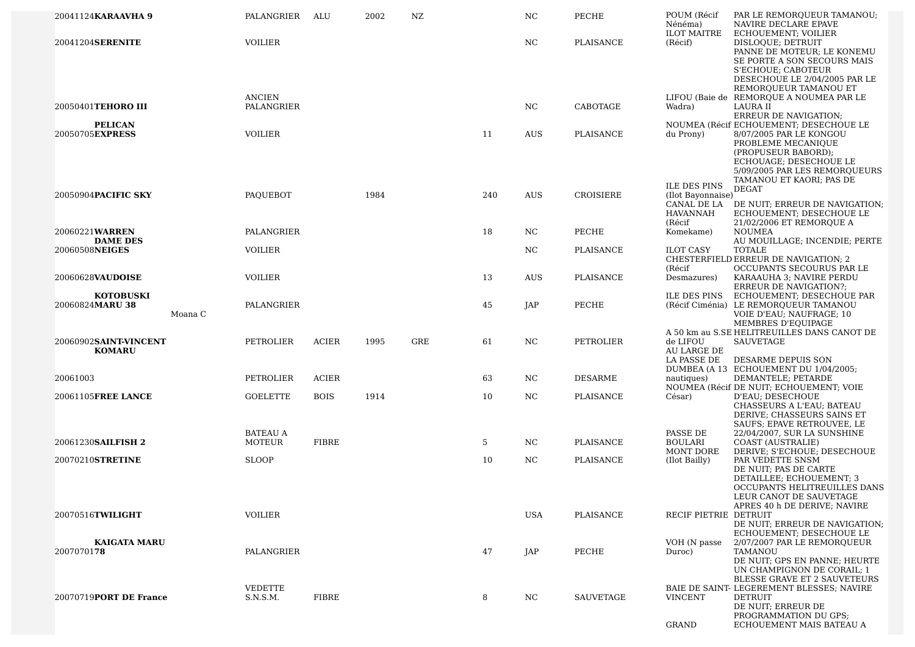| | | | | | | | | | | | |
|---|---|---|---|---|---|---|---|---|---|---|---|
| 20041124 | **KARAAVHA 9** | | PALANGRIER | ALU | 2002 | NZ | | NC | PECHE | POUM (Récif Néméa) | PAR LE REMORQUEUR TAMANOU; NAVIRE DECLARE EPAVE |
| 20041204 | **SERENITE** | | VOILIER | | | | | NC | PLAISANCE | ILOT MAITRE (Récif) | ECHOUEMENT; VOILIER DISLOQUE; DETRUIT |
| 20050401 | **TEHORO III** | | ANCIEN PALANGRIER | | | | | NC | CABOTAGE | LIFOU (Baie de Wadra) | PANNE DE MOTEUR; LE KONEMU SE PORTE A SON SECOURS MAIS S'ECHOUE; CABOTEUR DESECHOUE LE 2/04/2005 PAR LE REMORQUEUR TAMANOU ET REMORQUE A NOUMEA PAR LE LAURA II |
| 20050705 | **PELICAN EXPRESS** | | VOILIER | | | | 11 | AUS | PLAISANCE | NOUMEA (Récif du Prony) | ERREUR DE NAVIGATION; ECHOUEMENT; DESECHOUE LE 8/07/2005 PAR LE KONGOU |
| 20050904 | **PACIFIC SKY** | | PAQUEBOT | | 1984 | | 240 | AUS | CROISIERE | ILE DES PINS (Ilot Bayonnaise) | PROBLEME MECANIQUE (PROPUSEUR BABORD); ECHOUAGE; DESECHOUE LE 5/09/2005 PAR LES REMORQUEURS TAMANOU ET KAORI; PAS DE DEGAT |
| 20060221 | **WARREN** | | PALANGRIER | | | | 18 | NC | PECHE | CANAL DE LA HAVANNAH (Récif Komekame) | DE NUIT; ERREUR DE NAVIGATION; ECHOUEMENT; DESECHOUE LE 21/02/2006 ET REMORQUE A NOUMEA |
| 20060508 | **DAME DES NEIGES** | | VOILIER | | | | | NC | PLAISANCE | ILOT CASY | AU MOUILLAGE; INCENDIE; PERTE TOTALE |
| 20060628 | **VAUDOISE** | | VOILIER | | | | 13 | AUS | PLAISANCE | CHESTERFIELD (Récif Desmazures) | ERREUR DE NAVIGATION; 2 OCCUPANTS SECOURUS PAR LE KARAAUHA 3; NAVIRE PERDU |
| 20060824 | **KOTOBUSKI MARU 38** | | PALANGRIER | | | | 45 | JAP | PECHE | ILE DES PINS (Récif Ciménia) | ERREUR DE NAVIGATION?; ECHOUEMENT; DESECHOUE PAR LE REMORQUEUR TAMANOU |
| 20060902 | **SAINT-VINCENT** | Moana C | PETROLIER | ACIER | 1995 | GRE | 61 | NC | PETROLIER | A 50 km au S.SE de LIFOU | VOIE D'EAU; NAUFRAGE; 10 MEMBRES D'EQUIPAGE HELITREUILLES DANS CANOT DE SAUVETAGE |
| 20061003 | **KOMARU** | | PETROLIER | ACIER | | | 63 | NC | DESARME | AU LARGE DE LA PASSE DE DUMBEA (A 13 nautiques) | DESARME DEPUIS SON ECHOUEMENT DU 1/04/2005; DEMANTELE; PETARDE |
| 20061105 | **FREE LANCE** | | GOELETTE | BOIS | 1914 | | 10 | NC | PLAISANCE | NOUMEA (Récif César) | DE NUIT; ECHOUEMENT; VOIE D'EAU; DESECHOUE |
| 20061230 | **SAILFISH 2** | | BATEAU A MOTEUR | FIBRE | | | 5 | NC | PLAISANCE | PASSE DE BOULARI | CHASSEURS A L'EAU; BATEAU DERIVE; CHASSEURS SAINS ET SAUFS; EPAVE RETROUVEE, LE 22/04/2007, SUR LA SUNSHINE COAST (AUSTRALIE) |
| 20070210 | **STRETINE** | | SLOOP | | | | 10 | NC | PLAISANCE | MONT DORE (Ilot Bailly) | DERIVE; S'ECHOUE; DESECHOUE PAR VEDETTE SNSM |
| 20070516 | **TWILIGHT** | | VOILIER | | | | | USA | PLAISANCE | RECIF PIETRIE | DE NUIT; PAS DE CARTE DETAILLEE; ECHOUEMENT; 3 OCCUPANTS HELITREUILLES DANS LEUR CANOT DE SAUVETAGE APRES 40 h DE DERIVE; NAVIRE DETRUIT |
| 20070701 | **KAIGATA MARU 78** | | PALANGRIER | | | | 47 | JAP | PECHE | VOH (N passe Duroc) | DE NUIT; ERREUR DE NAVIGATION; ECHOUEMENT; DESECHOUE LE 2/07/2007 PAR LE REMORQUEUR TAMANOU |
| 20070719 | **PORT DE France** | | VEDETTE S.N.S.M. | FIBRE | | | 8 | NC | SAUVETAGE | BAIE DE SAINT-VINCENT | DE NUIT; GPS EN PANNE; HEURTE UN CHAMPIGNON DE CORAIL; 1 BLESSE GRAVE ET 2 SAUVETEURS LEGEREMENT BLESSES; NAVIRE DETRUIT |
| | | | | | | | | | | GRAND | DE NUIT; ERREUR DE PROGRAMMATION DU GPS; ECHOUEMENT MAIS BATEAU A |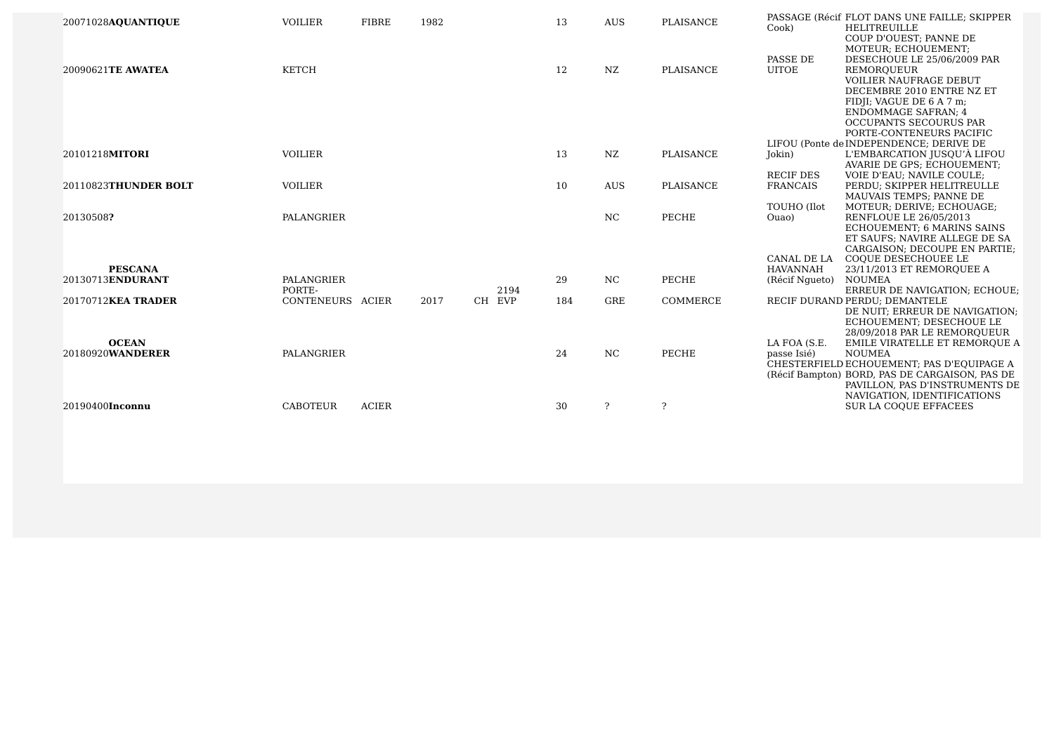| | | | | | | | | | | |
|---|---|---|---|---|---|---|---|---|---|---|
| 20071028 | **AQUANTIQUE** | VOILIER | FIBRE | 1982 | | 13 | AUS | PLAISANCE | PASSAGE (Récif Cook) | FLOT DANS UNE FAILLE; SKIPPER HELITREUILLE |
| 20090621 | **TE AWATEA** | KETCH | | | | 12 | NZ | PLAISANCE | PASSE DE UITOE | COUP D'OUEST; PANNE DE MOTEUR; ECHOUEMENT; DESECHOUE LE 25/06/2009 PAR REMORQUEUR |
| 20101218 | **MITORI** | VOILIER | | | | 13 | NZ | PLAISANCE | LIFOU (Ponte de Jokin) | VOILIER NAUFRAGE DEBUT DECEMBRE 2010 ENTRE NZ ET FIDJI; VAGUE DE 6 A 7 m; ENDOMMAGE SAFRAN; 4 OCCUPANTS SECOURUS PAR PORTE-CONTENEURS PACIFIC INDEPENDENCE; DERIVE DE L'EMBARCATION JUSQU'À LIFOU |
| 20110823 | **THUNDER BOLT** | VOILIER | | | | 10 | AUS | PLAISANCE | RECIF DES FRANCAIS | AVARIE DE GPS; ECHOUEMENT; VOIE D'EAU; NAVILE COULE; PERDU; SKIPPER HELITREULLE |
| 20130508 | **?** | PALANGRIER | | | | | NC | PECHE | TOUHO (Ilot Ouao) | MAUVAIS TEMPS; PANNE DE MOTEUR; DERIVE; ECHOUAGE; RENFLOUE LE 26/05/2013 |
| 20130713 | **PESCANA ENDURANT** | PALANGRIER | | | | 29 | NC | PECHE | CANAL DE LA HAVANNAH (Récif Ngueto) | ECHOUEMENT; 6 MARINS SAINS ET SAUFS; NAVIRE ALLEGE DE SA CARGAISON; DECOUPE EN PARTIE; COQUE DESECHOUEE LE 23/11/2013 ET REMORQUEE A NOUMEA |
| 20170712 | **KEA TRADER** | PORTE-CONTENEURS | ACIER | 2017 | CH 2194 EVP | 184 | GRE | COMMERCE | RECIF DURAND | ERREUR DE NAVIGATION; ECHOUE; PERDU; DEMANTELE |
| 20180920 | **OCEAN WANDERER** | PALANGRIER | | | | 24 | NC | PECHE | LA FOA (S.E. passe Isié) | DE NUIT; ERREUR DE NAVIGATION; ECHOUEMENT; DESECHOUE LE 28/09/2018 PAR LE REMORQUEUR EMILE VIRATELLE ET REMORQUE A NOUMEA |
| 20190400 | **Inconnu** | CABOTEUR | ACIER | | | 30 | ? | ? | CHESTERFIELD (Récif Bampton) | ECHOUEMENT; PAS D'EQUIPAGE A BORD, PAS DE CARGAISON, PAS DE PAVILLON, PAS D'INSTRUMENTS DE NAVIGATION, IDENTIFICATIONS SUR LA COQUE EFFACEES |